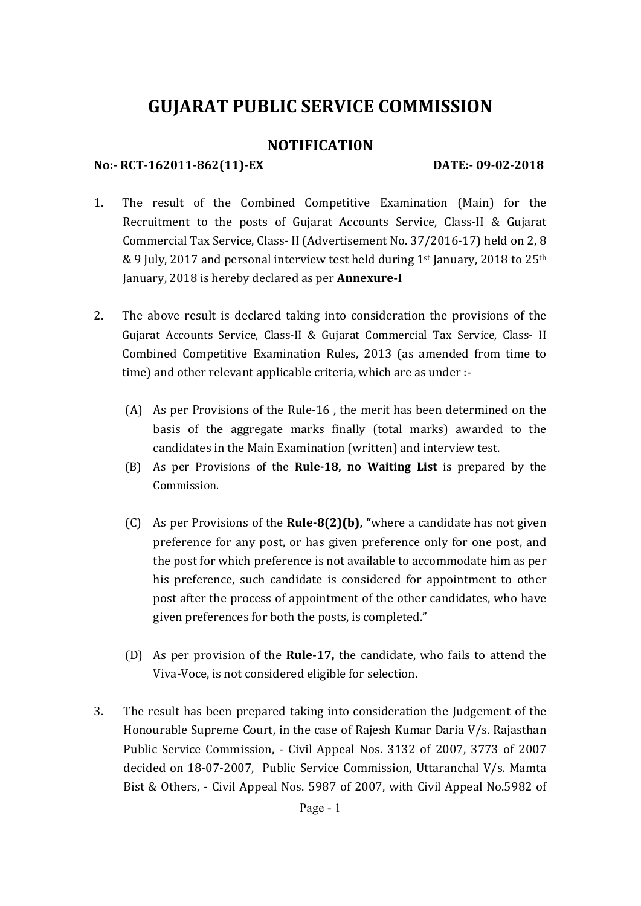# GUJARAT PUBLIC SERVICE COMMISSION

## NOTIFICATI0N

**No:- RCT-162011-862(11)-EX** **DATE:- 09-02-2018**

1. The result of the Combined Competitive Examination (Main) for the Recruitment to the posts of Gujarat Accounts Service, Class-II & Gujarat Commercial Tax Service, Class- II (Advertisement No. 37/2016-17) held on 2, 8 & 9 July, 2017 and personal interview test held during 1st January, 2018 to 25th January, 2018 is hereby declared as per **Annexure-I**

2. The above result is declared taking into consideration the provisions of the Gujarat Accounts Service, Class-II & Gujarat Commercial Tax Service, Class- II Combined Competitive Examination Rules, 2013 (as amended from time to time) and other relevant applicable criteria, which are as under :-

   (A) As per Provisions of the Rule-16 , the merit has been determined on the basis of the aggregate marks finally (total marks) awarded to the candidates in the Main Examination (written) and interview test.

   (B) As per Provisions of the **Rule-18, no Waiting List** is prepared by the Commission.

   (C) As per Provisions of the **Rule-8(2)(b), "**where a candidate has not given preference for any post, or has given preference only for one post, and the post for which preference is not available to accommodate him as per his preference, such candidate is considered for appointment to other post after the process of appointment of the other candidates, who have given preferences for both the posts, is completed."

   (D) As per provision of the **Rule-17,** the candidate, who fails to attend the Viva-Voce, is not considered eligible for selection.

3. The result has been prepared taking into consideration the Judgement of the Honourable Supreme Court, in the case of Rajesh Kumar Daria V/s. Rajasthan Public Service Commission, - Civil Appeal Nos. 3132 of 2007, 3773 of 2007 decided on 18-07-2007, Public Service Commission, Uttaranchal V/s. Mamta Bist & Others, - Civil Appeal Nos. 5987 of 2007, with Civil Appeal No.5982 of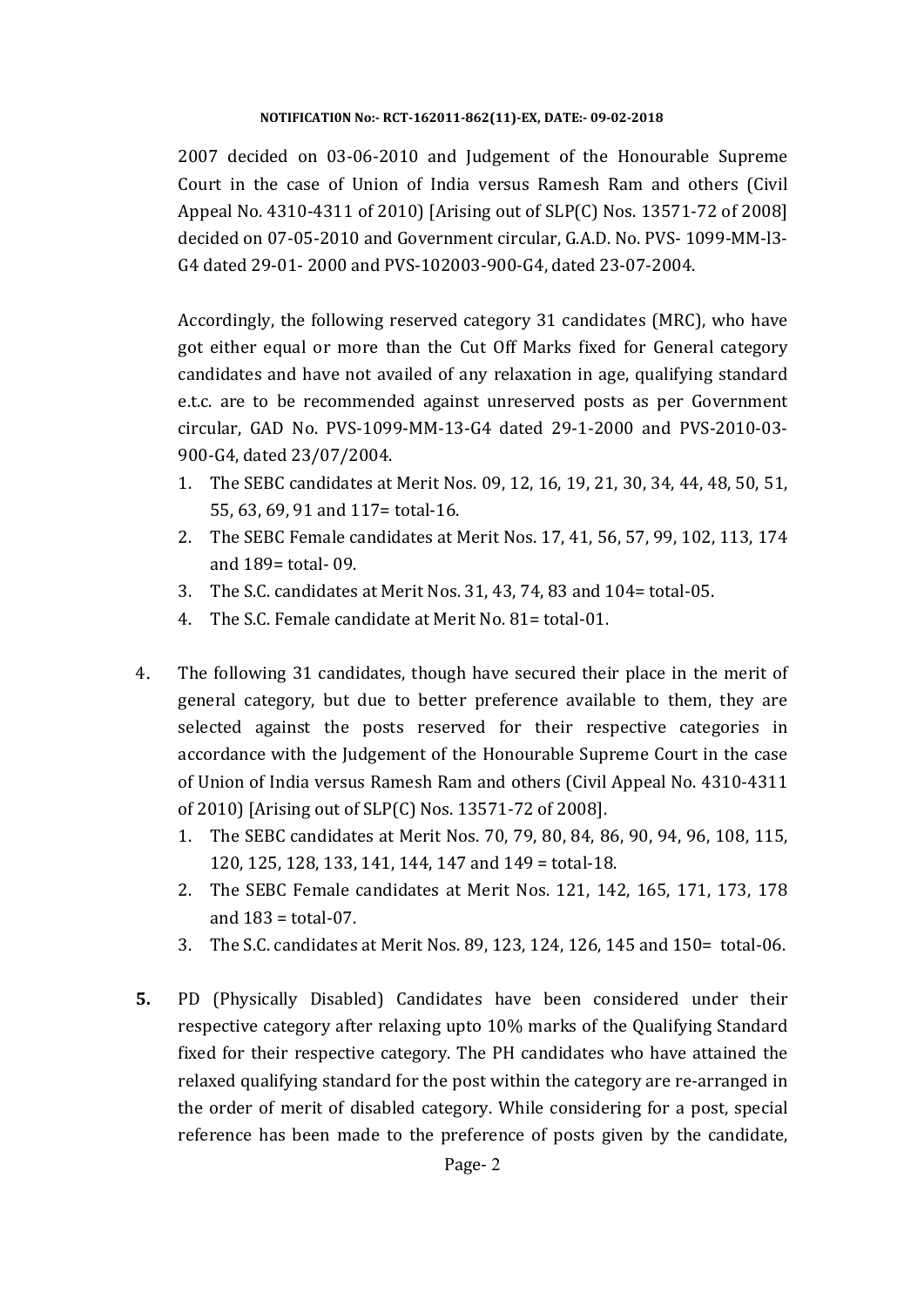2007 decided on 03-06-2010 and Judgement of the Honourable Supreme Court in the case of Union of India versus Ramesh Ram and others (Civil Appeal No. 4310-4311 of 2010) [Arising out of SLP(C) Nos. 13571-72 of 2008] decided on 07-05-2010 and Government circular, G.A.D. No. PVS- 1099-MM-l3-G4 dated 29-01- 2000 and PVS-102003-900-G4, dated 23-07-2004.

Accordingly, the following reserved category 31 candidates (MRC), who have got either equal or more than the Cut Off Marks fixed for General category candidates and have not availed of any relaxation in age, qualifying standard e.t.c. are to be recommended against unreserved posts as per Government circular, GAD No. PVS-1099-MM-13-G4 dated 29-1-2000 and PVS-2010-03-900-G4, dated 23/07/2004.

1. The SEBC candidates at Merit Nos. 09, 12, 16, 19, 21, 30, 34, 44, 48, 50, 51, 55, 63, 69, 91 and 117= total-16.
2. The SEBC Female candidates at Merit Nos. 17, 41, 56, 57, 99, 102, 113, 174 and 189= total- 09.
3. The S.C. candidates at Merit Nos. 31, 43, 74, 83 and 104= total-05.
4. The S.C. Female candidate at Merit No. 81= total-01.

4. The following 31 candidates, though have secured their place in the merit of general category, but due to better preference available to them, they are selected against the posts reserved for their respective categories in accordance with the Judgement of the Honourable Supreme Court in the case of Union of India versus Ramesh Ram and others (Civil Appeal No. 4310-4311 of 2010) [Arising out of SLP(C) Nos. 13571-72 of 2008].
   1. The SEBC candidates at Merit Nos. 70, 79, 80, 84, 86, 90, 94, 96, 108, 115, 120, 125, 128, 133, 141, 144, 147 and 149 = total-18.
   2. The SEBC Female candidates at Merit Nos. 121, 142, 165, 171, 173, 178 and 183 = total-07.
   3. The S.C. candidates at Merit Nos. 89, 123, 124, 126, 145 and 150= total-06.

**5.** PD (Physically Disabled) Candidates have been considered under their respective category after relaxing upto 10% marks of the Qualifying Standard fixed for their respective category. The PH candidates who have attained the relaxed qualifying standard for the post within the category are re-arranged in the order of merit of disabled category. While considering for a post, special reference has been made to the preference of posts given by the candidate,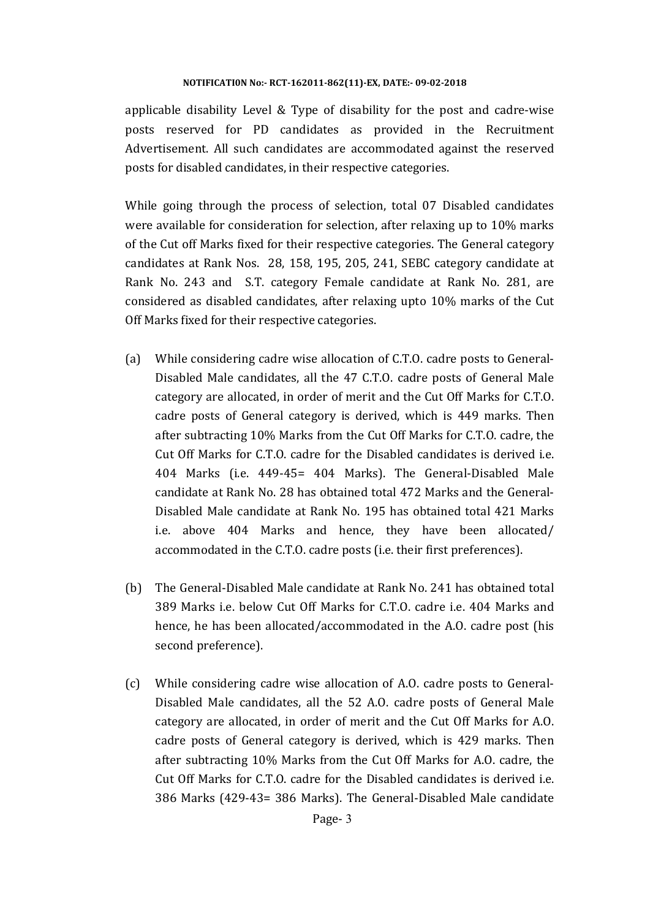applicable disability Level & Type of disability for the post and cadre-wise posts reserved for PD candidates as provided in the Recruitment Advertisement. All such candidates are accommodated against the reserved posts for disabled candidates, in their respective categories.

While going through the process of selection, total 07 Disabled candidates were available for consideration for selection, after relaxing up to 10% marks of the Cut off Marks fixed for their respective categories. The General category candidates at Rank Nos. 28, 158, 195, 205, 241, SEBC category candidate at Rank No. 243 and S.T. category Female candidate at Rank No. 281, are considered as disabled candidates, after relaxing upto 10% marks of the Cut Off Marks fixed for their respective categories.

(a) While considering cadre wise allocation of C.T.O. cadre posts to General-Disabled Male candidates, all the 47 C.T.O. cadre posts of General Male category are allocated, in order of merit and the Cut Off Marks for C.T.O. cadre posts of General category is derived, which is 449 marks. Then after subtracting 10% Marks from the Cut Off Marks for C.T.O. cadre, the Cut Off Marks for C.T.O. cadre for the Disabled candidates is derived i.e. 404 Marks (i.e. 449-45= 404 Marks). The General-Disabled Male candidate at Rank No. 28 has obtained total 472 Marks and the General-Disabled Male candidate at Rank No. 195 has obtained total 421 Marks i.e. above 404 Marks and hence, they have been allocated/ accommodated in the C.T.O. cadre posts (i.e. their first preferences).

(b) The General-Disabled Male candidate at Rank No. 241 has obtained total 389 Marks i.e. below Cut Off Marks for C.T.O. cadre i.e. 404 Marks and hence, he has been allocated/accommodated in the A.O. cadre post (his second preference).

(c) While considering cadre wise allocation of A.O. cadre posts to General-Disabled Male candidates, all the 52 A.O. cadre posts of General Male category are allocated, in order of merit and the Cut Off Marks for A.O. cadre posts of General category is derived, which is 429 marks. Then after subtracting 10% Marks from the Cut Off Marks for A.O. cadre, the Cut Off Marks for C.T.O. cadre for the Disabled candidates is derived i.e. 386 Marks (429-43= 386 Marks). The General-Disabled Male candidate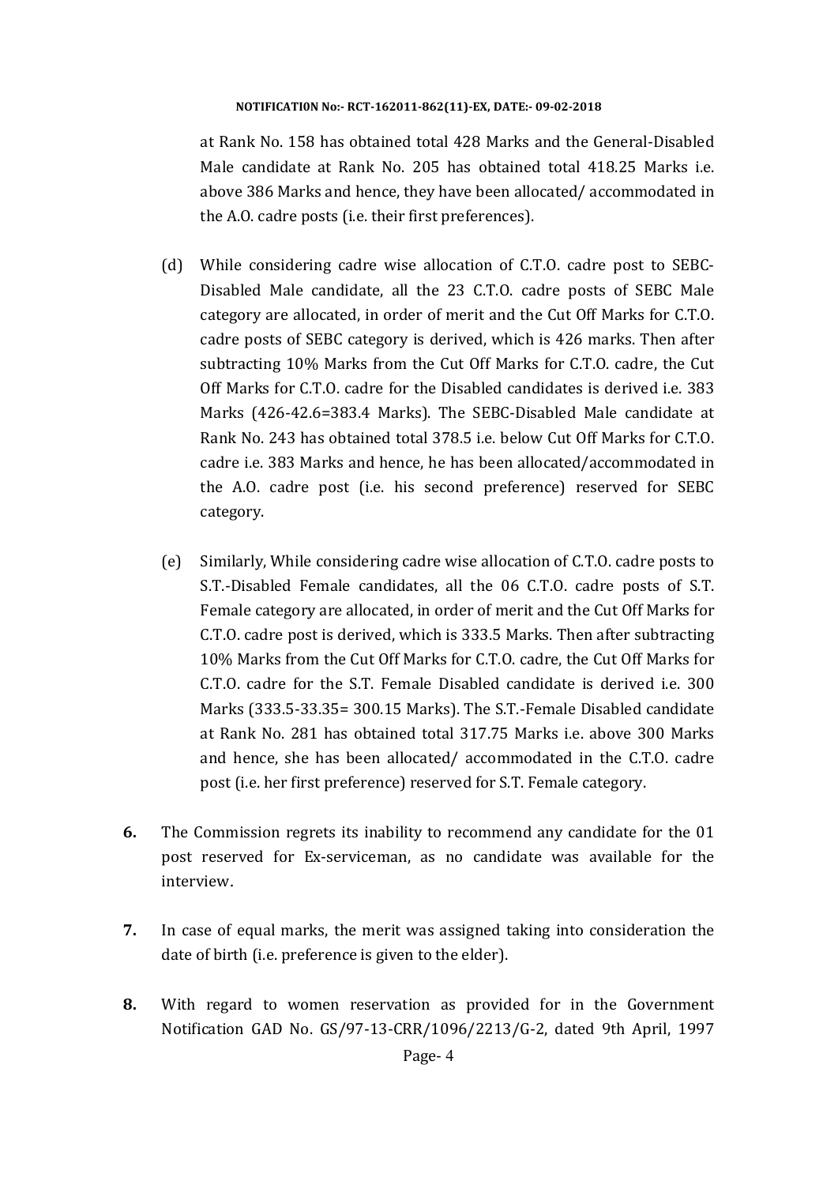at Rank No. 158 has obtained total 428 Marks and the General-Disabled Male candidate at Rank No. 205 has obtained total 418.25 Marks i.e. above 386 Marks and hence, they have been allocated/ accommodated in the A.O. cadre posts (i.e. their first preferences).

(d) While considering cadre wise allocation of C.T.O. cadre post to SEBC-Disabled Male candidate, all the 23 C.T.O. cadre posts of SEBC Male category are allocated, in order of merit and the Cut Off Marks for C.T.O. cadre posts of SEBC category is derived, which is 426 marks. Then after subtracting 10% Marks from the Cut Off Marks for C.T.O. cadre, the Cut Off Marks for C.T.O. cadre for the Disabled candidates is derived i.e. 383 Marks (426-42.6=383.4 Marks). The SEBC-Disabled Male candidate at Rank No. 243 has obtained total 378.5 i.e. below Cut Off Marks for C.T.O. cadre i.e. 383 Marks and hence, he has been allocated/accommodated in the A.O. cadre post (i.e. his second preference) reserved for SEBC category.

(e) Similarly, While considering cadre wise allocation of C.T.O. cadre posts to S.T.-Disabled Female candidates, all the 06 C.T.O. cadre posts of S.T. Female category are allocated, in order of merit and the Cut Off Marks for C.T.O. cadre post is derived, which is 333.5 Marks. Then after subtracting 10% Marks from the Cut Off Marks for C.T.O. cadre, the Cut Off Marks for C.T.O. cadre for the S.T. Female Disabled candidate is derived i.e. 300 Marks (333.5-33.35= 300.15 Marks). The S.T.-Female Disabled candidate at Rank No. 281 has obtained total 317.75 Marks i.e. above 300 Marks and hence, she has been allocated/ accommodated in the C.T.O. cadre post (i.e. her first preference) reserved for S.T. Female category.

**6.** The Commission regrets its inability to recommend any candidate for the 01 post reserved for Ex-serviceman, as no candidate was available for the interview.

**7.** In case of equal marks, the merit was assigned taking into consideration the date of birth (i.e. preference is given to the elder).

**8.** With regard to women reservation as provided for in the Government Notification GAD No. GS/97-13-CRR/1096/2213/G-2, dated 9th April, 1997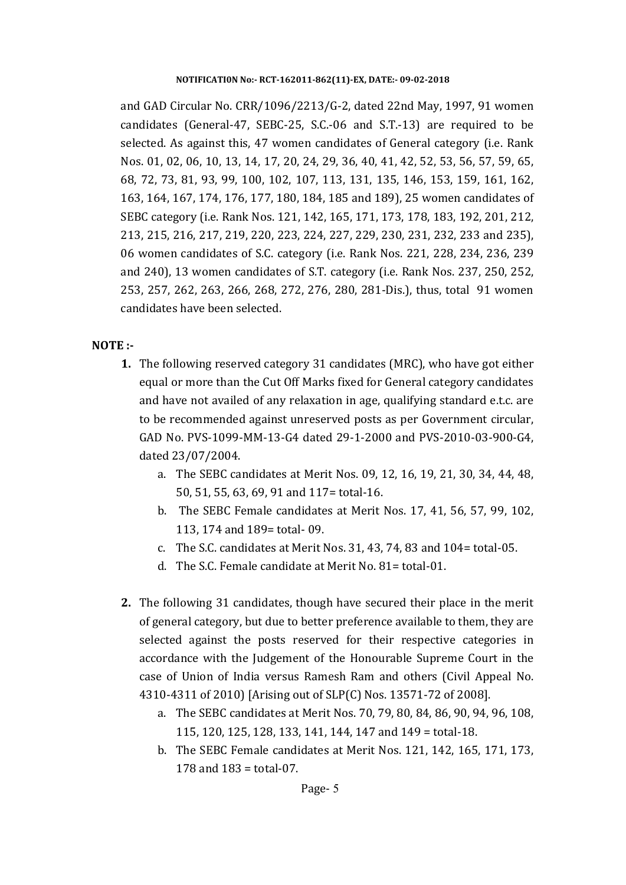and GAD Circular No. CRR/1096/2213/G-2, dated 22nd May, 1997, 91 women candidates (General-47, SEBC-25, S.C.-06 and S.T.-13) are required to be selected. As against this, 47 women candidates of General category (i.e. Rank Nos. 01, 02, 06, 10, 13, 14, 17, 20, 24, 29, 36, 40, 41, 42, 52, 53, 56, 57, 59, 65, 68, 72, 73, 81, 93, 99, 100, 102, 107, 113, 131, 135, 146, 153, 159, 161, 162, 163, 164, 167, 174, 176, 177, 180, 184, 185 and 189), 25 women candidates of SEBC category (i.e. Rank Nos. 121, 142, 165, 171, 173, 178, 183, 192, 201, 212, 213, 215, 216, 217, 219, 220, 223, 224, 227, 229, 230, 231, 232, 233 and 235), 06 women candidates of S.C. category (i.e. Rank Nos. 221, 228, 234, 236, 239 and 240), 13 women candidates of S.T. category (i.e. Rank Nos. 237, 250, 252, 253, 257, 262, 263, 266, 268, 272, 276, 280, 281-Dis.), thus, total 91 women candidates have been selected.

**NOTE :-**

1. The following reserved category 31 candidates (MRC), who have got either equal or more than the Cut Off Marks fixed for General category candidates and have not availed of any relaxation in age, qualifying standard e.t.c. are to be recommended against unreserved posts as per Government circular, GAD No. PVS-1099-MM-13-G4 dated 29-1-2000 and PVS-2010-03-900-G4, dated 23/07/2004.
   a. The SEBC candidates at Merit Nos. 09, 12, 16, 19, 21, 30, 34, 44, 48, 50, 51, 55, 63, 69, 91 and 117= total-16.
   b. The SEBC Female candidates at Merit Nos. 17, 41, 56, 57, 99, 102, 113, 174 and 189= total- 09.
   c. The S.C. candidates at Merit Nos. 31, 43, 74, 83 and 104= total-05.
   d. The S.C. Female candidate at Merit No. 81= total-01.

2. The following 31 candidates, though have secured their place in the merit of general category, but due to better preference available to them, they are selected against the posts reserved for their respective categories in accordance with the Judgement of the Honourable Supreme Court in the case of Union of India versus Ramesh Ram and others (Civil Appeal No. 4310-4311 of 2010) [Arising out of SLP(C) Nos. 13571-72 of 2008].
   a. The SEBC candidates at Merit Nos. 70, 79, 80, 84, 86, 90, 94, 96, 108, 115, 120, 125, 128, 133, 141, 144, 147 and 149 = total-18.
   b. The SEBC Female candidates at Merit Nos. 121, 142, 165, 171, 173, 178 and 183 = total-07.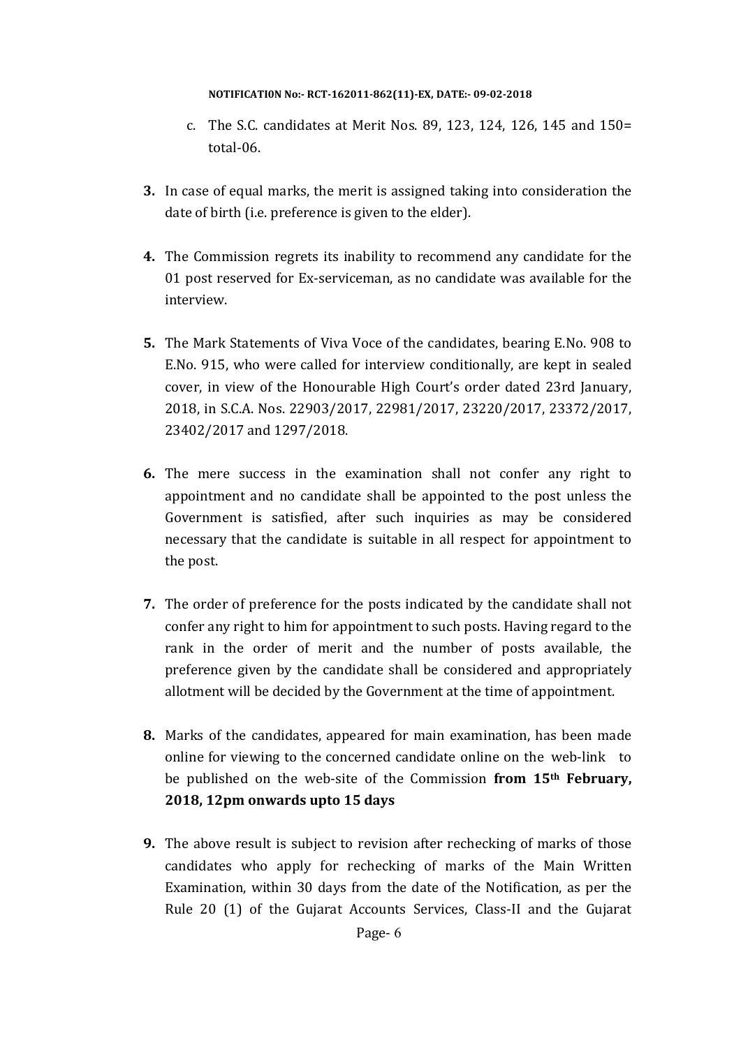c. The S.C. candidates at Merit Nos. 89, 123, 124, 126, 145 and 150= total-06.

**3.** In case of equal marks, the merit is assigned taking into consideration the date of birth (i.e. preference is given to the elder).

**4.** The Commission regrets its inability to recommend any candidate for the 01 post reserved for Ex-serviceman, as no candidate was available for the interview.

**5.** The Mark Statements of Viva Voce of the candidates, bearing E.No. 908 to E.No. 915, who were called for interview conditionally, are kept in sealed cover, in view of the Honourable High Court's order dated 23rd January, 2018, in S.C.A. Nos. 22903/2017, 22981/2017, 23220/2017, 23372/2017, 23402/2017 and 1297/2018.

**6.** The mere success in the examination shall not confer any right to appointment and no candidate shall be appointed to the post unless the Government is satisfied, after such inquiries as may be considered necessary that the candidate is suitable in all respect for appointment to the post.

**7.** The order of preference for the posts indicated by the candidate shall not confer any right to him for appointment to such posts. Having regard to the rank in the order of merit and the number of posts available, the preference given by the candidate shall be considered and appropriately allotment will be decided by the Government at the time of appointment.

**8.** Marks of the candidates, appeared for main examination, has been made online for viewing to the concerned candidate online on the web-link to be published on the web-site of the Commission **from 15th February, 2018, 12pm onwards upto 15 days**

**9.** The above result is subject to revision after rechecking of marks of those candidates who apply for rechecking of marks of the Main Written Examination, within 30 days from the date of the Notification, as per the Rule 20 (1) of the Gujarat Accounts Services, Class-II and the Gujarat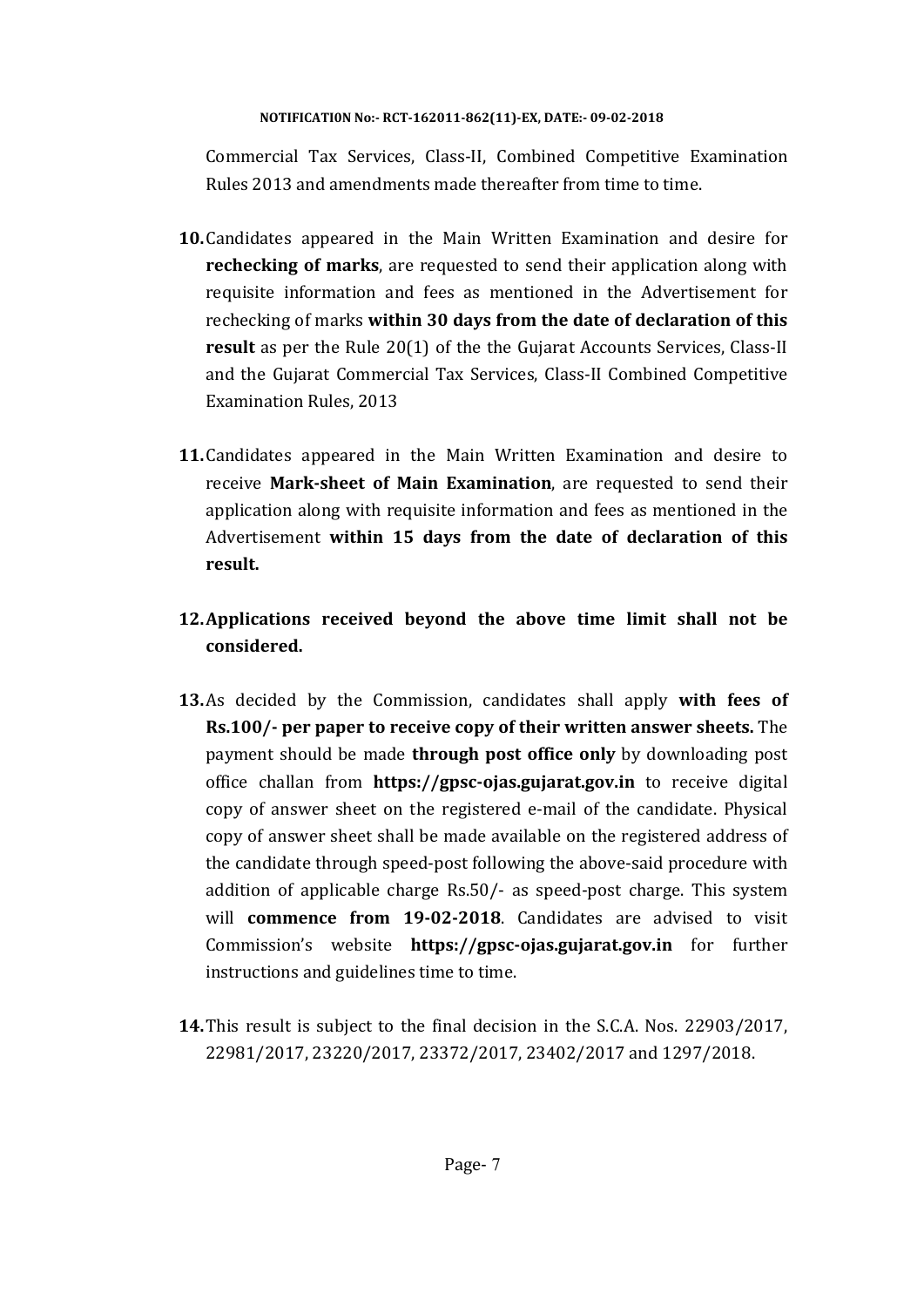Commercial Tax Services, Class-II, Combined Competitive Examination Rules 2013 and amendments made thereafter from time to time.

10. Candidates appeared in the Main Written Examination and desire for **rechecking of marks**, are requested to send their application along with requisite information and fees as mentioned in the Advertisement for rechecking of marks **within 30 days from the date of declaration of this result** as per the Rule 20(1) of the the Gujarat Accounts Services, Class-II and the Gujarat Commercial Tax Services, Class-II Combined Competitive Examination Rules, 2013

11. Candidates appeared in the Main Written Examination and desire to receive **Mark-sheet of Main Examination**, are requested to send their application along with requisite information and fees as mentioned in the Advertisement **within 15 days from the date of declaration of this result.**

12. **Applications received beyond the above time limit shall not be considered.**

13. As decided by the Commission, candidates shall apply **with fees of Rs.100/- per paper to receive copy of their written answer sheets.** The payment should be made **through post office only** by downloading post office challan from **https://gpsc-ojas.gujarat.gov.in** to receive digital copy of answer sheet on the registered e-mail of the candidate. Physical copy of answer sheet shall be made available on the registered address of the candidate through speed-post following the above-said procedure with addition of applicable charge Rs.50/- as speed-post charge. This system will **commence from 19-02-2018**. Candidates are advised to visit Commission's website **https://gpsc-ojas.gujarat.gov.in** for further instructions and guidelines time to time.

14. This result is subject to the final decision in the S.C.A. Nos. 22903/2017, 22981/2017, 23220/2017, 23372/2017, 23402/2017 and 1297/2018.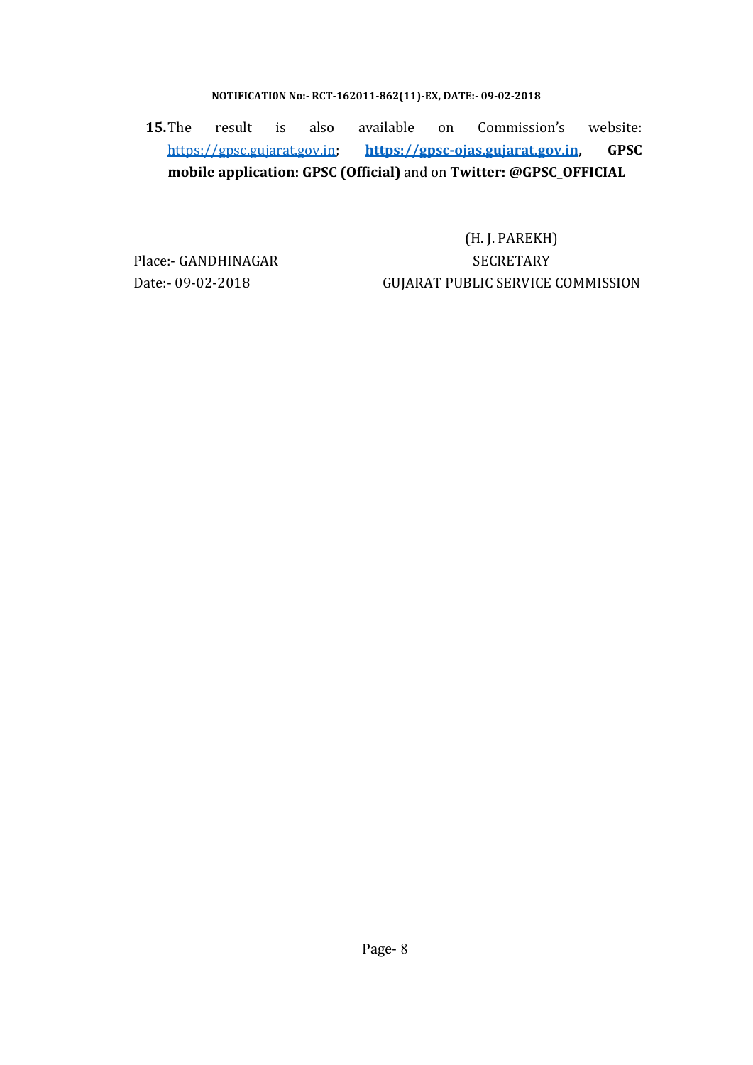**NOTIFICATION No:- RCT-162011-862(11)-EX, DATE:- 09-02-2018**

**15.** The result is also available on Commission's website: https://gpsc.gujarat.gov.in; **https://gpsc-ojas.gujarat.gov.in**, **GPSC mobile application: GPSC (Official)** and on **Twitter: @GPSC_OFFICIAL**

(H. J. PAREKH)
SECRETARY
GUJARAT PUBLIC SERVICE COMMISSION

Place:- GANDHINAGAR
Date:- 09-02-2018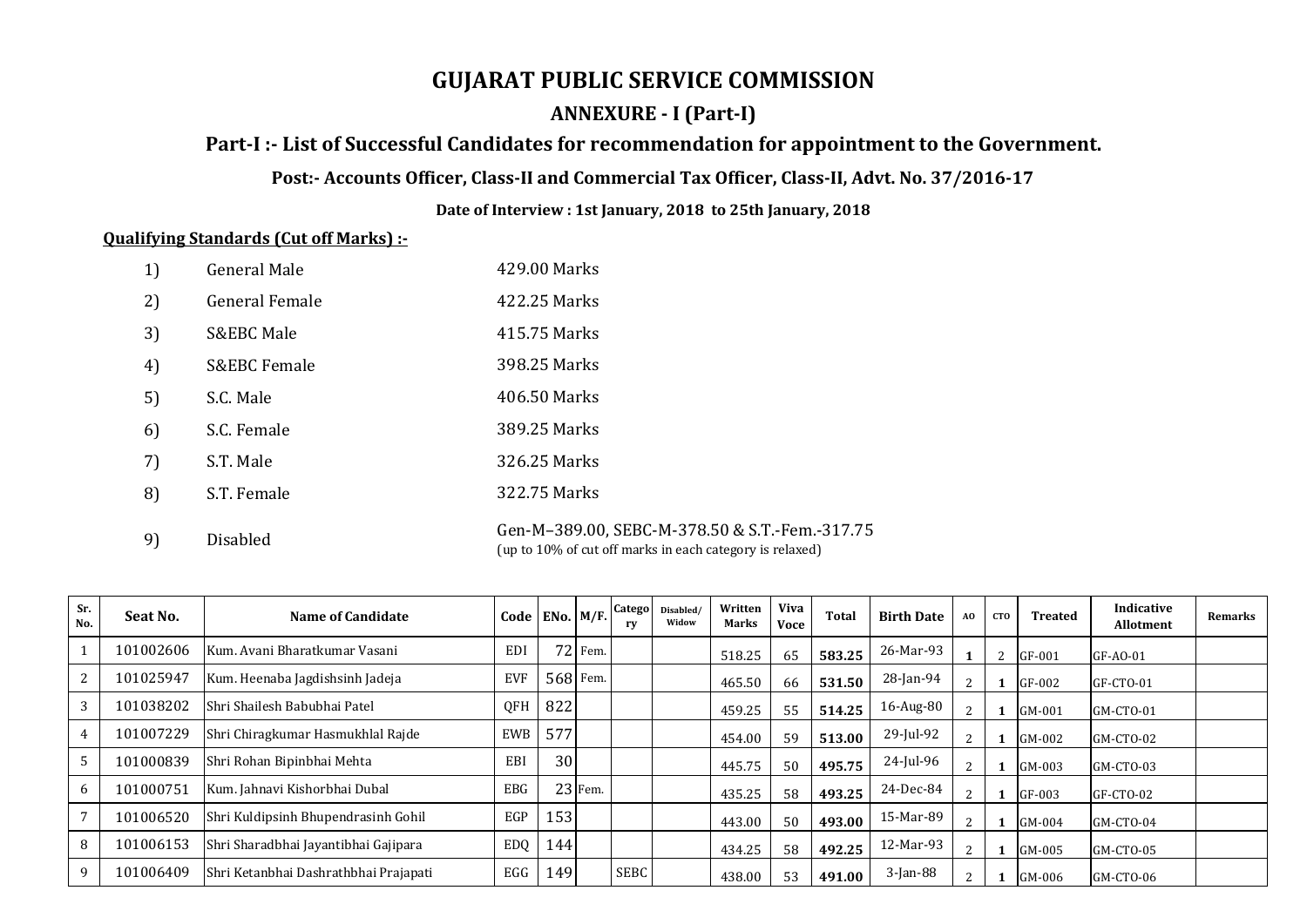# GUJARAT PUBLIC SERVICE COMMISSION

## ANNEXURE - I (Part-I)

### Part-I :- List of Successful Candidates for recommendation for appointment to the Government.

**Post:- Accounts Officer, Class-II and Commercial Tax Officer, Class-II, Advt. No. 37/2016-17**

**Date of Interview : 1st January, 2018 to 25th January, 2018**

**Qualifying Standards (Cut off Marks) :-**

| | | |
|---|---|---|
| 1) | General Male | 429.00 Marks |
| 2) | General Female | 422.25 Marks |
| 3) | S&EBC Male | 415.75 Marks |
| 4) | S&EBC Female | 398.25 Marks |
| 5) | S.C. Male | 406.50 Marks |
| 6) | S.C. Female | 389.25 Marks |
| 7) | S.T. Male | 326.25 Marks |
| 8) | S.T. Female | 322.75 Marks |
| 9) | Disabled | Gen-M–389.00, SEBC-M-378.50 & S.T.-Fem.-317.75 (up to 10% of cut off marks in each category is relaxed) |

| Sr. No. | Seat No. | Name of Candidate | Code | ENo. | M/F. | Category | Disabled/ Widow | Written Marks | Viva Voce | Total | Birth Date | AO | CTO | Treated | Indicative Allotment | Remarks |
|---|---|---|---|---|---|---|---|---|---|---|---|---|---|---|---|---|
| 1 | 101002606 | Kum. Avani Bharatkumar Vasani | EDI | 72 | Fem. | | | 518.25 | 65 | **583.25** | 26-Mar-93 | **1** | 2 | GF-001 | GF-AO-01 | |
| 2 | 101025947 | Kum. Heenaba Jagdishsinh Jadeja | EVF | 568 | Fem. | | | 465.50 | 66 | **531.50** | 28-Jan-94 | 2 | **1** | GF-002 | GF-CTO-01 | |
| 3 | 101038202 | Shri Shailesh Babubhai Patel | QFH | 822 | | | | 459.25 | 55 | **514.25** | 16-Aug-80 | 2 | **1** | GM-001 | GM-CTO-01 | |
| 4 | 101007229 | Shri Chiragkumar Hasmukhlal Rajde | EWB | 577 | | | | 454.00 | 59 | **513.00** | 29-Jul-92 | 2 | **1** | GM-002 | GM-CTO-02 | |
| 5 | 101000839 | Shri Rohan Bipinbhai Mehta | EBI | 30 | | | | 445.75 | 50 | **495.75** | 24-Jul-96 | 2 | **1** | GM-003 | GM-CTO-03 | |
| 6 | 101000751 | Kum. Jahnavi Kishorbhai Dubal | EBG | 23 | Fem. | | | 435.25 | 58 | **493.25** | 24-Dec-84 | 2 | **1** | GF-003 | GF-CTO-02 | |
| 7 | 101006520 | Shri Kuldipsinh Bhupendrasinh Gohil | EGP | 153 | | | | 443.00 | 50 | **493.00** | 15-Mar-89 | 2 | **1** | GM-004 | GM-CTO-04 | |
| 8 | 101006153 | Shri Sharadbhai Jayantibhai Gajipara | EDQ | 144 | | | | 434.25 | 58 | **492.25** | 12-Mar-93 | 2 | **1** | GM-005 | GM-CTO-05 | |
| 9 | 101006409 | Shri Ketanbhai Dashrathbhai Prajapati | EGG | 149 | | SEBC | | 438.00 | 53 | **491.00** | 3-Jan-88 | 2 | **1** | GM-006 | GM-CTO-06 | |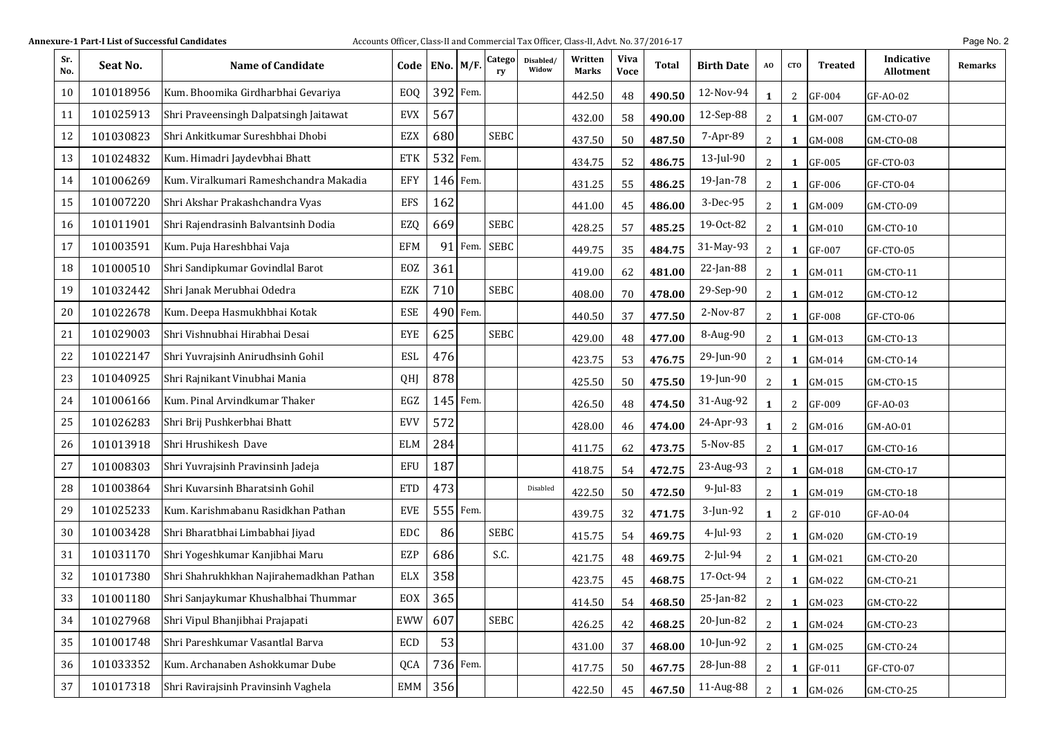**Annexure-1 Part-I List of Successful Candidates** Accounts Officer, Class-II and Commercial Tax Officer, Class-II, Advt. No. 37/2016-17

| Sr. No. | Seat No. | Name of Candidate | Code | ENo. | M/F. | Category | Disabled/ Widow | Written Marks | Viva Voce | Total | Birth Date | AO | CTO | Treated | Indicative Allotment | Remarks |
|---|---|---|---|---|---|---|---|---|---|---|---|---|---|---|---|---|
| 10 | 101018956 | Kum. Bhoomika Girdharbhai Gevariya | EOQ | 392 | Fem. | | | 442.50 | 48 | **490.50** | 12-Nov-94 | **1** | 2 | GF-004 | GF-AO-02 | |
| 11 | 101025913 | Shri Praveensingh Dalpatsingh Jaitawat | EVX | 567 | | | | 432.00 | 58 | **490.00** | 12-Sep-88 | 2 | **1** | GM-007 | GM-CTO-07 | |
| 12 | 101030823 | Shri Ankitkumar Sureshbhai Dhobi | EZX | 680 | | SEBC | | 437.50 | 50 | **487.50** | 7-Apr-89 | 2 | **1** | GM-008 | GM-CTO-08 | |
| 13 | 101024832 | Kum. Himadri Jaydevbhai Bhatt | ETK | 532 | Fem. | | | 434.75 | 52 | **486.75** | 13-Jul-90 | 2 | **1** | GF-005 | GF-CTO-03 | |
| 14 | 101006269 | Kum. Viralkumari Rameshchandra Makadia | EFY | 146 | Fem. | | | 431.25 | 55 | **486.25** | 19-Jan-78 | 2 | **1** | GF-006 | GF-CTO-04 | |
| 15 | 101007220 | Shri Akshar Prakashchandra Vyas | EFS | 162 | | | | 441.00 | 45 | **486.00** | 3-Dec-95 | 2 | **1** | GM-009 | GM-CTO-09 | |
| 16 | 101011901 | Shri Rajendrasinh Balvantsinh Dodia | EZQ | 669 | | SEBC | | 428.25 | 57 | **485.25** | 19-Oct-82 | 2 | **1** | GM-010 | GM-CTO-10 | |
| 17 | 101003591 | Kum. Puja Hareshbhai Vaja | EFM | 91 | Fem. | SEBC | | 449.75 | 35 | **484.75** | 31-May-93 | 2 | **1** | GF-007 | GF-CTO-05 | |
| 18 | 101000510 | Shri Sandipkumar Govindlal Barot | EOZ | 361 | | | | 419.00 | 62 | **481.00** | 22-Jan-88 | 2 | **1** | GM-011 | GM-CTO-11 | |
| 19 | 101032442 | Shri Janak Merubhai Odedra | EZK | 710 | | SEBC | | 408.00 | 70 | **478.00** | 29-Sep-90 | 2 | **1** | GM-012 | GM-CTO-12 | |
| 20 | 101022678 | Kum. Deepa Hasmukhbhai Kotak | ESE | 490 | Fem. | | | 440.50 | 37 | **477.50** | 2-Nov-87 | 2 | **1** | GF-008 | GF-CTO-06 | |
| 21 | 101029003 | Shri Vishnubhai Hirabhai Desai | EYE | 625 | | SEBC | | 429.00 | 48 | **477.00** | 8-Aug-90 | 2 | **1** | GM-013 | GM-CTO-13 | |
| 22 | 101022147 | Shri Yuvrajsinh Anirudhsinh Gohil | ESL | 476 | | | | 423.75 | 53 | **476.75** | 29-Jun-90 | 2 | **1** | GM-014 | GM-CTO-14 | |
| 23 | 101040925 | Shri Rajnikant Vinubhai Mania | QHJ | 878 | | | | 425.50 | 50 | **475.50** | 19-Jun-90 | 2 | **1** | GM-015 | GM-CTO-15 | |
| 24 | 101006166 | Kum. Pinal Arvindkumar Thaker | EGZ | 145 | Fem. | | | 426.50 | 48 | **474.50** | 31-Aug-92 | **1** | 2 | GF-009 | GF-AO-03 | |
| 25 | 101026283 | Shri Brij Pushkerbhai Bhatt | EVV | 572 | | | | 428.00 | 46 | **474.00** | 24-Apr-93 | **1** | 2 | GM-016 | GM-AO-01 | |
| 26 | 101013918 | Shri Hrushikesh Dave | ELM | 284 | | | | 411.75 | 62 | **473.75** | 5-Nov-85 | 2 | **1** | GM-017 | GM-CTO-16 | |
| 27 | 101008303 | Shri Yuvrajsinh Pravinsinh Jadeja | EFU | 187 | | | | 418.75 | 54 | **472.75** | 23-Aug-93 | 2 | **1** | GM-018 | GM-CTO-17 | |
| 28 | 101003864 | Shri Kuvarsinh Bharatsinh Gohil | ETD | 473 | | | Disabled | 422.50 | 50 | **472.50** | 9-Jul-83 | 2 | **1** | GM-019 | GM-CTO-18 | |
| 29 | 101025233 | Kum. Karishmabanu Rasidkhan Pathan | EVE | 555 | Fem. | | | 439.75 | 32 | **471.75** | 3-Jun-92 | **1** | 2 | GF-010 | GF-AO-04 | |
| 30 | 101003428 | Shri Bharatbhai Limbabhai Jiyad | EDC | 86 | | SEBC | | 415.75 | 54 | **469.75** | 4-Jul-93 | 2 | **1** | GM-020 | GM-CTO-19 | |
| 31 | 101031170 | Shri Yogeshkumar Kanjibhai Maru | EZP | 686 | | S.C. | | 421.75 | 48 | **469.75** | 2-Jul-94 | 2 | **1** | GM-021 | GM-CTO-20 | |
| 32 | 101017380 | Shri Shahrukhkhan Najirahemadkhan Pathan | ELX | 358 | | | | 423.75 | 45 | **468.75** | 17-Oct-94 | 2 | **1** | GM-022 | GM-CTO-21 | |
| 33 | 101001180 | Shri Sanjaykumar Khushalbhai Thummar | EOX | 365 | | | | 414.50 | 54 | **468.50** | 25-Jan-82 | 2 | **1** | GM-023 | GM-CTO-22 | |
| 34 | 101027968 | Shri Vipul Bhanjibhai Prajapati | EWW | 607 | | SEBC | | 426.25 | 42 | **468.25** | 20-Jun-82 | 2 | **1** | GM-024 | GM-CTO-23 | |
| 35 | 101001748 | Shri Pareshkumar Vasantlal Barva | ECD | 53 | | | | 431.00 | 37 | **468.00** | 10-Jun-92 | 2 | **1** | GM-025 | GM-CTO-24 | |
| 36 | 101033352 | Kum. Archanaben Ashokkumar Dube | QCA | 736 | Fem. | | | 417.75 | 50 | **467.75** | 28-Jun-88 | 2 | **1** | GF-011 | GF-CTO-07 | |
| 37 | 101017318 | Shri Ravirajsinh Pravinsinh Vaghela | EMM | 356 | | | | 422.50 | 45 | **467.50** | 11-Aug-88 | 2 | **1** | GM-026 | GM-CTO-25 | |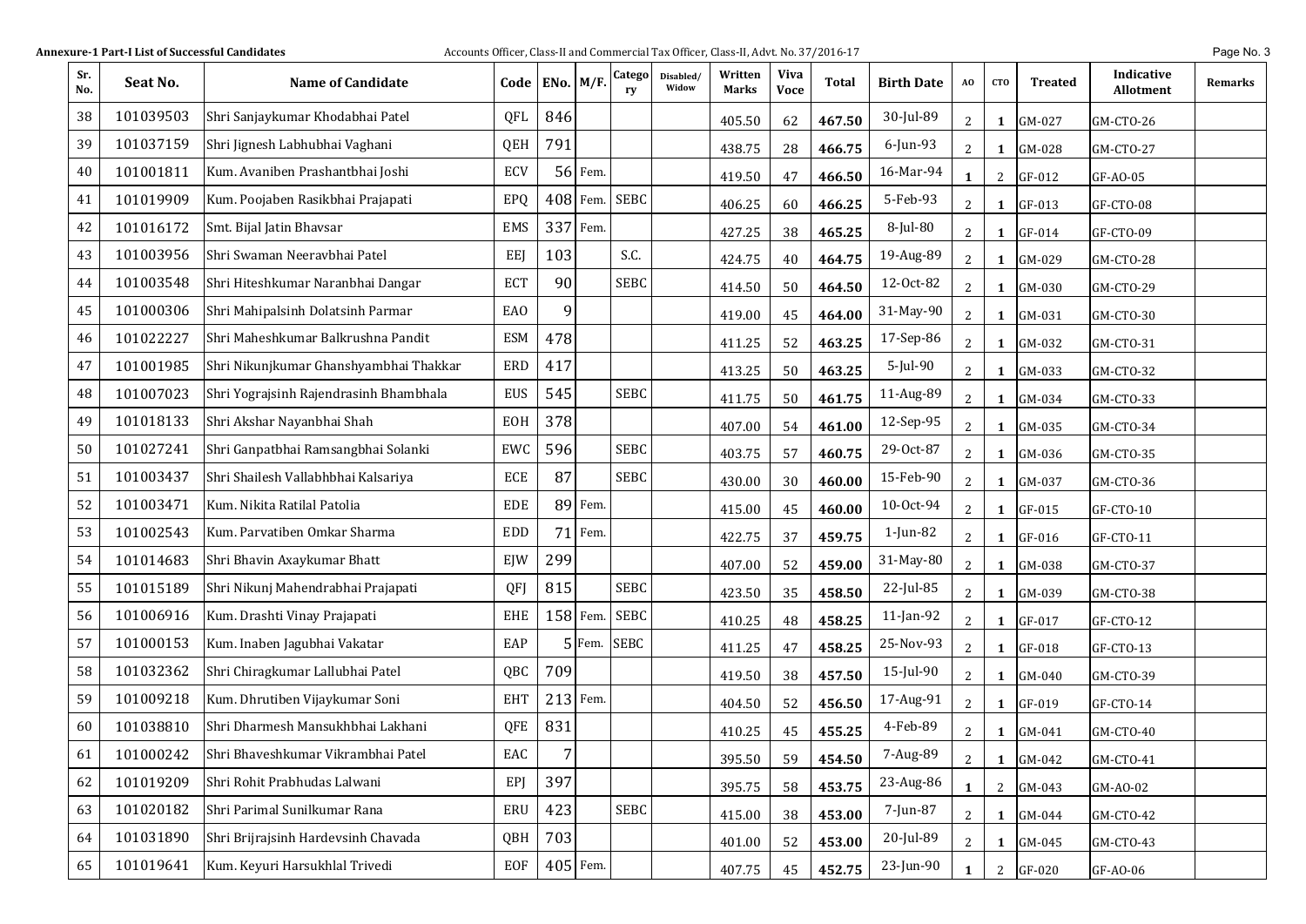**Annexure-1 Part-I List of Successful Candidates** Accounts Officer, Class-II and Commercial Tax Officer, Class-II, Advt. No. 37/2016-17

| Sr. No. | Seat No. | Name of Candidate | Code | ENo. | M/F. | Category | Disabled/ Widow | Written Marks | Viva Voce | Total | Birth Date | AO | CTO | Treated | Indicative Allotment | Remarks |
|---|---|---|---|---|---|---|---|---|---|---|---|---|---|---|---|---|
| 38 | 101039503 | Shri Sanjaykumar Khodabhai Patel | QFL | 846 | | | | 405.50 | 62 | **467.50** | 30-Jul-89 | 2 | **1** | GM-027 | GM-CTO-26 | |
| 39 | 101037159 | Shri Jignesh Labhubhai Vaghani | QEH | 791 | | | | 438.75 | 28 | **466.75** | 6-Jun-93 | 2 | **1** | GM-028 | GM-CTO-27 | |
| 40 | 101001811 | Kum. Avaniben Prashantbhai Joshi | ECV | 56 | Fem. | | | 419.50 | 47 | **466.50** | 16-Mar-94 | **1** | 2 | GF-012 | GF-AO-05 | |
| 41 | 101019909 | Kum. Poojaben Rasikbhai Prajapati | EPQ | 408 | Fem. | SEBC | | 406.25 | 60 | **466.25** | 5-Feb-93 | 2 | **1** | GF-013 | GF-CTO-08 | |
| 42 | 101016172 | Smt. Bijal Jatin Bhavsar | EMS | 337 | Fem. | | | 427.25 | 38 | **465.25** | 8-Jul-80 | 2 | **1** | GF-014 | GF-CTO-09 | |
| 43 | 101003956 | Shri Swaman Neeravbhai Patel | EEJ | 103 | | S.C. | | 424.75 | 40 | **464.75** | 19-Aug-89 | 2 | **1** | GM-029 | GM-CTO-28 | |
| 44 | 101003548 | Shri Hiteshkumar Naranbhai Dangar | ECT | 90 | | SEBC | | 414.50 | 50 | **464.50** | 12-Oct-82 | 2 | **1** | GM-030 | GM-CTO-29 | |
| 45 | 101000306 | Shri Mahipalsinh Dolatsinh Parmar | EAO | 9 | | | | 419.00 | 45 | **464.00** | 31-May-90 | 2 | **1** | GM-031 | GM-CTO-30 | |
| 46 | 101022227 | Shri Maheshkumar Balkrushna Pandit | ESM | 478 | | | | 411.25 | 52 | **463.25** | 17-Sep-86 | 2 | **1** | GM-032 | GM-CTO-31 | |
| 47 | 101001985 | Shri Nikunjkumar Ghanshyambhai Thakkar | ERD | 417 | | | | 413.25 | 50 | **463.25** | 5-Jul-90 | 2 | **1** | GM-033 | GM-CTO-32 | |
| 48 | 101007023 | Shri Yograjsinh Rajendrasinh Bhambhala | EUS | 545 | | SEBC | | 411.75 | 50 | **461.75** | 11-Aug-89 | 2 | **1** | GM-034 | GM-CTO-33 | |
| 49 | 101018133 | Shri Akshar Nayanbhai Shah | EOH | 378 | | | | 407.00 | 54 | **461.00** | 12-Sep-95 | 2 | **1** | GM-035 | GM-CTO-34 | |
| 50 | 101027241 | Shri Ganpatbhai Ramsangbhai Solanki | EWC | 596 | | SEBC | | 403.75 | 57 | **460.75** | 29-Oct-87 | 2 | **1** | GM-036 | GM-CTO-35 | |
| 51 | 101003437 | Shri Shailesh Vallabhbhai Kalsariya | ECE | 87 | | SEBC | | 430.00 | 30 | **460.00** | 15-Feb-90 | 2 | **1** | GM-037 | GM-CTO-36 | |
| 52 | 101003471 | Kum. Nikita Ratilal Patolia | EDE | 89 | Fem. | | | 415.00 | 45 | **460.00** | 10-Oct-94 | 2 | **1** | GF-015 | GF-CTO-10 | |
| 53 | 101002543 | Kum. Parvatiben Omkar Sharma | EDD | 71 | Fem. | | | 422.75 | 37 | **459.75** | 1-Jun-82 | 2 | **1** | GF-016 | GF-CTO-11 | |
| 54 | 101014683 | Shri Bhavin Axaykumar Bhatt | EJW | 299 | | | | 407.00 | 52 | **459.00** | 31-May-80 | 2 | **1** | GM-038 | GM-CTO-37 | |
| 55 | 101015189 | Shri Nikunj Mahendrabhai Prajapati | QFJ | 815 | | SEBC | | 423.50 | 35 | **458.50** | 22-Jul-85 | 2 | **1** | GM-039 | GM-CTO-38 | |
| 56 | 101006916 | Kum. Drashti Vinay Prajapati | EHE | 158 | Fem. | SEBC | | 410.25 | 48 | **458.25** | 11-Jan-92 | 2 | **1** | GF-017 | GF-CTO-12 | |
| 57 | 101000153 | Kum. Inaben Jagubhai Vakatar | EAP | 5 | Fem. | SEBC | | 411.25 | 47 | **458.25** | 25-Nov-93 | 2 | **1** | GF-018 | GF-CTO-13 | |
| 58 | 101032362 | Shri Chiragkumar Lallubhai Patel | QBC | 709 | | | | 419.50 | 38 | **457.50** | 15-Jul-90 | 2 | **1** | GM-040 | GM-CTO-39 | |
| 59 | 101009218 | Kum. Dhrutiben Vijaykumar Soni | EHT | 213 | Fem. | | | 404.50 | 52 | **456.50** | 17-Aug-91 | 2 | **1** | GF-019 | GF-CTO-14 | |
| 60 | 101038810 | Shri Dharmesh Mansukhbhai Lakhani | QFE | 831 | | | | 410.25 | 45 | **455.25** | 4-Feb-89 | 2 | **1** | GM-041 | GM-CTO-40 | |
| 61 | 101000242 | Shri Bhaveshkumar Vikrambhai Patel | EAC | 7 | | | | 395.50 | 59 | **454.50** | 7-Aug-89 | 2 | **1** | GM-042 | GM-CTO-41 | |
| 62 | 101019209 | Shri Rohit Prabhudas Lalwani | EPJ | 397 | | | | 395.75 | 58 | **453.75** | 23-Aug-86 | **1** | 2 | GM-043 | GM-AO-02 | |
| 63 | 101020182 | Shri Parimal Sunilkumar Rana | ERU | 423 | | SEBC | | 415.00 | 38 | **453.00** | 7-Jun-87 | 2 | **1** | GM-044 | GM-CTO-42 | |
| 64 | 101031890 | Shri Brijrajsinh Hardevsinh Chavada | QBH | 703 | | | | 401.00 | 52 | **453.00** | 20-Jul-89 | 2 | **1** | GM-045 | GM-CTO-43 | |
| 65 | 101019641 | Kum. Keyuri Harsukhlal Trivedi | EOF | 405 | Fem. | | | 407.75 | 45 | **452.75** | 23-Jun-90 | **1** | 2 | GF-020 | GF-AO-06 | |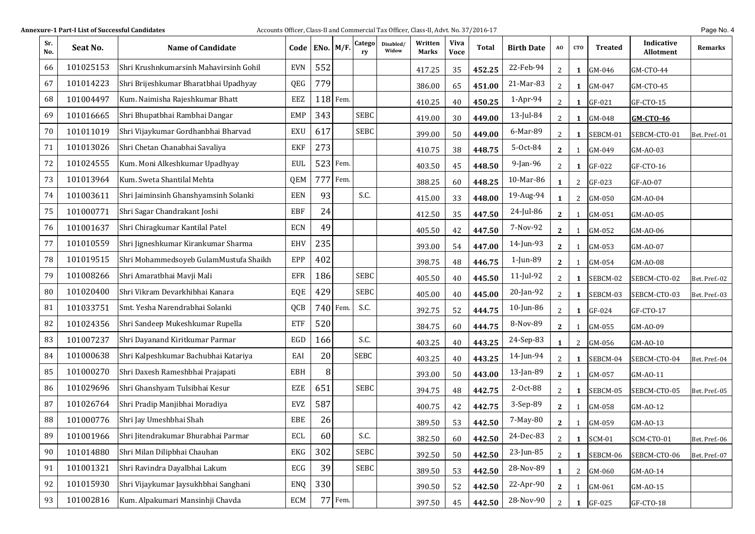**Annexure-1 Part-I List of Successful Candidates** Accounts Officer, Class-II and Commercial Tax Officer, Class-II, Advt. No. 37/2016-17

| Sr. No. | Seat No. | Name of Candidate | Code | ENo. | M/F. | Category | Disabled/ Widow | Written Marks | Viva Voce | Total | Birth Date | AO | CTO | Treated | Indicative Allotment | Remarks |
|---|---|---|---|---|---|---|---|---|---|---|---|---|---|---|---|---|
| 66 | 101025153 | Shri Krushnkumarsinh Mahavirsinh Gohil | EVN | 552 | | | | 417.25 | 35 | **452.25** | 22-Feb-94 | 2 | **1** | GM-046 | GM-CTO-44 | |
| 67 | 101014223 | Shri Brijeshkumar Bharatbhai Upadhyay | QEG | 779 | | | | 386.00 | 65 | **451.00** | 21-Mar-83 | 2 | **1** | GM-047 | GM-CTO-45 | |
| 68 | 101004497 | Kum. Naimisha Rajeshkumar Bhatt | EEZ | 118 | Fem. | | | 410.25 | 40 | **450.25** | 1-Apr-94 | 2 | **1** | GF-021 | GF-CTO-15 | |
| 69 | 101016665 | Shri Bhupatbhai Rambhai Dangar | EMP | 343 | | SEBC | | 419.00 | 30 | **449.00** | 13-Jul-84 | 2 | **1** | GM-048 | **GM-CTO-46** | |
| 70 | 101011019 | Shri Vijaykumar Gordhanbhai Bharvad | EXU | 617 | | SEBC | | 399.00 | 50 | **449.00** | 6-Mar-89 | 2 | **1** | SEBCM-01 | SEBCM-CTO-01 | Bet. Pref.-01 |
| 71 | 101013026 | Shri Chetan Chanabhai Savaliya | EKF | 273 | | | | 410.75 | 38 | **448.75** | 5-Oct-84 | **2** | 1 | GM-049 | GM-AO-03 | |
| 72 | 101024555 | Kum. Moni Alkeshkumar Upadhyay | EUL | 523 | Fem. | | | 403.50 | 45 | **448.50** | 9-Jan-96 | 2 | **1** | GF-022 | GF-CTO-16 | |
| 73 | 101013964 | Kum. Sweta Shantilal Mehta | QEM | 777 | Fem. | | | 388.25 | 60 | **448.25** | 10-Mar-86 | **1** | 2 | GF-023 | GF-AO-07 | |
| 74 | 101003611 | Shri Jaiminsinh Ghanshyamsinh Solanki | EEN | 93 | | S.C. | | 415.00 | 33 | **448.00** | 19-Aug-94 | **1** | 2 | GM-050 | GM-AO-04 | |
| 75 | 101000771 | Shri Sagar Chandrakant Joshi | EBF | 24 | | | | 412.50 | 35 | **447.50** | 24-Jul-86 | **2** | 1 | GM-051 | GM-AO-05 | |
| 76 | 101001637 | Shri Chiragkumar Kantilal Patel | ECN | 49 | | | | 405.50 | 42 | **447.50** | 7-Nov-92 | **2** | 1 | GM-052 | GM-AO-06 | |
| 77 | 101010559 | Shri Jigneshkumar Kirankumar Sharma | EHV | 235 | | | | 393.00 | 54 | **447.00** | 14-Jun-93 | **2** | 1 | GM-053 | GM-AO-07 | |
| 78 | 101019515 | Shri Mohammedsoyeb GulamMustufa Shaikh | EPP | 402 | | | | 398.75 | 48 | **446.75** | 1-Jun-89 | **2** | 1 | GM-054 | GM-AO-08 | |
| 79 | 101008266 | Shri Amaratbhai Mavji Mali | EFR | 186 | | SEBC | | 405.50 | 40 | **445.50** | 11-Jul-92 | 2 | **1** | SEBCM-02 | SEBCM-CTO-02 | Bet. Pref.-02 |
| 80 | 101020400 | Shri Vikram Devarkhibhai Kanara | EQE | 429 | | SEBC | | 405.00 | 40 | **445.00** | 20-Jan-92 | 2 | **1** | SEBCM-03 | SEBCM-CTO-03 | Bet. Pref.-03 |
| 81 | 101033751 | Smt. Yesha Narendrabhai Solanki | QCB | 740 | Fem. | S.C. | | 392.75 | 52 | **444.75** | 10-Jun-86 | 2 | **1** | GF-024 | GF-CTO-17 | |
| 82 | 101024356 | Shri Sandeep Mukeshkumar Rupella | ETF | 520 | | | | 384.75 | 60 | **444.75** | 8-Nov-89 | **2** | 1 | GM-055 | GM-AO-09 | |
| 83 | 101007237 | Shri Dayanand Kiritkumar Parmar | EGD | 166 | | S.C. | | 403.25 | 40 | **443.25** | 24-Sep-83 | **1** | 2 | GM-056 | GM-AO-10 | |
| 84 | 101000638 | Shri Kalpeshkumar Bachubhai Katariya | EAI | 20 | | SEBC | | 403.25 | 40 | **443.25** | 14-Jun-94 | 2 | **1** | SEBCM-04 | SEBCM-CTO-04 | Bet. Pref.-04 |
| 85 | 101000270 | Shri Daxesh Rameshbhai Prajapati | EBH | 8 | | | | 393.00 | 50 | **443.00** | 13-Jan-89 | **2** | 1 | GM-057 | GM-AO-11 | |
| 86 | 101029696 | Shri Ghanshyam Tulsibhai Kesur | EZE | 651 | | SEBC | | 394.75 | 48 | **442.75** | 2-Oct-88 | 2 | **1** | SEBCM-05 | SEBCM-CTO-05 | Bet. Pref.-05 |
| 87 | 101026764 | Shri Pradip Manjibhai Moradiya | EVZ | 587 | | | | 400.75 | 42 | **442.75** | 3-Sep-89 | **2** | 1 | GM-058 | GM-AO-12 | |
| 88 | 101000776 | Shri Jay Umeshbhai Shah | EBE | 26 | | | | 389.50 | 53 | **442.50** | 7-May-80 | **2** | 1 | GM-059 | GM-AO-13 | |
| 89 | 101001966 | Shri Jitendrakumar Bhurabhai Parmar | ECL | 60 | | S.C. | | 382.50 | 60 | **442.50** | 24-Dec-83 | 2 | **1** | SCM-01 | SCM-CTO-01 | Bet. Pref.-06 |
| 90 | 101014880 | Shri Milan Dilipbhai Chauhan | EKG | 302 | | SEBC | | 392.50 | 50 | **442.50** | 23-Jun-85 | 2 | **1** | SEBCM-06 | SEBCM-CTO-06 | Bet. Pref.-07 |
| 91 | 101001321 | Shri Ravindra Dayalbhai Lakum | ECG | 39 | | SEBC | | 389.50 | 53 | **442.50** | 28-Nov-89 | **1** | 2 | GM-060 | GM-AO-14 | |
| 92 | 101015930 | Shri Vijaykumar Jaysukhbhai Sanghani | ENQ | 330 | | | | 390.50 | 52 | **442.50** | 22-Apr-90 | **2** | 1 | GM-061 | GM-AO-15 | |
| 93 | 101002816 | Kum. Alpakumari Mansinhji Chavda | ECM | 77 | Fem. | | | 397.50 | 45 | **442.50** | 28-Nov-90 | 2 | **1** | GF-025 | GF-CTO-18 | |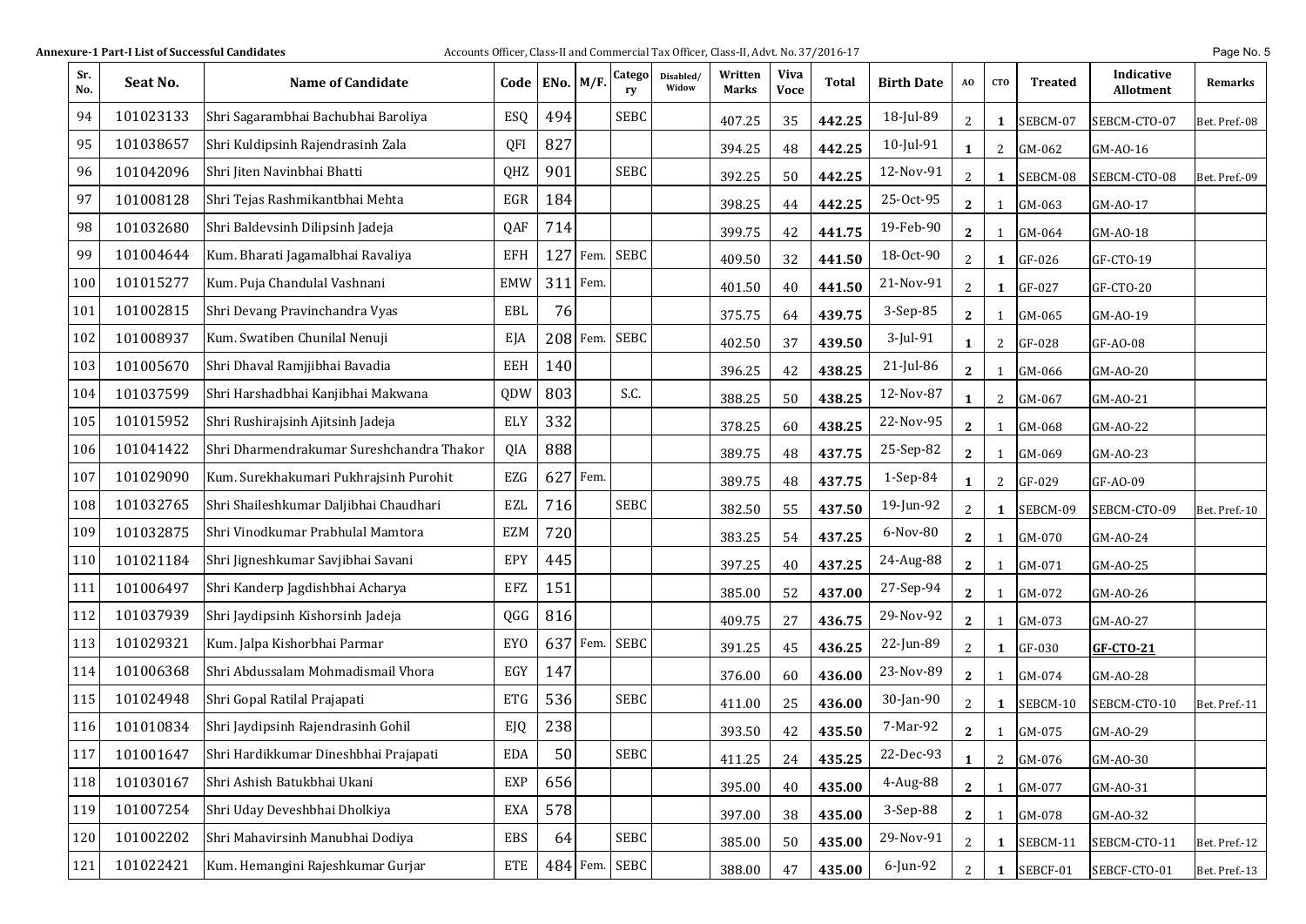**Annexure-1 Part-I List of Successful Candidates** Accounts Officer, Class-II and Commercial Tax Officer, Class-II, Advt. No. 37/2016-17

| Sr. No. | Seat No. | Name of Candidate | Code | ENo. | M/F. | Category | Disabled/ Widow | Written Marks | Viva Voce | Total | Birth Date | AO | CTO | Treated | Indicative Allotment | Remarks |
|---|---|---|---|---|---|---|---|---|---|---|---|---|---|---|---|---|
| 94 | 101023133 | Shri Sagarambhai Bachubhai Baroliya | ESQ | 494 | | SEBC | | 407.25 | 35 | **442.25** | 18-Jul-89 | 2 | **1** | SEBCM-07 | SEBCM-CTO-07 | Bet. Pref.-08 |
| 95 | 101038657 | Shri Kuldipsinh Rajendrasinh Zala | QFI | 827 | | | | 394.25 | 48 | **442.25** | 10-Jul-91 | **1** | 2 | GM-062 | GM-AO-16 | |
| 96 | 101042096 | Shri Jiten Navinbhai Bhatti | QHZ | 901 | | SEBC | | 392.25 | 50 | **442.25** | 12-Nov-91 | 2 | **1** | SEBCM-08 | SEBCM-CTO-08 | Bet. Pref.-09 |
| 97 | 101008128 | Shri Tejas Rashmikantbhai Mehta | EGR | 184 | | | | 398.25 | 44 | **442.25** | 25-Oct-95 | **2** | 1 | GM-063 | GM-AO-17 | |
| 98 | 101032680 | Shri Baldevsinh Dilipsinh Jadeja | QAF | 714 | | | | 399.75 | 42 | **441.75** | 19-Feb-90 | **2** | 1 | GM-064 | GM-AO-18 | |
| 99 | 101004644 | Kum. Bharati Jagamalbhai Ravaliya | EFH | 127 | Fem. | SEBC | | 409.50 | 32 | **441.50** | 18-Oct-90 | 2 | **1** | GF-026 | GF-CTO-19 | |
| 100 | 101015277 | Kum. Puja Chandulal Vashnani | EMW | 311 | Fem. | | | 401.50 | 40 | **441.50** | 21-Nov-91 | 2 | **1** | GF-027 | GF-CTO-20 | |
| 101 | 101002815 | Shri Devang Pravinchandra Vyas | EBL | 76 | | | | 375.75 | 64 | **439.75** | 3-Sep-85 | **2** | 1 | GM-065 | GM-AO-19 | |
| 102 | 101008937 | Kum. Swatiben Chunilal Nenuji | EJA | 208 | Fem. | SEBC | | 402.50 | 37 | **439.50** | 3-Jul-91 | **1** | 2 | GF-028 | GF-AO-08 | |
| 103 | 101005670 | Shri Dhaval Ramjibhai Bavadia | EEH | 140 | | | | 396.25 | 42 | **438.25** | 21-Jul-86 | **2** | 1 | GM-066 | GM-AO-20 | |
| 104 | 101037599 | Shri Harshadbhai Kanjibhai Makwana | QDW | 803 | | S.C. | | 388.25 | 50 | **438.25** | 12-Nov-87 | **1** | 2 | GM-067 | GM-AO-21 | |
| 105 | 101015952 | Shri Rushirajsinh Ajitsinh Jadeja | ELY | 332 | | | | 378.25 | 60 | **438.25** | 22-Nov-95 | **2** | 1 | GM-068 | GM-AO-22 | |
| 106 | 101041422 | Shri Dharmendrakumar Sureshchandra Thakor | QIA | 888 | | | | 389.75 | 48 | **437.75** | 25-Sep-82 | **2** | 1 | GM-069 | GM-AO-23 | |
| 107 | 101029090 | Kum. Surekhakumari Pukhrajsinh Purohit | EZG | 627 | Fem. | | | 389.75 | 48 | **437.75** | 1-Sep-84 | **1** | 2 | GF-029 | GF-AO-09 | |
| 108 | 101032765 | Shri Shaileshkumar Daljibhai Chaudhari | EZL | 716 | | SEBC | | 382.50 | 55 | **437.50** | 19-Jun-92 | 2 | **1** | SEBCM-09 | SEBCM-CTO-09 | Bet. Pref.-10 |
| 109 | 101032875 | Shri Vinodkumar Prabhulal Mamtora | EZM | 720 | | | | 383.25 | 54 | **437.25** | 6-Nov-80 | **2** | 1 | GM-070 | GM-AO-24 | |
| 110 | 101021184 | Shri Jigneshkumar Savjibhai Savani | EPY | 445 | | | | 397.25 | 40 | **437.25** | 24-Aug-88 | **2** | 1 | GM-071 | GM-AO-25 | |
| 111 | 101006497 | Shri Kanderp Jagdishbhai Acharya | EFZ | 151 | | | | 385.00 | 52 | **437.00** | 27-Sep-94 | **2** | 1 | GM-072 | GM-AO-26 | |
| 112 | 101037939 | Shri Jaydipsinh Kishorsinh Jadeja | QGG | 816 | | | | 409.75 | 27 | **436.75** | 29-Nov-92 | **2** | 1 | GM-073 | GM-AO-27 | |
| 113 | 101029321 | Kum. Jalpa Kishorbhai Parmar | EYO | 637 | Fem. | SEBC | | 391.25 | 45 | **436.25** | 22-Jun-89 | 2 | **1** | GF-030 | **GF-CTO-21** | |
| 114 | 101006368 | Shri Abdussalam Mohmadismail Vhora | EGY | 147 | | | | 376.00 | 60 | **436.00** | 23-Nov-89 | **2** | 1 | GM-074 | GM-AO-28 | |
| 115 | 101024948 | Shri Gopal Ratilal Prajapati | ETG | 536 | | SEBC | | 411.00 | 25 | **436.00** | 30-Jan-90 | 2 | **1** | SEBCM-10 | SEBCM-CTO-10 | Bet. Pref.-11 |
| 116 | 101010834 | Shri Jaydipsinh Rajendrasinh Gohil | EJQ | 238 | | | | 393.50 | 42 | **435.50** | 7-Mar-92 | **2** | 1 | GM-075 | GM-AO-29 | |
| 117 | 101001647 | Shri Hardikkumar Dineshbhai Prajapati | EDA | 50 | | SEBC | | 411.25 | 24 | **435.25** | 22-Dec-93 | **1** | 2 | GM-076 | GM-AO-30 | |
| 118 | 101030167 | Shri Ashish Batukbhai Ukani | EXP | 656 | | | | 395.00 | 40 | **435.00** | 4-Aug-88 | **2** | 1 | GM-077 | GM-AO-31 | |
| 119 | 101007254 | Shri Uday Deveshbhai Dholkiya | EXA | 578 | | | | 397.00 | 38 | **435.00** | 3-Sep-88 | **2** | 1 | GM-078 | GM-AO-32 | |
| 120 | 101002202 | Shri Mahavirsinh Manubhai Dodiya | EBS | 64 | | SEBC | | 385.00 | 50 | **435.00** | 29-Nov-91 | 2 | **1** | SEBCM-11 | SEBCM-CTO-11 | Bet. Pref.-12 |
| 121 | 101022421 | Kum. Hemangini Rajeshkumar Gurjar | ETE | 484 | Fem. | SEBC | | 388.00 | 47 | **435.00** | 6-Jun-92 | 2 | **1** | SEBCF-01 | SEBCF-CTO-01 | Bet. Pref.-13 |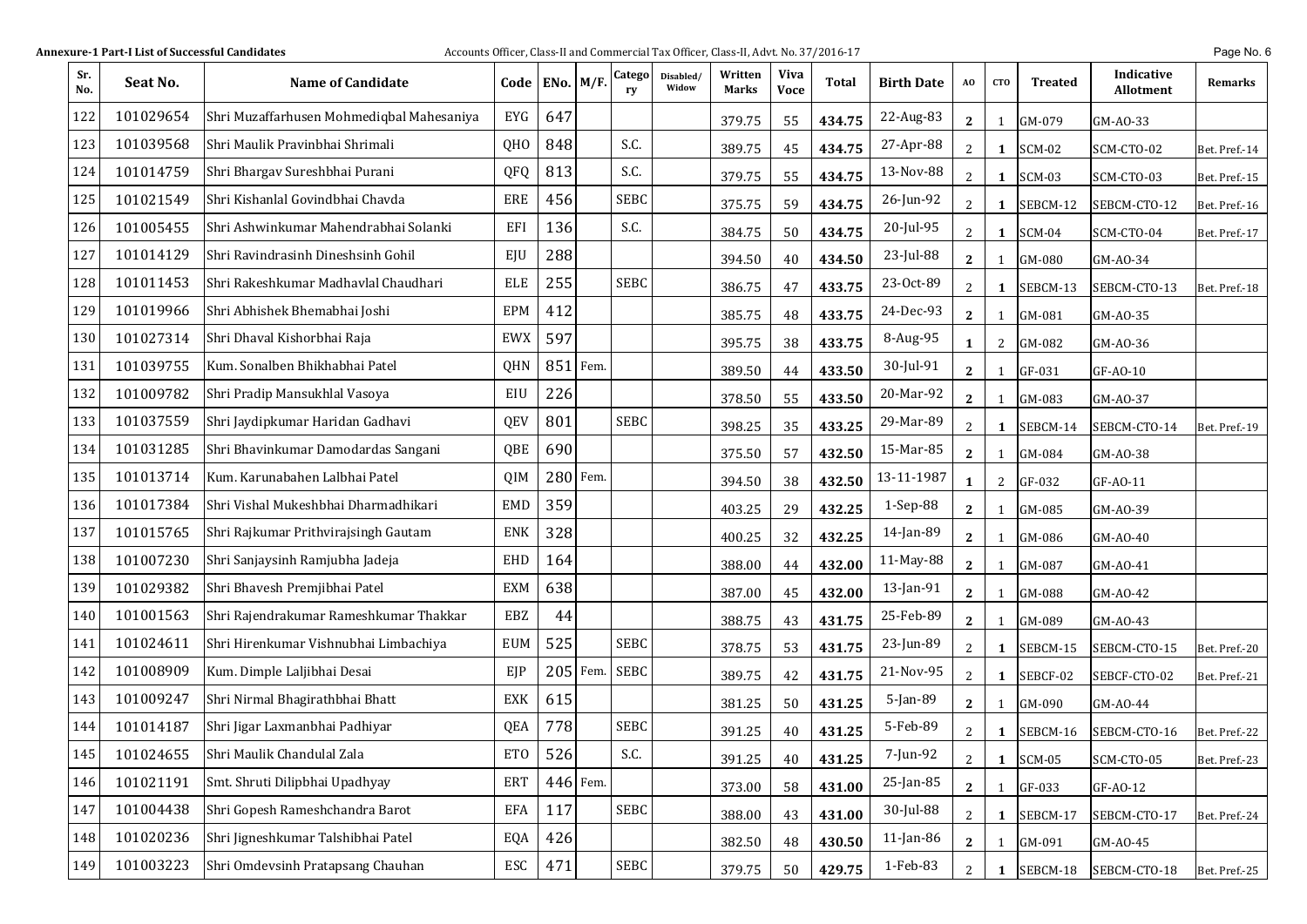**Annexure-1 Part-I List of Successful Candidates** Accounts Officer, Class-II and Commercial Tax Officer, Class-II, Advt. No. 37/2016-17

| Sr. No. | Seat No. | Name of Candidate | Code | ENo. | M/F. | Category | Disabled/ Widow | Written Marks | Viva Voce | Total | Birth Date | AO | CTO | Treated | Indicative Allotment | Remarks |
|---|---|---|---|---|---|---|---|---|---|---|---|---|---|---|---|---|
| 122 | 101029654 | Shri Muzaffarhusen Mohmediqbal Mahesaniya | EYG | 647 | | | | 379.75 | 55 | **434.75** | 22-Aug-83 | **2** | 1 | GM-079 | GM-AO-33 | |
| 123 | 101039568 | Shri Maulik Pravinbhai Shrimali | QHO | 848 | | S.C. | | 389.75 | 45 | **434.75** | 27-Apr-88 | 2 | **1** | SCM-02 | SCM-CTO-02 | Bet. Pref.-14 |
| 124 | 101014759 | Shri Bhargav Sureshbhai Purani | QFQ | 813 | | S.C. | | 379.75 | 55 | **434.75** | 13-Nov-88 | 2 | **1** | SCM-03 | SCM-CTO-03 | Bet. Pref.-15 |
| 125 | 101021549 | Shri Kishanlal Govindbhai Chavda | ERE | 456 | | SEBC | | 375.75 | 59 | **434.75** | 26-Jun-92 | 2 | **1** | SEBCM-12 | SEBCM-CTO-12 | Bet. Pref.-16 |
| 126 | 101005455 | Shri Ashwinkumar Mahendrabhai Solanki | EFI | 136 | | S.C. | | 384.75 | 50 | **434.75** | 20-Jul-95 | 2 | **1** | SCM-04 | SCM-CTO-04 | Bet. Pref.-17 |
| 127 | 101014129 | Shri Ravindrasinh Dineshsinh Gohil | EJU | 288 | | | | 394.50 | 40 | **434.50** | 23-Jul-88 | **2** | 1 | GM-080 | GM-AO-34 | |
| 128 | 101011453 | Shri Rakeshkumar Madhavlal Chaudhari | ELE | 255 | | SEBC | | 386.75 | 47 | **433.75** | 23-Oct-89 | 2 | **1** | SEBCM-13 | SEBCM-CTO-13 | Bet. Pref.-18 |
| 129 | 101019966 | Shri Abhishek Bhemabhai Joshi | EPM | 412 | | | | 385.75 | 48 | **433.75** | 24-Dec-93 | **2** | 1 | GM-081 | GM-AO-35 | |
| 130 | 101027314 | Shri Dhaval Kishorbhai Raja | EWX | 597 | | | | 395.75 | 38 | **433.75** | 8-Aug-95 | **1** | 2 | GM-082 | GM-AO-36 | |
| 131 | 101039755 | Kum. Sonalben Bhikhabhai Patel | QHN | 851 | Fem. | | | 389.50 | 44 | **433.50** | 30-Jul-91 | **2** | 1 | GF-031 | GF-AO-10 | |
| 132 | 101009782 | Shri Pradip Mansukhlal Vasoya | EIU | 226 | | | | 378.50 | 55 | **433.50** | 20-Mar-92 | **2** | 1 | GM-083 | GM-AO-37 | |
| 133 | 101037559 | Shri Jaydipkumar Haridan Gadhavi | QEV | 801 | | SEBC | | 398.25 | 35 | **433.25** | 29-Mar-89 | 2 | **1** | SEBCM-14 | SEBCM-CTO-14 | Bet. Pref.-19 |
| 134 | 101031285 | Shri Bhavinkumar Damodardas Sangani | QBE | 690 | | | | 375.50 | 57 | **432.50** | 15-Mar-85 | **2** | 1 | GM-084 | GM-AO-38 | |
| 135 | 101013714 | Kum. Karunabahen Lalbhai Patel | QIM | 280 | Fem. | | | 394.50 | 38 | **432.50** | 13-11-1987 | **1** | 2 | GF-032 | GF-AO-11 | |
| 136 | 101017384 | Shri Vishal Mukeshbhai Dharmadhikari | EMD | 359 | | | | 403.25 | 29 | **432.25** | 1-Sep-88 | **2** | 1 | GM-085 | GM-AO-39 | |
| 137 | 101015765 | Shri Rajkumar Prithvirajsingh Gautam | ENK | 328 | | | | 400.25 | 32 | **432.25** | 14-Jan-89 | **2** | 1 | GM-086 | GM-AO-40 | |
| 138 | 101007230 | Shri Sanjaysinh Ramjubha Jadeja | EHD | 164 | | | | 388.00 | 44 | **432.00** | 11-May-88 | **2** | 1 | GM-087 | GM-AO-41 | |
| 139 | 101029382 | Shri Bhavesh Premjibhai Patel | EXM | 638 | | | | 387.00 | 45 | **432.00** | 13-Jan-91 | **2** | 1 | GM-088 | GM-AO-42 | |
| 140 | 101001563 | Shri Rajendrakumar Rameshkumar Thakkar | EBZ | 44 | | | | 388.75 | 43 | **431.75** | 25-Feb-89 | **2** | 1 | GM-089 | GM-AO-43 | |
| 141 | 101024611 | Shri Hirenkumar Vishnubhai Limbachiya | EUM | 525 | | SEBC | | 378.75 | 53 | **431.75** | 23-Jun-89 | 2 | **1** | SEBCM-15 | SEBCM-CTO-15 | Bet. Pref.-20 |
| 142 | 101008909 | Kum. Dimple Laljibhai Desai | EJP | 205 | Fem. | SEBC | | 389.75 | 42 | **431.75** | 21-Nov-95 | 2 | **1** | SEBCF-02 | SEBCF-CTO-02 | Bet. Pref.-21 |
| 143 | 101009247 | Shri Nirmal Bhagirathbhai Bhatt | EXK | 615 | | | | 381.25 | 50 | **431.25** | 5-Jan-89 | **2** | 1 | GM-090 | GM-AO-44 | |
| 144 | 101014187 | Shri Jigar Laxmanbhai Padhiyar | QEA | 778 | | SEBC | | 391.25 | 40 | **431.25** | 5-Feb-89 | 2 | **1** | SEBCM-16 | SEBCM-CTO-16 | Bet. Pref.-22 |
| 145 | 101024655 | Shri Maulik Chandulal Zala | ETO | 526 | | S.C. | | 391.25 | 40 | **431.25** | 7-Jun-92 | 2 | **1** | SCM-05 | SCM-CTO-05 | Bet. Pref.-23 |
| 146 | 101021191 | Smt. Shruti Dilipbhai Upadhyay | ERT | 446 | Fem. | | | 373.00 | 58 | **431.00** | 25-Jan-85 | **2** | 1 | GF-033 | GF-AO-12 | |
| 147 | 101004438 | Shri Gopesh Rameshchandra Barot | EFA | 117 | | SEBC | | 388.00 | 43 | **431.00** | 30-Jul-88 | 2 | **1** | SEBCM-17 | SEBCM-CTO-17 | Bet. Pref.-24 |
| 148 | 101020236 | Shri Jigneshkumar Talshibhai Patel | EQA | 426 | | | | 382.50 | 48 | **430.50** | 11-Jan-86 | **2** | 1 | GM-091 | GM-AO-45 | |
| 149 | 101003223 | Shri Omdevsinh Pratapsang Chauhan | ESC | 471 | | SEBC | | 379.75 | 50 | **429.75** | 1-Feb-83 | 2 | **1** | SEBCM-18 | SEBCM-CTO-18 | Bet. Pref.-25 |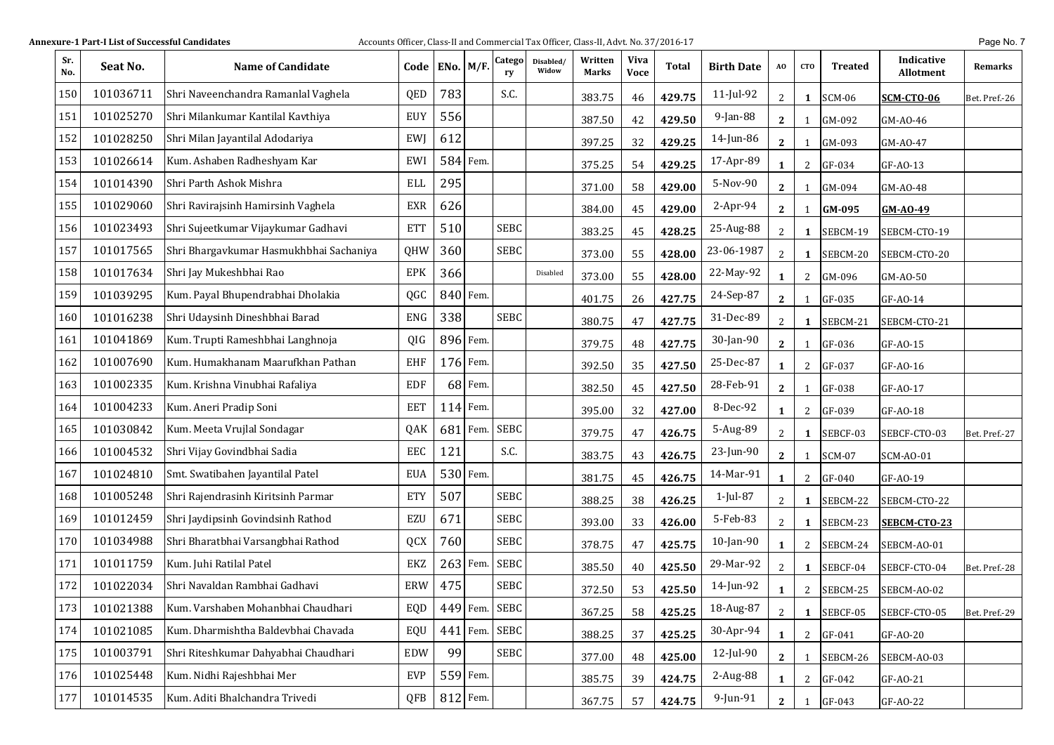**Annexure-1 Part-I List of Successful Candidates** Accounts Officer, Class-II and Commercial Tax Officer, Class-II, Advt. No. 37/2016-17

| Sr. No. | Seat No. | Name of Candidate | Code | ENo. | M/F. | Category | Disabled/ Widow | Written Marks | Viva Voce | Total | Birth Date | AO | CTO | Treated | Indicative Allotment | Remarks |
|---|---|---|---|---|---|---|---|---|---|---|---|---|---|---|---|---|
| 150 | 101036711 | Shri Naveenchandra Ramanlal Vaghela | QED | 783 | | S.C. | | 383.75 | 46 | **429.75** | 11-Jul-92 | 2 | **1** | SCM-06 | **SCM-CTO-06** | Bet. Pref.-26 |
| 151 | 101025270 | Shri Milankumar Kantilal Kavthiya | EUY | 556 | | | | 387.50 | 42 | **429.50** | 9-Jan-88 | **2** | 1 | GM-092 | GM-AO-46 | |
| 152 | 101028250 | Shri Milan Jayantilal Adodariya | EWJ | 612 | | | | 397.25 | 32 | **429.25** | 14-Jun-86 | **2** | 1 | GM-093 | GM-AO-47 | |
| 153 | 101026614 | Kum. Ashaben Radheshyam Kar | EWI | 584 | Fem. | | | 375.25 | 54 | **429.25** | 17-Apr-89 | **1** | 2 | GF-034 | GF-AO-13 | |
| 154 | 101014390 | Shri Parth Ashok Mishra | ELL | 295 | | | | 371.00 | 58 | **429.00** | 5-Nov-90 | **2** | 1 | GM-094 | GM-AO-48 | |
| 155 | 101029060 | Shri Ravirajsinh Hamirsinh Vaghela | EXR | 626 | | | | 384.00 | 45 | **429.00** | 2-Apr-94 | **2** | 1 | **GM-095** | **GM-AO-49** | |
| 156 | 101023493 | Shri Sujeetkumar Vijaykumar Gadhavi | ETT | 510 | | SEBC | | 383.25 | 45 | **428.25** | 25-Aug-88 | 2 | **1** | SEBCM-19 | SEBCM-CTO-19 | |
| 157 | 101017565 | Shri Bhargavkumar Hasmukhbhai Sachaniya | QHW | 360 | | SEBC | | 373.00 | 55 | **428.00** | 23-06-1987 | 2 | **1** | SEBCM-20 | SEBCM-CTO-20 | |
| 158 | 101017634 | Shri Jay Mukeshbhai Rao | EPK | 366 | | | Disabled | 373.00 | 55 | **428.00** | 22-May-92 | **1** | 2 | GM-096 | GM-AO-50 | |
| 159 | 101039295 | Kum. Payal Bhupendrabhai Dholakia | QGC | 840 | Fem. | | | 401.75 | 26 | **427.75** | 24-Sep-87 | **2** | 1 | GF-035 | GF-AO-14 | |
| 160 | 101016238 | Shri Udaysinh Dineshbhai Barad | ENG | 338 | | SEBC | | 380.75 | 47 | **427.75** | 31-Dec-89 | 2 | **1** | SEBCM-21 | SEBCM-CTO-21 | |
| 161 | 101041869 | Kum. Trupti Rameshbhai Langhnoja | QIG | 896 | Fem. | | | 379.75 | 48 | **427.75** | 30-Jan-90 | **2** | 1 | GF-036 | GF-AO-15 | |
| 162 | 101007690 | Kum. Humakhanam Maarufkhan Pathan | EHF | 176 | Fem. | | | 392.50 | 35 | **427.50** | 25-Dec-87 | **1** | 2 | GF-037 | GF-AO-16 | |
| 163 | 101002335 | Kum. Krishna Vinubhai Rafaliya | EDF | 68 | Fem. | | | 382.50 | 45 | **427.50** | 28-Feb-91 | **2** | 1 | GF-038 | GF-AO-17 | |
| 164 | 101004233 | Kum. Aneri Pradip Soni | EET | 114 | Fem. | | | 395.00 | 32 | **427.00** | 8-Dec-92 | **1** | 2 | GF-039 | GF-AO-18 | |
| 165 | 101030842 | Kum. Meeta Vrujlal Sondagar | QAK | 681 | Fem. | SEBC | | 379.75 | 47 | **426.75** | 5-Aug-89 | 2 | **1** | SEBCF-03 | SEBCF-CTO-03 | Bet. Pref.-27 |
| 166 | 101004532 | Shri Vijay Govindbhai Sadia | EEC | 121 | | S.C. | | 383.75 | 43 | **426.75** | 23-Jun-90 | **2** | 1 | SCM-07 | SCM-AO-01 | |
| 167 | 101024810 | Smt. Swatibahen Jayantilal Patel | EUA | 530 | Fem. | | | 381.75 | 45 | **426.75** | 14-Mar-91 | **1** | 2 | GF-040 | GF-AO-19 | |
| 168 | 101005248 | Shri Rajendrasinh Kiritsinh Parmar | ETY | 507 | | SEBC | | 388.25 | 38 | **426.25** | 1-Jul-87 | 2 | **1** | SEBCM-22 | SEBCM-CTO-22 | |
| 169 | 101012459 | Shri Jaydipsinh Govindsinh Rathod | EZU | 671 | | SEBC | | 393.00 | 33 | **426.00** | 5-Feb-83 | 2 | **1** | SEBCM-23 | **SEBCM-CTO-23** | |
| 170 | 101034988 | Shri Bharatbhai Varsangbhai Rathod | QCX | 760 | | SEBC | | 378.75 | 47 | **425.75** | 10-Jan-90 | **1** | 2 | SEBCM-24 | SEBCM-AO-01 | |
| 171 | 101011759 | Kum. Juhi Ratilal Patel | EKZ | 263 | Fem. | SEBC | | 385.50 | 40 | **425.50** | 29-Mar-92 | 2 | **1** | SEBCF-04 | SEBCF-CTO-04 | Bet. Pref.-28 |
| 172 | 101022034 | Shri Navaldan Rambhai Gadhavi | ERW | 475 | | SEBC | | 372.50 | 53 | **425.50** | 14-Jun-92 | **1** | 2 | SEBCM-25 | SEBCM-AO-02 | |
| 173 | 101021388 | Kum. Varshaben Mohanbhai Chaudhari | EQD | 449 | Fem. | SEBC | | 367.25 | 58 | **425.25** | 18-Aug-87 | 2 | **1** | SEBCF-05 | SEBCF-CTO-05 | Bet. Pref.-29 |
| 174 | 101021085 | Kum. Dharmishtha Baldevbhai Chavada | EQU | 441 | Fem. | SEBC | | 388.25 | 37 | **425.25** | 30-Apr-94 | **1** | 2 | GF-041 | GF-AO-20 | |
| 175 | 101003791 | Shri Riteshkumar Dahyabhai Chaudhari | EDW | 99 | | SEBC | | 377.00 | 48 | **425.00** | 12-Jul-90 | **2** | 1 | SEBCM-26 | SEBCM-AO-03 | |
| 176 | 101025448 | Kum. Nidhi Rajeshbhai Mer | EVP | 559 | Fem. | | | 385.75 | 39 | **424.75** | 2-Aug-88 | **1** | 2 | GF-042 | GF-AO-21 | |
| 177 | 101014535 | Kum. Aditi Bhalchandra Trivedi | QFB | 812 | Fem. | | | 367.75 | 57 | **424.75** | 9-Jun-91 | **2** | 1 | GF-043 | GF-AO-22 | |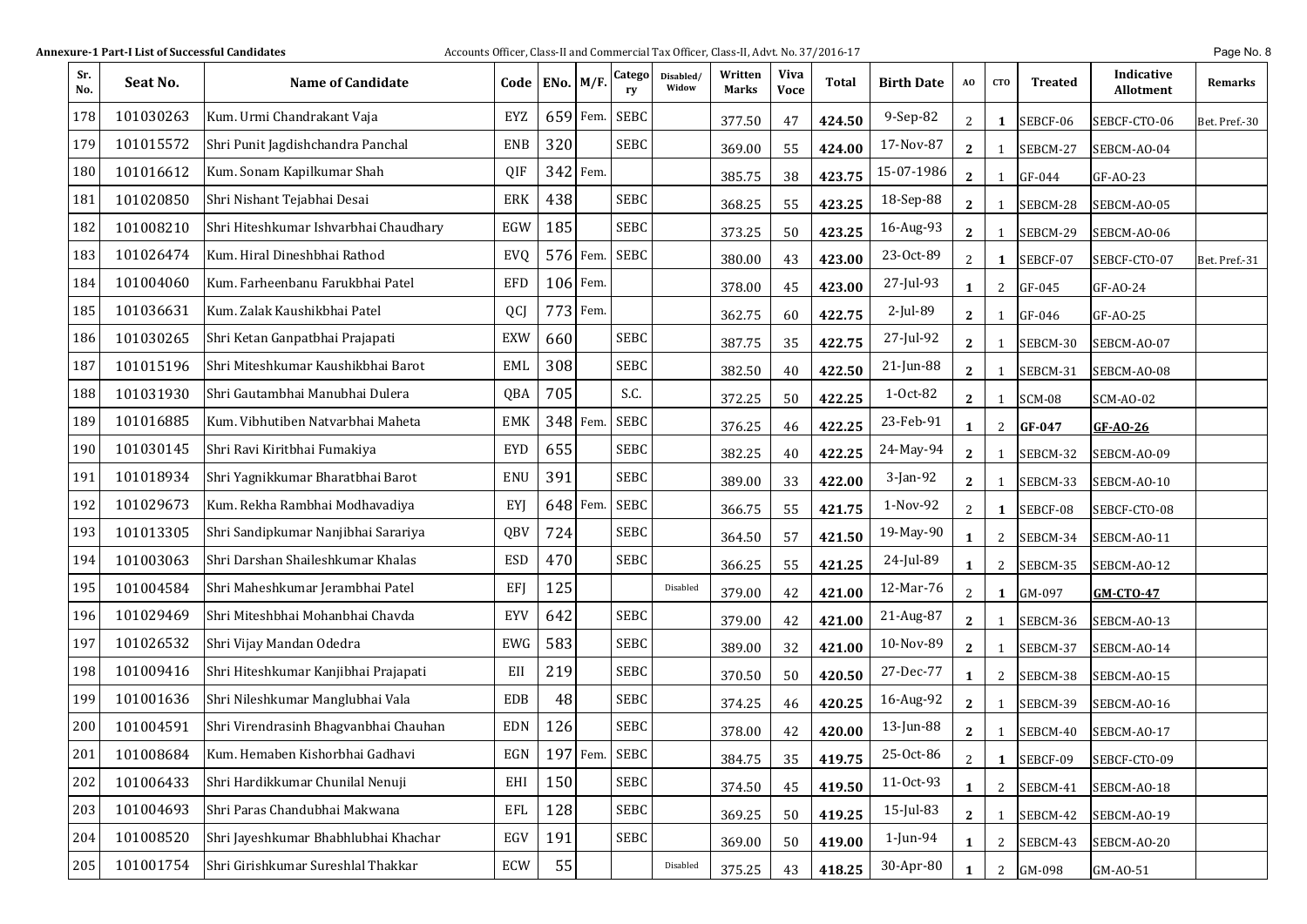Annexure-1 Part-I List of Successful Candidates — Accounts Officer, Class-II and Commercial Tax Officer, Class-II, Advt. No. 37/2016-17

| Sr. No. | Seat No. | Name of Candidate | Code | ENo. | M/F. | Category | Disabled/ Widow | Written Marks | Viva Voce | Total | Birth Date | AO | CTO | Treated | Indicative Allotment | Remarks |
|---|---|---|---|---|---|---|---|---|---|---|---|---|---|---|---|---|
| 178 | 101030263 | Kum. Urmi Chandrakant Vaja | EYZ | 659 | Fem. | SEBC | | 377.50 | 47 | **424.50** | 9-Sep-82 | 2 | **1** | SEBCF-06 | SEBCF-CTO-06 | Bet. Pref.-30 |
| 179 | 101015572 | Shri Punit Jagdishchandra Panchal | ENB | 320 | | SEBC | | 369.00 | 55 | **424.00** | 17-Nov-87 | **2** | 1 | SEBCM-27 | SEBCM-AO-04 | |
| 180 | 101016612 | Kum. Sonam Kapilkumar Shah | QIF | 342 | Fem. | | | 385.75 | 38 | **423.75** | 15-07-1986 | **2** | 1 | GF-044 | GF-AO-23 | |
| 181 | 101020850 | Shri Nishant Tejabhai Desai | ERK | 438 | | SEBC | | 368.25 | 55 | **423.25** | 18-Sep-88 | **2** | 1 | SEBCM-28 | SEBCM-AO-05 | |
| 182 | 101008210 | Shri Hiteshkumar Ishvarbhai Chaudhary | EGW | 185 | | SEBC | | 373.25 | 50 | **423.25** | 16-Aug-93 | **2** | 1 | SEBCM-29 | SEBCM-AO-06 | |
| 183 | 101026474 | Kum. Hiral Dineshbhai Rathod | EVQ | 576 | Fem. | SEBC | | 380.00 | 43 | **423.00** | 23-Oct-89 | 2 | **1** | SEBCF-07 | SEBCF-CTO-07 | Bet. Pref.-31 |
| 184 | 101004060 | Kum. Farheenbanu Farukbhai Patel | EFD | 106 | Fem. | | | 378.00 | 45 | **423.00** | 27-Jul-93 | **1** | 2 | GF-045 | GF-AO-24 | |
| 185 | 101036631 | Kum. Zalak Kaushikbhai Patel | QCJ | 773 | Fem. | | | 362.75 | 60 | **422.75** | 2-Jul-89 | **2** | 1 | GF-046 | GF-AO-25 | |
| 186 | 101030265 | Shri Ketan Ganpatbhai Prajapati | EXW | 660 | | SEBC | | 387.75 | 35 | **422.75** | 27-Jul-92 | **2** | 1 | SEBCM-30 | SEBCM-AO-07 | |
| 187 | 101015196 | Shri Miteshkumar Kaushikbhai Barot | EML | 308 | | SEBC | | 382.50 | 40 | **422.50** | 21-Jun-88 | **2** | 1 | SEBCM-31 | SEBCM-AO-08 | |
| 188 | 101031930 | Shri Gautambhai Manubhai Dulera | QBA | 705 | | S.C. | | 372.25 | 50 | **422.25** | 1-Oct-82 | **2** | 1 | SCM-08 | SCM-AO-02 | |
| 189 | 101016885 | Kum. Vibhutiben Natvarbhai Maheta | EMK | 348 | Fem. | SEBC | | 376.25 | 46 | **422.25** | 23-Feb-91 | **1** | 2 | **GF-047** | **GF-AO-26** | |
| 190 | 101030145 | Shri Ravi Kiritbhai Fumakiya | EYD | 655 | | SEBC | | 382.25 | 40 | **422.25** | 24-May-94 | **2** | 1 | SEBCM-32 | SEBCM-AO-09 | |
| 191 | 101018934 | Shri Yagnikkumar Bharatbhai Barot | ENU | 391 | | SEBC | | 389.00 | 33 | **422.00** | 3-Jan-92 | **2** | 1 | SEBCM-33 | SEBCM-AO-10 | |
| 192 | 101029673 | Kum. Rekha Rambhai Modhavadiya | EYJ | 648 | Fem. | SEBC | | 366.75 | 55 | **421.75** | 1-Nov-92 | 2 | **1** | SEBCF-08 | SEBCF-CTO-08 | |
| 193 | 101013305 | Shri Sandipkumar Nanjibhai Sarariya | QBV | 724 | | SEBC | | 364.50 | 57 | **421.50** | 19-May-90 | **1** | 2 | SEBCM-34 | SEBCM-AO-11 | |
| 194 | 101003063 | Shri Darshan Shaileshkumar Khalas | ESD | 470 | | SEBC | | 366.25 | 55 | **421.25** | 24-Jul-89 | **1** | 2 | SEBCM-35 | SEBCM-AO-12 | |
| 195 | 101004584 | Shri Maheshkumar Jerambhai Patel | EFJ | 125 | | | Disabled | 379.00 | 42 | **421.00** | 12-Mar-76 | 2 | **1** | GM-097 | **GM-CTO-47** | |
| 196 | 101029469 | Shri Miteshbhai Mohanbhai Chavda | EYV | 642 | | SEBC | | 379.00 | 42 | **421.00** | 21-Aug-87 | **2** | 1 | SEBCM-36 | SEBCM-AO-13 | |
| 197 | 101026532 | Shri Vijay Mandan Odedra | EWG | 583 | | SEBC | | 389.00 | 32 | **421.00** | 10-Nov-89 | **2** | 1 | SEBCM-37 | SEBCM-AO-14 | |
| 198 | 101009416 | Shri Hiteshkumar Kanjibhai Prajapati | EII | 219 | | SEBC | | 370.50 | 50 | **420.50** | 27-Dec-77 | **1** | 2 | SEBCM-38 | SEBCM-AO-15 | |
| 199 | 101001636 | Shri Nileshkumar Manglubhai Vala | EDB | 48 | | SEBC | | 374.25 | 46 | **420.25** | 16-Aug-92 | **2** | 1 | SEBCM-39 | SEBCM-AO-16 | |
| 200 | 101004591 | Shri Virendrasinh Bhagvanbhai Chauhan | EDN | 126 | | SEBC | | 378.00 | 42 | **420.00** | 13-Jun-88 | **2** | 1 | SEBCM-40 | SEBCM-AO-17 | |
| 201 | 101008684 | Kum. Hemaben Kishorbhai Gadhavi | EGN | 197 | Fem. | SEBC | | 384.75 | 35 | **419.75** | 25-Oct-86 | 2 | **1** | SEBCF-09 | SEBCF-CTO-09 | |
| 202 | 101006433 | Shri Hardikkumar Chunilal Nenuji | EHI | 150 | | SEBC | | 374.50 | 45 | **419.50** | 11-Oct-93 | **1** | 2 | SEBCM-41 | SEBCM-AO-18 | |
| 203 | 101004693 | Shri Paras Chandubhai Makwana | EFL | 128 | | SEBC | | 369.25 | 50 | **419.25** | 15-Jul-83 | **2** | 1 | SEBCM-42 | SEBCM-AO-19 | |
| 204 | 101008520 | Shri Jayeshkumar Bhabhlubhai Khachar | EGV | 191 | | SEBC | | 369.00 | 50 | **419.00** | 1-Jun-94 | **1** | 2 | SEBCM-43 | SEBCM-AO-20 | |
| 205 | 101001754 | Shri Girishkumar Sureshlal Thakkar | ECW | 55 | | | Disabled | 375.25 | 43 | **418.25** | 30-Apr-80 | **1** | 2 | GM-098 | GM-AO-51 | |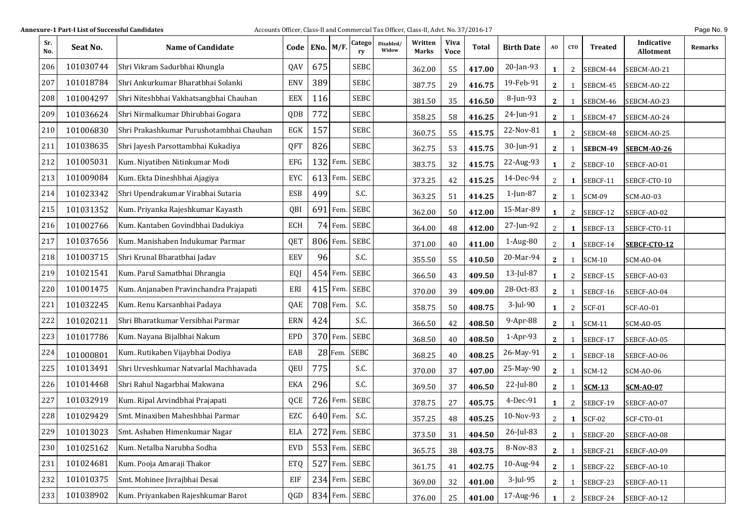**Annexure-1 Part-I List of Successful Candidates** Accounts Officer, Class-II and Commercial Tax Officer, Class-II, Advt. No. 37/2016-17

| Sr. No. | Seat No. | Name of Candidate | Code | ENo. | M/F. | Category | Disabled/ Widow | Written Marks | Viva Voce | Total | Birth Date | AO | CTO | Treated | Indicative Allotment | Remarks |
|---|---|---|---|---|---|---|---|---|---|---|---|---|---|---|---|---|
| 206 | 101030744 | Shri Vikram Sadurbhai Khungla | QAV | 675 | | SEBC | | 362.00 | 55 | **417.00** | 20-Jan-93 | **1** | 2 | SEBCM-44 | SEBCM-AO-21 | |
| 207 | 101018784 | Shri Ankurkumar Bharatbhai Solanki | ENV | 389 | | SEBC | | 387.75 | 29 | **416.75** | 19-Feb-91 | **2** | 1 | SEBCM-45 | SEBCM-AO-22 | |
| 208 | 101004297 | Shri Niteshbhai Vakhatsangbhai Chauhan | EEX | 116 | | SEBC | | 381.50 | 35 | **416.50** | 8-Jun-93 | **2** | 1 | SEBCM-46 | SEBCM-AO-23 | |
| 209 | 101036624 | Shri Nirmalkumar Dhirubhai Gogara | QDB | 772 | | SEBC | | 358.25 | 58 | **416.25** | 24-Jun-91 | **2** | 1 | SEBCM-47 | SEBCM-AO-24 | |
| 210 | 101006830 | Shri Prakashkumar Purushotambhai Chauhan | EGK | 157 | | SEBC | | 360.75 | 55 | **415.75** | 22-Nov-81 | **1** | 2 | SEBCM-48 | SEBCM-AO-25 | |
| 211 | 101038635 | Shri Jayesh Parsottambhai Kukadiya | QFT | 826 | | SEBC | | 362.75 | 53 | **415.75** | 30-Jun-91 | **2** | 1 | **SEBCM-49** | **SEBCM-AO-26** | |
| 212 | 101005031 | Kum. Niyatiben Nitinkumar Modi | EFG | 132 | Fem. | SEBC | | 383.75 | 32 | **415.75** | 22-Aug-93 | **1** | 2 | SEBCF-10 | SEBCF-AO-01 | |
| 213 | 101009084 | Kum. Ekta Dineshbhai Ajagiya | EYC | 613 | Fem. | SEBC | | 373.25 | 42 | **415.25** | 14-Dec-94 | 2 | **1** | SEBCF-11 | SEBCF-CTO-10 | |
| 214 | 101023342 | Shri Upendrakumar Virabhai Sutaria | ESB | 499 | | S.C. | | 363.25 | 51 | **414.25** | 1-Jun-87 | **2** | 1 | SCM-09 | SCM-AO-03 | |
| 215 | 101031352 | Kum. Priyanka Rajeshkumar Kayasth | QBI | 691 | Fem. | SEBC | | 362.00 | 50 | **412.00** | 15-Mar-89 | **1** | 2 | SEBCF-12 | SEBCF-AO-02 | |
| 216 | 101002766 | Kum. Kantaben Govindbhai Dadukiya | ECH | 74 | Fem. | SEBC | | 364.00 | 48 | **412.00** | 27-Jun-92 | 2 | **1** | SEBCF-13 | SEBCF-CTO-11 | |
| 217 | 101037656 | Kum. Manishaben Indukumar Parmar | QET | 806 | Fem. | SEBC | | 371.00 | 40 | **411.00** | 1-Aug-80 | 2 | **1** | SEBCF-14 | **SEBCF-CTO-12** | |
| 218 | 101003715 | Shri Krunal Bharatbhai Jadav | EEV | 96 | | S.C. | | 355.50 | 55 | **410.50** | 20-Mar-94 | **2** | 1 | SCM-10 | SCM-AO-04 | |
| 219 | 101021541 | Kum. Parul Samatbhai Dhrangia | EQJ | 454 | Fem. | SEBC | | 366.50 | 43 | **409.50** | 13-Jul-87 | **1** | 2 | SEBCF-15 | SEBCF-AO-03 | |
| 220 | 101001475 | Kum. Anjanaben Pravinchandra Prajapati | ERI | 415 | Fem. | SEBC | | 370.00 | 39 | **409.00** | 28-Oct-83 | **2** | 1 | SEBCF-16 | SEBCF-AO-04 | |
| 221 | 101032245 | Kum. Renu Karsanbhai Padaya | QAE | 708 | Fem. | S.C. | | 358.75 | 50 | **408.75** | 3-Jul-90 | **1** | 2 | SCF-01 | SCF-AO-01 | |
| 222 | 101020211 | Shri Bharatkumar Versibhai Parmar | ERN | 424 | | S.C. | | 366.50 | 42 | **408.50** | 9-Apr-88 | **2** | 1 | SCM-11 | SCM-AO-05 | |
| 223 | 101017786 | Kum. Nayana Bijalbhai Nakum | EPD | 370 | Fem. | SEBC | | 368.50 | 40 | **408.50** | 1-Apr-93 | **2** | 1 | SEBCF-17 | SEBCF-AO-05 | |
| 224 | 101000801 | Kum. Rutikaben Vijaybhai Dodiya | EAB | 28 | Fem. | SEBC | | 368.25 | 40 | **408.25** | 26-May-91 | **2** | 1 | SEBCF-18 | SEBCF-AO-06 | |
| 225 | 101013491 | Shri Urveshkumar Natvarlal Machhavada | QEU | 775 | | S.C. | | 370.00 | 37 | **407.00** | 25-May-90 | **2** | 1 | SCM-12 | SCM-AO-06 | |
| 226 | 101014468 | Shri Rahul Nagarbhai Makwana | EKA | 296 | | S.C. | | 369.50 | 37 | **406.50** | 22-Jul-80 | **2** | 1 | **SCM-13** | **SCM-AO-07** | |
| 227 | 101032919 | Kum. Ripal Arvindbhai Prajapati | QCE | 726 | Fem. | SEBC | | 378.75 | 27 | **405.75** | 4-Dec-91 | **1** | 2 | SEBCF-19 | SEBCF-AO-07 | |
| 228 | 101029429 | Smt. Minaxiben Maheshbhai Parmar | EZC | 640 | Fem. | S.C. | | 357.25 | 48 | **405.25** | 10-Nov-93 | 2 | **1** | SCF-02 | SCF-CTO-01 | |
| 229 | 101013023 | Smt. Ashaben Himenkumar Nagar | ELA | 272 | Fem. | SEBC | | 373.50 | 31 | **404.50** | 26-Jul-83 | **2** | 1 | SEBCF-20 | SEBCF-AO-08 | |
| 230 | 101025162 | Kum. Netalba Narubha Sodha | EVD | 553 | Fem. | SEBC | | 365.75 | 38 | **403.75** | 8-Nov-83 | **2** | 1 | SEBCF-21 | SEBCF-AO-09 | |
| 231 | 101024681 | Kum. Pooja Amaraji Thakor | ETQ | 527 | Fem. | SEBC | | 361.75 | 41 | **402.75** | 10-Aug-94 | **2** | 1 | SEBCF-22 | SEBCF-AO-10 | |
| 232 | 101010375 | Smt. Mohinee Jivrajbhai Desai | EIF | 234 | Fem. | SEBC | | 369.00 | 32 | **401.00** | 3-Jul-95 | **2** | 1 | SEBCF-23 | SEBCF-AO-11 | |
| 233 | 101038902 | Kum. Priyankaben Rajeshkumar Barot | QGD | 834 | Fem. | SEBC | | 376.00 | 25 | **401.00** | 17-Aug-96 | **1** | 2 | SEBCF-24 | SEBCF-AO-12 | |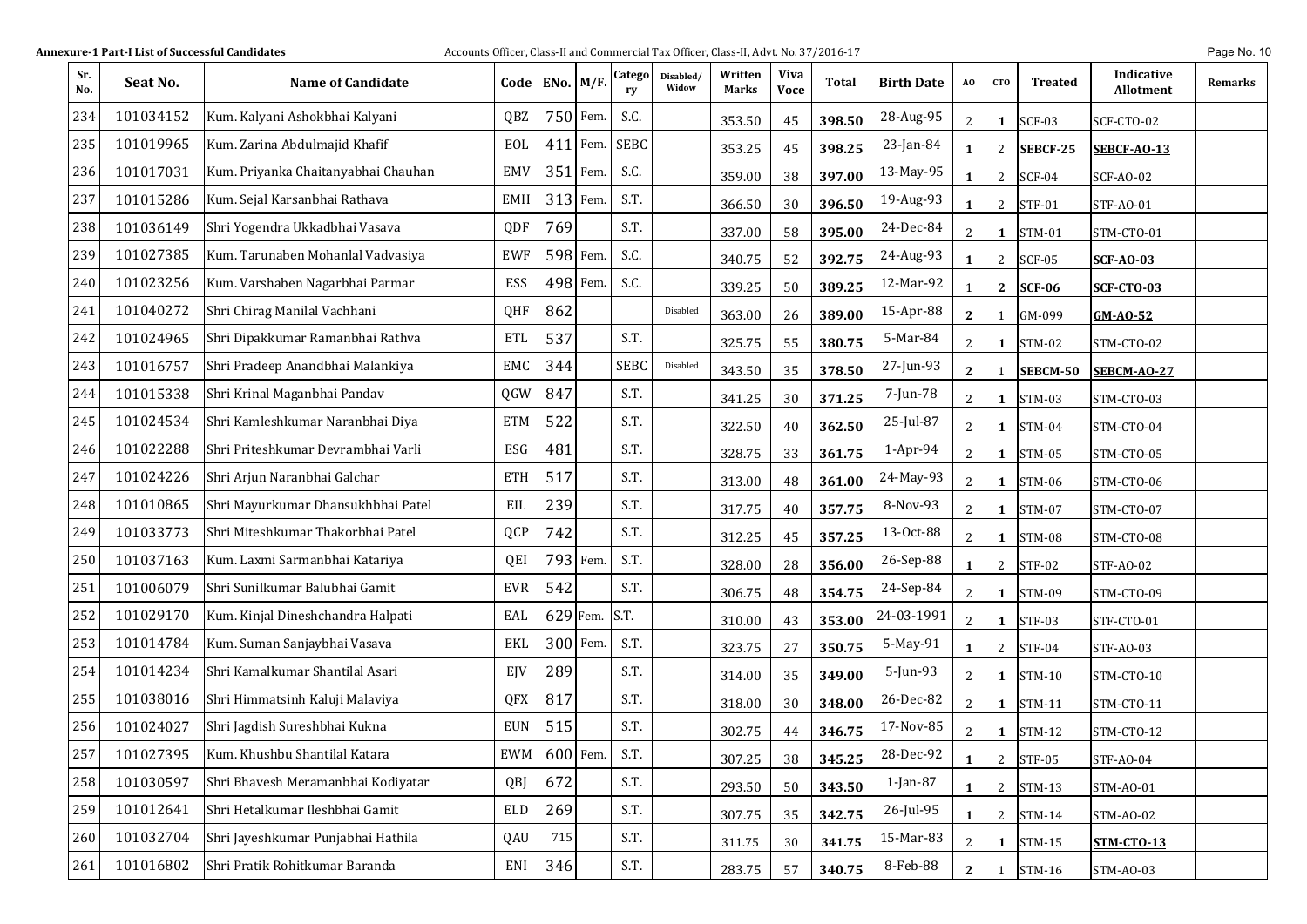**Annexure-1 Part-I List of Successful Candidates** Accounts Officer, Class-II and Commercial Tax Officer, Class-II, Advt. No. 37/2016-17

| Sr. No. | Seat No. | Name of Candidate | Code | ENo. | M/F. | Category | Disabled/ Widow | Written Marks | Viva Voce | Total | Birth Date | AO | CTO | Treated | Indicative Allotment | Remarks |
|---|---|---|---|---|---|---|---|---|---|---|---|---|---|---|---|---|
| 234 | 101034152 | Kum. Kalyani Ashokbhai Kalyani | QBZ | 750 | Fem. | S.C. | | 353.50 | 45 | **398.50** | 28-Aug-95 | 2 | **1** | SCF-03 | SCF-CTO-02 | |
| 235 | 101019965 | Kum. Zarina Abdulmajid Khafif | EOL | 411 | Fem. | SEBC | | 353.25 | 45 | **398.25** | 23-Jan-84 | **1** | 2 | **SEBCF-25** | **SEBCF-AO-13** | |
| 236 | 101017031 | Kum. Priyanka Chaitanyabhai Chauhan | EMV | 351 | Fem. | S.C. | | 359.00 | 38 | **397.00** | 13-May-95 | **1** | 2 | SCF-04 | SCF-AO-02 | |
| 237 | 101015286 | Kum. Sejal Karsanbhai Rathava | EMH | 313 | Fem. | S.T. | | 366.50 | 30 | **396.50** | 19-Aug-93 | **1** | 2 | STF-01 | STF-AO-01 | |
| 238 | 101036149 | Shri Yogendra Ukkadbhai Vasava | QDF | 769 | | S.T. | | 337.00 | 58 | **395.00** | 24-Dec-84 | 2 | **1** | STM-01 | STM-CTO-01 | |
| 239 | 101027385 | Kum. Tarunaben Mohanlal Vadvasiya | EWF | 598 | Fem. | S.C. | | 340.75 | 52 | **392.75** | 24-Aug-93 | **1** | 2 | SCF-05 | **SCF-AO-03** | |
| 240 | 101023256 | Kum. Varshaben Nagarbhai Parmar | ESS | 498 | Fem. | S.C. | | 339.25 | 50 | **389.25** | 12-Mar-92 | 1 | **2** | **SCF-06** | **SCF-CTO-03** | |
| 241 | 101040272 | Shri Chirag Manilal Vachhani | QHF | 862 | | | Disabled | 363.00 | 26 | **389.00** | 15-Apr-88 | **2** | 1 | GM-099 | **GM-AO-52** | |
| 242 | 101024965 | Shri Dipakkumar Ramanbhai Rathva | ETL | 537 | | S.T. | | 325.75 | 55 | **380.75** | 5-Mar-84 | 2 | **1** | STM-02 | STM-CTO-02 | |
| 243 | 101016757 | Shri Pradeep Anandbhai Malankiya | EMC | 344 | | SEBC | Disabled | 343.50 | 35 | **378.50** | 27-Jun-93 | **2** | 1 | **SEBCM-50** | **SEBCM-AO-27** | |
| 244 | 101015338 | Shri Krinal Maganbhai Pandav | QGW | 847 | | S.T. | | 341.25 | 30 | **371.25** | 7-Jun-78 | 2 | **1** | STM-03 | STM-CTO-03 | |
| 245 | 101024534 | Shri Kamleshkumar Naranbhai Diya | ETM | 522 | | S.T. | | 322.50 | 40 | **362.50** | 25-Jul-87 | 2 | **1** | STM-04 | STM-CTO-04 | |
| 246 | 101022288 | Shri Priteshkumar Devrambhai Varli | ESG | 481 | | S.T. | | 328.75 | 33 | **361.75** | 1-Apr-94 | 2 | **1** | STM-05 | STM-CTO-05 | |
| 247 | 101024226 | Shri Arjun Naranbhai Galchar | ETH | 517 | | S.T. | | 313.00 | 48 | **361.00** | 24-May-93 | 2 | **1** | STM-06 | STM-CTO-06 | |
| 248 | 101010865 | Shri Mayurkumar Dhansukhbhai Patel | EIL | 239 | | S.T. | | 317.75 | 40 | **357.75** | 8-Nov-93 | 2 | **1** | STM-07 | STM-CTO-07 | |
| 249 | 101033773 | Shri Miteshkumar Thakorbhai Patel | QCP | 742 | | S.T. | | 312.25 | 45 | **357.25** | 13-Oct-88 | 2 | **1** | STM-08 | STM-CTO-08 | |
| 250 | 101037163 | Kum. Laxmi Sarmanbhai Katariya | QEI | 793 | Fem. | S.T. | | 328.00 | 28 | **356.00** | 26-Sep-88 | **1** | 2 | STF-02 | STF-AO-02 | |
| 251 | 101006079 | Shri Sunilkumar Balubhai Gamit | EVR | 542 | | S.T. | | 306.75 | 48 | **354.75** | 24-Sep-84 | 2 | **1** | STM-09 | STM-CTO-09 | |
| 252 | 101029170 | Kum. Kinjal Dineshchandra Halpati | EAL | 629 | Fem. | S.T. | | 310.00 | 43 | **353.00** | 24-03-1991 | 2 | **1** | STF-03 | STF-CTO-01 | |
| 253 | 101014784 | Kum. Suman Sanjaybhai Vasava | EKL | 300 | Fem. | S.T. | | 323.75 | 27 | **350.75** | 5-May-91 | **1** | 2 | STF-04 | STF-AO-03 | |
| 254 | 101014234 | Shri Kamalkumar Shantilal Asari | EJV | 289 | | S.T. | | 314.00 | 35 | **349.00** | 5-Jun-93 | 2 | **1** | STM-10 | STM-CTO-10 | |
| 255 | 101038016 | Shri Himmatsinh Kaluji Malaviya | QFX | 817 | | S.T. | | 318.00 | 30 | **348.00** | 26-Dec-82 | 2 | **1** | STM-11 | STM-CTO-11 | |
| 256 | 101024027 | Shri Jagdish Sureshbhai Kukna | EUN | 515 | | S.T. | | 302.75 | 44 | **346.75** | 17-Nov-85 | 2 | **1** | STM-12 | STM-CTO-12 | |
| 257 | 101027395 | Kum. Khushbu Shantilal Katara | EWM | 600 | Fem. | S.T. | | 307.25 | 38 | **345.25** | 28-Dec-92 | **1** | 2 | STF-05 | STF-AO-04 | |
| 258 | 101030597 | Shri Bhavesh Meramanbhai Kodiyatar | QBJ | 672 | | S.T. | | 293.50 | 50 | **343.50** | 1-Jan-87 | **1** | 2 | STM-13 | STM-AO-01 | |
| 259 | 101012641 | Shri Hetalkumar Ileshbhai Gamit | ELD | 269 | | S.T. | | 307.75 | 35 | **342.75** | 26-Jul-95 | **1** | 2 | STM-14 | STM-AO-02 | |
| 260 | 101032704 | Shri Jayeshkumar Punjabhai Hathila | QAU | 715 | | S.T. | | 311.75 | 30 | **341.75** | 15-Mar-83 | 2 | **1** | STM-15 | **STM-CTO-13** | |
| 261 | 101016802 | Shri Pratik Rohitkumar Baranda | ENI | 346 | | S.T. | | 283.75 | 57 | **340.75** | 8-Feb-88 | **2** | 1 | STM-16 | STM-AO-03 | |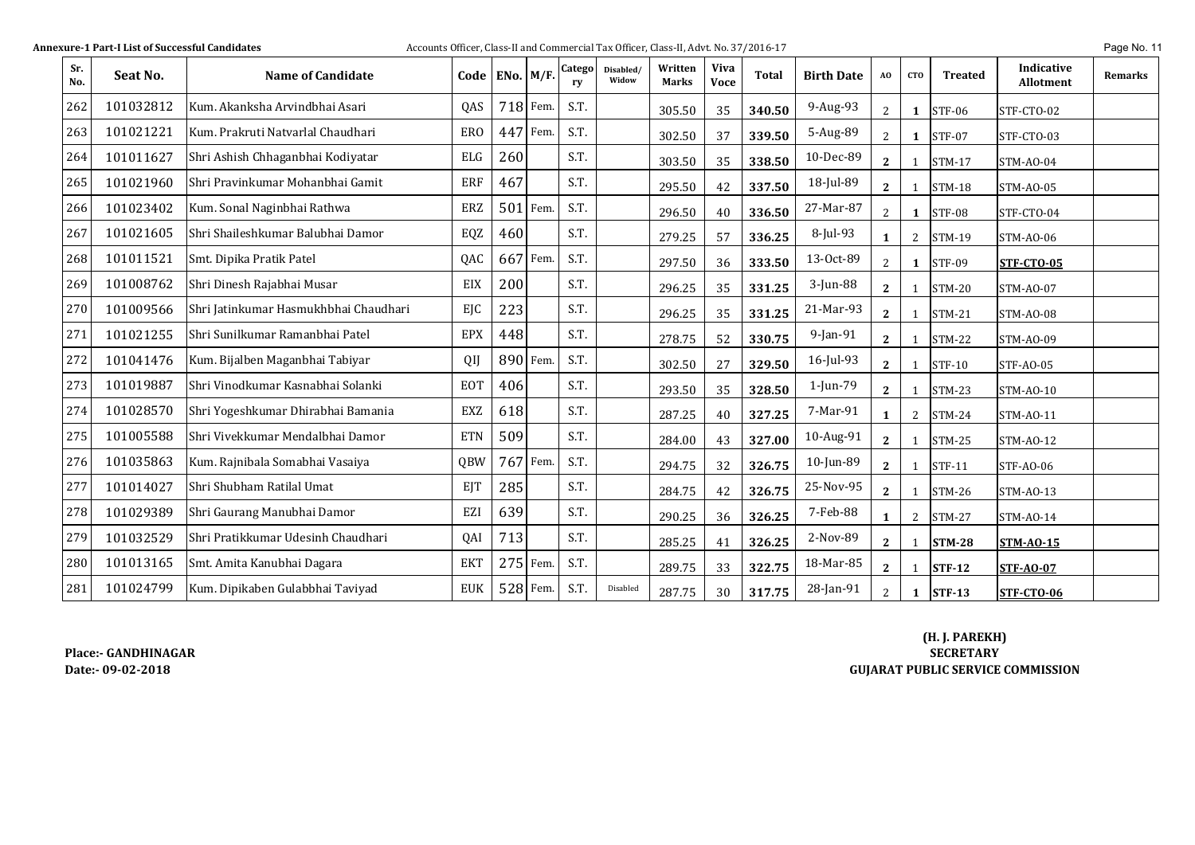**Annexure-1 Part-I List of Successful Candidates** Accounts Officer, Class-II and Commercial Tax Officer, Class-II, Advt. No. 37/2016-17

| Sr. No. | Seat No. | Name of Candidate | Code | ENo. | M/F. | Category | Disabled/ Widow | Written Marks | Viva Voce | Total | Birth Date | AO | CTO | Treated | Indicative Allotment | Remarks |
|---|---|---|---|---|---|---|---|---|---|---|---|---|---|---|---|---|
| 262 | 101032812 | Kum. Akanksha Arvindbhai Asari | QAS | 718 | Fem. | S.T. | | 305.50 | 35 | **340.50** | 9-Aug-93 | 2 | **1** | STF-06 | STF-CTO-02 | |
| 263 | 101021221 | Kum. Prakruti Natvarlal Chaudhari | ERO | 447 | Fem. | S.T. | | 302.50 | 37 | **339.50** | 5-Aug-89 | 2 | **1** | STF-07 | STF-CTO-03 | |
| 264 | 101011627 | Shri Ashish Chhaganbhai Kodiyatar | ELG | 260 | | S.T. | | 303.50 | 35 | **338.50** | 10-Dec-89 | **2** | 1 | STM-17 | STM-AO-04 | |
| 265 | 101021960 | Shri Pravinkumar Mohanbhai Gamit | ERF | 467 | | S.T. | | 295.50 | 42 | **337.50** | 18-Jul-89 | **2** | 1 | STM-18 | STM-AO-05 | |
| 266 | 101023402 | Kum. Sonal Naginbhai Rathwa | ERZ | 501 | Fem. | S.T. | | 296.50 | 40 | **336.50** | 27-Mar-87 | 2 | **1** | STF-08 | STF-CTO-04 | |
| 267 | 101021605 | Shri Shaileshkumar Balubhai Damor | EQZ | 460 | | S.T. | | 279.25 | 57 | **336.25** | 8-Jul-93 | **1** | 2 | STM-19 | STM-AO-06 | |
| 268 | 101011521 | Smt. Dipika Pratik Patel | QAC | 667 | Fem. | S.T. | | 297.50 | 36 | **333.50** | 13-Oct-89 | 2 | **1** | STF-09 | **STF-CTO-05** | |
| 269 | 101008762 | Shri Dinesh Rajabhai Musar | EIX | 200 | | S.T. | | 296.25 | 35 | **331.25** | 3-Jun-88 | **2** | 1 | STM-20 | STM-AO-07 | |
| 270 | 101009566 | Shri Jatinkumar Hasmukhbhai Chaudhari | EJC | 223 | | S.T. | | 296.25 | 35 | **331.25** | 21-Mar-93 | **2** | 1 | STM-21 | STM-AO-08 | |
| 271 | 101021255 | Shri Sunilkumar Ramanbhai Patel | EPX | 448 | | S.T. | | 278.75 | 52 | **330.75** | 9-Jan-91 | **2** | 1 | STM-22 | STM-AO-09 | |
| 272 | 101041476 | Kum. Bijalben Maganbhai Tabiyar | QIJ | 890 | Fem. | S.T. | | 302.50 | 27 | **329.50** | 16-Jul-93 | **2** | 1 | STF-10 | STF-AO-05 | |
| 273 | 101019887 | Shri Vinodkumar Kasnabhai Solanki | EOT | 406 | | S.T. | | 293.50 | 35 | **328.50** | 1-Jun-79 | **2** | 1 | STM-23 | STM-AO-10 | |
| 274 | 101028570 | Shri Yogeshkumar Dhirabhai Bamania | EXZ | 618 | | S.T. | | 287.25 | 40 | **327.25** | 7-Mar-91 | **1** | 2 | STM-24 | STM-AO-11 | |
| 275 | 101005588 | Shri Vivekkumar Mendalbhai Damor | ETN | 509 | | S.T. | | 284.00 | 43 | **327.00** | 10-Aug-91 | **2** | 1 | STM-25 | STM-AO-12 | |
| 276 | 101035863 | Kum. Rajnibala Somabhai Vasaiya | QBW | 767 | Fem. | S.T. | | 294.75 | 32 | **326.75** | 10-Jun-89 | **2** | 1 | STF-11 | STF-AO-06 | |
| 277 | 101014027 | Shri Shubham Ratilal Umat | EJT | 285 | | S.T. | | 284.75 | 42 | **326.75** | 25-Nov-95 | **2** | 1 | STM-26 | STM-AO-13 | |
| 278 | 101029389 | Shri Gaurang Manubhai Damor | EZI | 639 | | S.T. | | 290.25 | 36 | **326.25** | 7-Feb-88 | **1** | 2 | STM-27 | STM-AO-14 | |
| 279 | 101032529 | Shri Pratikkumar Udesinh Chaudhari | QAI | 713 | | S.T. | | 285.25 | 41 | **326.25** | 2-Nov-89 | **2** | 1 | **STM-28** | **STM-AO-15** | |
| 280 | 101013165 | Smt. Amita Kanubhai Dagara | EKT | 275 | Fem. | S.T. | | 289.75 | 33 | **322.75** | 18-Mar-85 | **2** | 1 | **STF-12** | **STF-AO-07** | |
| 281 | 101024799 | Kum. Dipikaben Gulabbhai Taviyad | EUK | 528 | Fem. | S.T. | Disabled | 287.75 | 30 | **317.75** | 28-Jan-91 | 2 | **1** | **STF-13** | **STF-CTO-06** | |

**Place:- GANDHINAGAR**
**Date:- 09-02-2018**

**(H. J. PAREKH)**
**SECRETARY**
**GUJARAT PUBLIC SERVICE COMMISSION**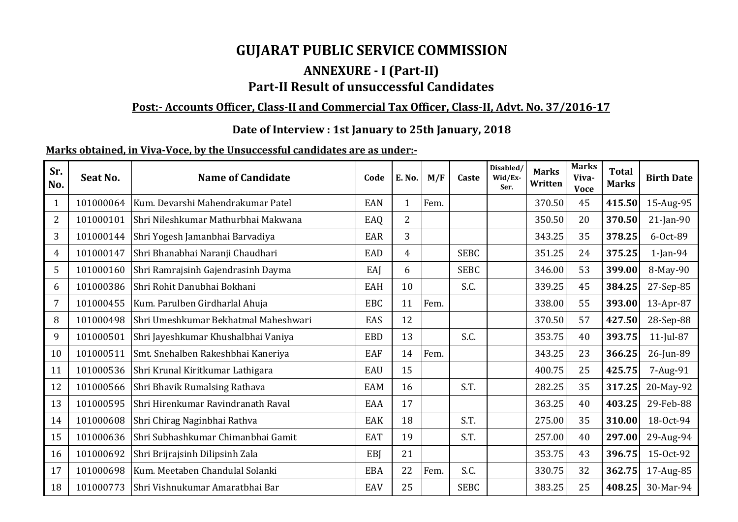# GUJARAT PUBLIC SERVICE COMMISSION

## ANNEXURE - I (Part-II)

## Part-II Result of unsuccessful Candidates

**Post:- Accounts Officer, Class-II and Commercial Tax Officer, Class-II, Advt. No. 37/2016-17**

**Date of Interview : 1st January to 25th January, 2018**

**Marks obtained, in Viva-Voce, by the Unsuccessful candidates are as under:-**

| Sr. No. | Seat No. | Name of Candidate | Code | E. No. | M/F | Caste | Disabled/ Wid/Ex-Ser. | Marks Written | Marks Viva-Voce | Total Marks | Birth Date |
|---|---|---|---|---|---|---|---|---|---|---|---|
| 1 | 101000064 | Kum. Devarshi Mahendrakumar Patel | EAN | 1 | Fem. | | | 370.50 | 45 | **415.50** | 15-Aug-95 |
| 2 | 101000101 | Shri Nileshkumar Mathurbhai Makwana | EAQ | 2 | | | | 350.50 | 20 | **370.50** | 21-Jan-90 |
| 3 | 101000144 | Shri Yogesh Jamanbhai Barvadiya | EAR | 3 | | | | 343.25 | 35 | **378.25** | 6-Oct-89 |
| 4 | 101000147 | Shri Bhanabhai Naranji Chaudhari | EAD | 4 | | SEBC | | 351.25 | 24 | **375.25** | 1-Jan-94 |
| 5 | 101000160 | Shri Ramrajsinh Gajendrasinh Dayma | EAJ | 6 | | SEBC | | 346.00 | 53 | **399.00** | 8-May-90 |
| 6 | 101000386 | Shri Rohit Danubhai Bokhani | EAH | 10 | | S.C. | | 339.25 | 45 | **384.25** | 27-Sep-85 |
| 7 | 101000455 | Kum. Parulben Girdharlal Ahuja | EBC | 11 | Fem. | | | 338.00 | 55 | **393.00** | 13-Apr-87 |
| 8 | 101000498 | Shri Umeshkumar Bekhatmal Maheshwari | EAS | 12 | | | | 370.50 | 57 | **427.50** | 28-Sep-88 |
| 9 | 101000501 | Shri Jayeshkumar Khushalbhai Vaniya | EBD | 13 | | S.C. | | 353.75 | 40 | **393.75** | 11-Jul-87 |
| 10 | 101000511 | Smt. Snehalben Rakeshbhai Kaneriya | EAF | 14 | Fem. | | | 343.25 | 23 | **366.25** | 26-Jun-89 |
| 11 | 101000536 | Shri Krunal Kiritkumar Lathigara | EAU | 15 | | | | 400.75 | 25 | **425.75** | 7-Aug-91 |
| 12 | 101000566 | Shri Bhavik Rumalsing Rathava | EAM | 16 | | S.T. | | 282.25 | 35 | **317.25** | 20-May-92 |
| 13 | 101000595 | Shri Hirenkumar Ravindranath Raval | EAA | 17 | | | | 363.25 | 40 | **403.25** | 29-Feb-88 |
| 14 | 101000608 | Shri Chirag Naginbhai Rathva | EAK | 18 | | S.T. | | 275.00 | 35 | **310.00** | 18-Oct-94 |
| 15 | 101000636 | Shri Subhashkumar Chimanbhai Gamit | EAT | 19 | | S.T. | | 257.00 | 40 | **297.00** | 29-Aug-94 |
| 16 | 101000692 | Shri Brijrajsinh Dilipsinh Zala | EBJ | 21 | | | | 353.75 | 43 | **396.75** | 15-Oct-92 |
| 17 | 101000698 | Kum. Meetaben Chandulal Solanki | EBA | 22 | Fem. | S.C. | | 330.75 | 32 | **362.75** | 17-Aug-85 |
| 18 | 101000773 | Shri Vishnukumar Amaratbhai Bar | EAV | 25 | | SEBC | | 383.25 | 25 | **408.25** | 30-Mar-94 |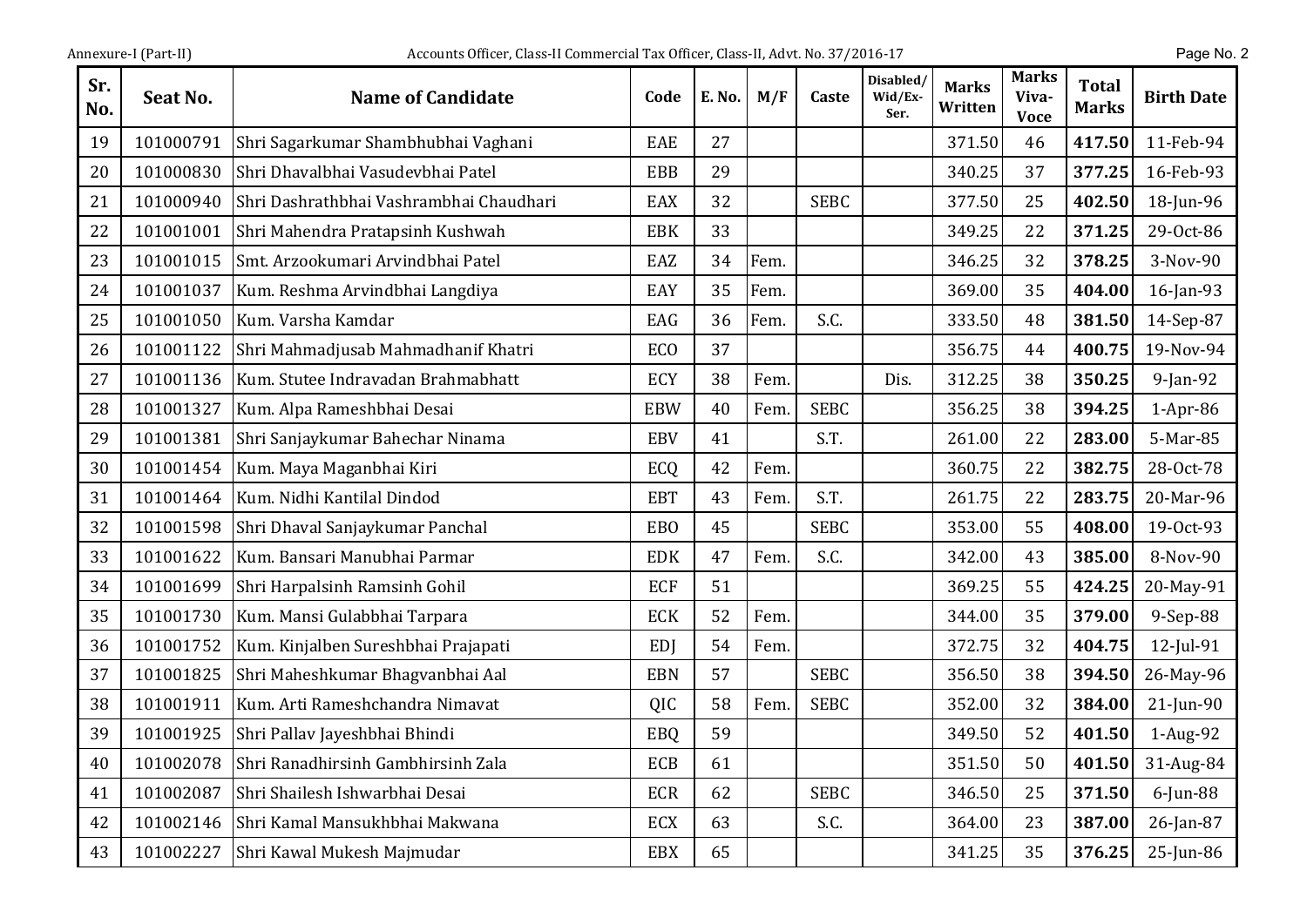| Sr. No. | Seat No. | Name of Candidate | Code | E. No. | M/F | Caste | Disabled/ Wid/Ex-Ser. | Marks Written | Marks Viva-Voce | Total Marks | Birth Date |
|---|---|---|---|---|---|---|---|---|---|---|---|
| 19 | 101000791 | Shri Sagarkumar Shambhubhai Vaghani | EAE | 27 | | | | 371.50 | 46 | **417.50** | 11-Feb-94 |
| 20 | 101000830 | Shri Dhavalbhai Vasudevbhai Patel | EBB | 29 | | | | 340.25 | 37 | **377.25** | 16-Feb-93 |
| 21 | 101000940 | Shri Dashrathbhai Vashrambhai Chaudhari | EAX | 32 | | SEBC | | 377.50 | 25 | **402.50** | 18-Jun-96 |
| 22 | 101001001 | Shri Mahendra Pratapsinh Kushwah | EBK | 33 | | | | 349.25 | 22 | **371.25** | 29-Oct-86 |
| 23 | 101001015 | Smt. Arzookumari Arvindbhai Patel | EAZ | 34 | Fem. | | | 346.25 | 32 | **378.25** | 3-Nov-90 |
| 24 | 101001037 | Kum. Reshma Arvindbhai Langdiya | EAY | 35 | Fem. | | | 369.00 | 35 | **404.00** | 16-Jan-93 |
| 25 | 101001050 | Kum. Varsha Kamdar | EAG | 36 | Fem. | S.C. | | 333.50 | 48 | **381.50** | 14-Sep-87 |
| 26 | 101001122 | Shri Mahmadjusab Mahmadhanif Khatri | ECO | 37 | | | | 356.75 | 44 | **400.75** | 19-Nov-94 |
| 27 | 101001136 | Kum. Stutee Indravadan Brahmabhatt | ECY | 38 | Fem. | | Dis. | 312.25 | 38 | **350.25** | 9-Jan-92 |
| 28 | 101001327 | Kum. Alpa Rameshbhai Desai | EBW | 40 | Fem. | SEBC | | 356.25 | 38 | **394.25** | 1-Apr-86 |
| 29 | 101001381 | Shri Sanjaykumar Bahechar Ninama | EBV | 41 | | S.T. | | 261.00 | 22 | **283.00** | 5-Mar-85 |
| 30 | 101001454 | Kum. Maya Maganbhai Kiri | ECQ | 42 | Fem. | | | 360.75 | 22 | **382.75** | 28-Oct-78 |
| 31 | 101001464 | Kum. Nidhi Kantilal Dindod | EBT | 43 | Fem. | S.T. | | 261.75 | 22 | **283.75** | 20-Mar-96 |
| 32 | 101001598 | Shri Dhaval Sanjaykumar Panchal | EBO | 45 | | SEBC | | 353.00 | 55 | **408.00** | 19-Oct-93 |
| 33 | 101001622 | Kum. Bansari Manubhai Parmar | EDK | 47 | Fem. | S.C. | | 342.00 | 43 | **385.00** | 8-Nov-90 |
| 34 | 101001699 | Shri Harpalsinh Ramsinh Gohil | ECF | 51 | | | | 369.25 | 55 | **424.25** | 20-May-91 |
| 35 | 101001730 | Kum. Mansi Gulabbhai Tarpara | ECK | 52 | Fem. | | | 344.00 | 35 | **379.00** | 9-Sep-88 |
| 36 | 101001752 | Kum. Kinjalben Sureshbhai Prajapati | EDJ | 54 | Fem. | | | 372.75 | 32 | **404.75** | 12-Jul-91 |
| 37 | 101001825 | Shri Maheshkumar Bhagvanbhai Aal | EBN | 57 | | SEBC | | 356.50 | 38 | **394.50** | 26-May-96 |
| 38 | 101001911 | Kum. Arti Rameshchandra Nimavat | QIC | 58 | Fem. | SEBC | | 352.00 | 32 | **384.00** | 21-Jun-90 |
| 39 | 101001925 | Shri Pallav Jayeshbhai Bhindi | EBQ | 59 | | | | 349.50 | 52 | **401.50** | 1-Aug-92 |
| 40 | 101002078 | Shri Ranadhirsinh Gambhirsinh Zala | ECB | 61 | | | | 351.50 | 50 | **401.50** | 31-Aug-84 |
| 41 | 101002087 | Shri Shailesh Ishwarbhai Desai | ECR | 62 | | SEBC | | 346.50 | 25 | **371.50** | 6-Jun-88 |
| 42 | 101002146 | Shri Kamal Mansukhbhai Makwana | ECX | 63 | | S.C. | | 364.00 | 23 | **387.00** | 26-Jan-87 |
| 43 | 101002227 | Shri Kawal Mukesh Majmudar | EBX | 65 | | | | 341.25 | 35 | **376.25** | 25-Jun-86 |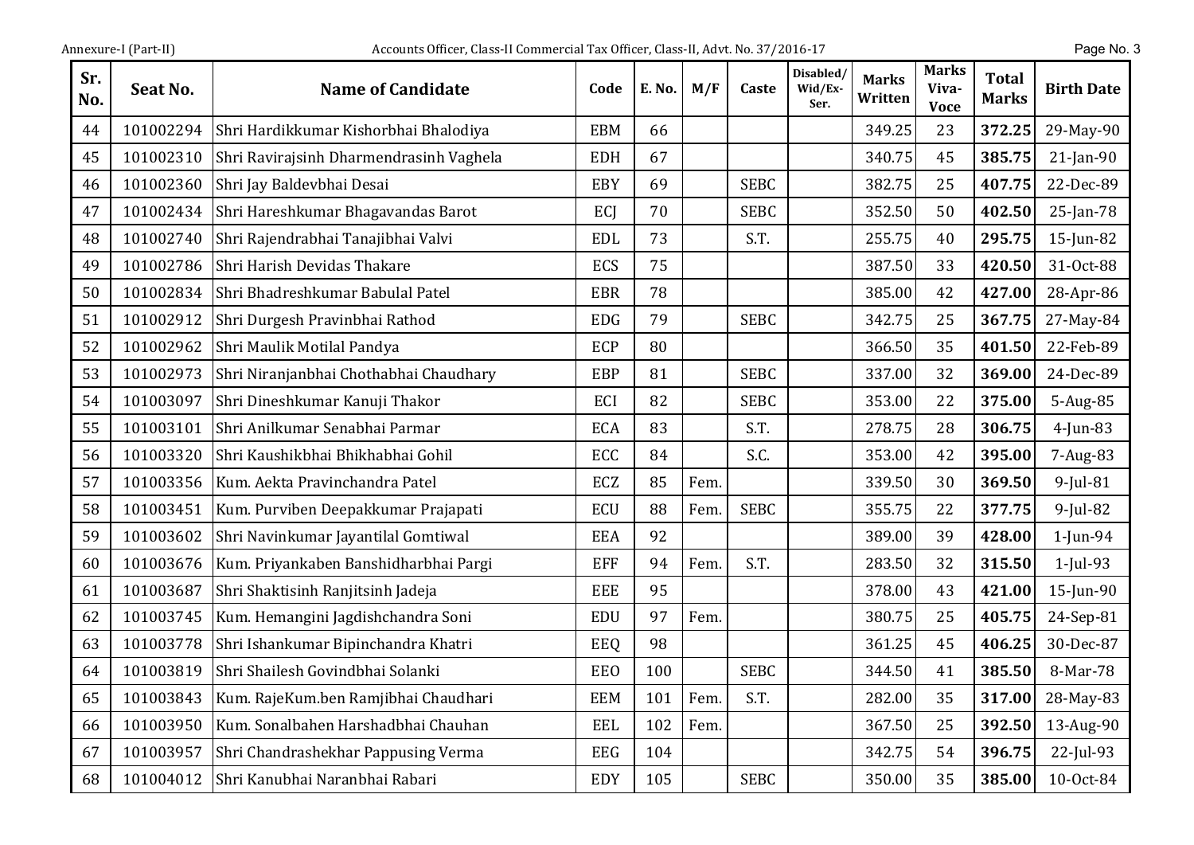| Sr. No. | Seat No. | Name of Candidate | Code | E. No. | M/F | Caste | Disabled/ Wid/Ex-Ser. | Marks Written | Marks Viva-Voce | Total Marks | Birth Date |
|---|---|---|---|---|---|---|---|---|---|---|---|
| 44 | 101002294 | Shri Hardikkumar Kishorbhai Bhalodiya | EBM | 66 | | | | 349.25 | 23 | **372.25** | 29-May-90 |
| 45 | 101002310 | Shri Ravirajsinh Dharmendrasinh Vaghela | EDH | 67 | | | | 340.75 | 45 | **385.75** | 21-Jan-90 |
| 46 | 101002360 | Shri Jay Baldevbhai Desai | EBY | 69 | | SEBC | | 382.75 | 25 | **407.75** | 22-Dec-89 |
| 47 | 101002434 | Shri Hareshkumar Bhagavandas Barot | ECJ | 70 | | SEBC | | 352.50 | 50 | **402.50** | 25-Jan-78 |
| 48 | 101002740 | Shri Rajendrabhai Tanajibhai Valvi | EDL | 73 | | S.T. | | 255.75 | 40 | **295.75** | 15-Jun-82 |
| 49 | 101002786 | Shri Harish Devidas Thakare | ECS | 75 | | | | 387.50 | 33 | **420.50** | 31-Oct-88 |
| 50 | 101002834 | Shri Bhadreshkumar Babulal Patel | EBR | 78 | | | | 385.00 | 42 | **427.00** | 28-Apr-86 |
| 51 | 101002912 | Shri Durgesh Pravinbhai Rathod | EDG | 79 | | SEBC | | 342.75 | 25 | **367.75** | 27-May-84 |
| 52 | 101002962 | Shri Maulik Motilal Pandya | ECP | 80 | | | | 366.50 | 35 | **401.50** | 22-Feb-89 |
| 53 | 101002973 | Shri Niranjanbhai Chothabhai Chaudhary | EBP | 81 | | SEBC | | 337.00 | 32 | **369.00** | 24-Dec-89 |
| 54 | 101003097 | Shri Dineshkumar Kanuji Thakor | ECI | 82 | | SEBC | | 353.00 | 22 | **375.00** | 5-Aug-85 |
| 55 | 101003101 | Shri Anilkumar Senabhai Parmar | ECA | 83 | | S.T. | | 278.75 | 28 | **306.75** | 4-Jun-83 |
| 56 | 101003320 | Shri Kaushikbhai Bhikhabhai Gohil | ECC | 84 | | S.C. | | 353.00 | 42 | **395.00** | 7-Aug-83 |
| 57 | 101003356 | Kum. Aekta Pravinchandra Patel | ECZ | 85 | Fem. | | | 339.50 | 30 | **369.50** | 9-Jul-81 |
| 58 | 101003451 | Kum. Purviben Deepakkumar Prajapati | ECU | 88 | Fem. | SEBC | | 355.75 | 22 | **377.75** | 9-Jul-82 |
| 59 | 101003602 | Shri Navinkumar Jayantilal Gomtiwal | EEA | 92 | | | | 389.00 | 39 | **428.00** | 1-Jun-94 |
| 60 | 101003676 | Kum. Priyankaben Banshidharbhai Pargi | EFF | 94 | Fem. | S.T. | | 283.50 | 32 | **315.50** | 1-Jul-93 |
| 61 | 101003687 | Shri Shaktisinh Ranjitsinh Jadeja | EEE | 95 | | | | 378.00 | 43 | **421.00** | 15-Jun-90 |
| 62 | 101003745 | Kum. Hemangini Jagdishchandra Soni | EDU | 97 | Fem. | | | 380.75 | 25 | **405.75** | 24-Sep-81 |
| 63 | 101003778 | Shri Ishankumar Bipinchandra Khatri | EEQ | 98 | | | | 361.25 | 45 | **406.25** | 30-Dec-87 |
| 64 | 101003819 | Shri Shailesh Govindbhai Solanki | EEO | 100 | | SEBC | | 344.50 | 41 | **385.50** | 8-Mar-78 |
| 65 | 101003843 | Kum. RajeKum.ben Ramjibhai Chaudhari | EEM | 101 | Fem. | S.T. | | 282.00 | 35 | **317.00** | 28-May-83 |
| 66 | 101003950 | Kum. Sonalbahen Harshadbhai Chauhan | EEL | 102 | Fem. | | | 367.50 | 25 | **392.50** | 13-Aug-90 |
| 67 | 101003957 | Shri Chandrashekhar Pappusing Verma | EEG | 104 | | | | 342.75 | 54 | **396.75** | 22-Jul-93 |
| 68 | 101004012 | Shri Kanubhai Naranbhai Rabari | EDY | 105 | | SEBC | | 350.00 | 35 | **385.00** | 10-Oct-84 |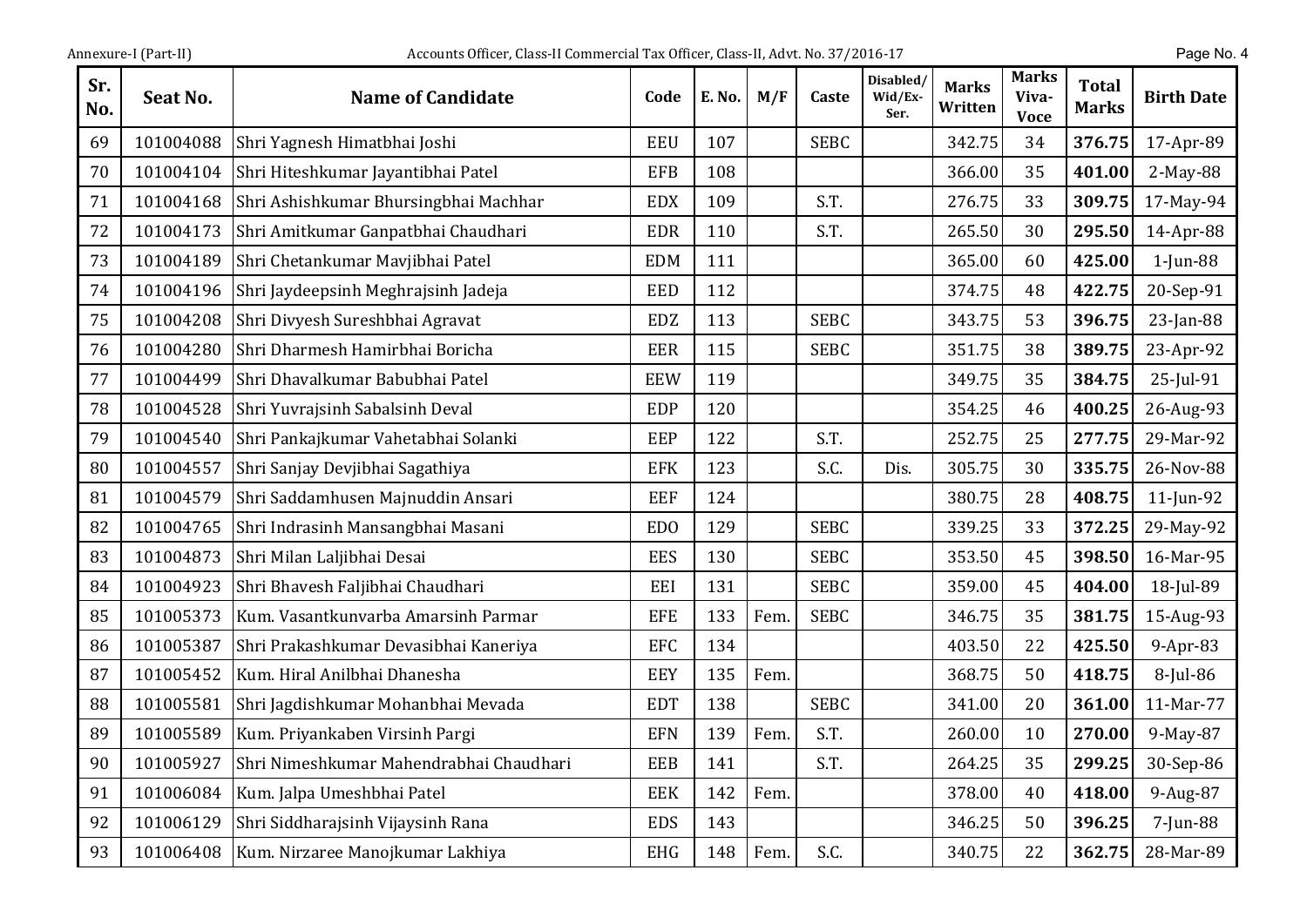| Sr. No. | Seat No. | Name of Candidate | Code | E. No. | M/F | Caste | Disabled/ Wid/Ex-Ser. | Marks Written | Marks Viva-Voce | Total Marks | Birth Date |
|---|---|---|---|---|---|---|---|---|---|---|---|
| 69 | 101004088 | Shri Yagnesh Himatbhai Joshi | EEU | 107 | | SEBC | | 342.75 | 34 | **376.75** | 17-Apr-89 |
| 70 | 101004104 | Shri Hiteshkumar Jayantibhai Patel | EFB | 108 | | | | 366.00 | 35 | **401.00** | 2-May-88 |
| 71 | 101004168 | Shri Ashishkumar Bhursingbhai Machhar | EDX | 109 | | S.T. | | 276.75 | 33 | **309.75** | 17-May-94 |
| 72 | 101004173 | Shri Amitkumar Ganpatbhai Chaudhari | EDR | 110 | | S.T. | | 265.50 | 30 | **295.50** | 14-Apr-88 |
| 73 | 101004189 | Shri Chetankumar Mavjibhai Patel | EDM | 111 | | | | 365.00 | 60 | **425.00** | 1-Jun-88 |
| 74 | 101004196 | Shri Jaydeepsinh Meghrajsinh Jadeja | EED | 112 | | | | 374.75 | 48 | **422.75** | 20-Sep-91 |
| 75 | 101004208 | Shri Divyesh Sureshbhai Agravat | EDZ | 113 | | SEBC | | 343.75 | 53 | **396.75** | 23-Jan-88 |
| 76 | 101004280 | Shri Dharmesh Hamirbhai Boricha | EER | 115 | | SEBC | | 351.75 | 38 | **389.75** | 23-Apr-92 |
| 77 | 101004499 | Shri Dhavalkumar Babubhai Patel | EEW | 119 | | | | 349.75 | 35 | **384.75** | 25-Jul-91 |
| 78 | 101004528 | Shri Yuvrajsinh Sabalsinh Deval | EDP | 120 | | | | 354.25 | 46 | **400.25** | 26-Aug-93 |
| 79 | 101004540 | Shri Pankajkumar Vahetabhai Solanki | EEP | 122 | | S.T. | | 252.75 | 25 | **277.75** | 29-Mar-92 |
| 80 | 101004557 | Shri Sanjay Devjibhai Sagathiya | EFK | 123 | | S.C. | Dis. | 305.75 | 30 | **335.75** | 26-Nov-88 |
| 81 | 101004579 | Shri Saddamhusen Majnuddin Ansari | EEF | 124 | | | | 380.75 | 28 | **408.75** | 11-Jun-92 |
| 82 | 101004765 | Shri Indrasinh Mansangbhai Masani | EDO | 129 | | SEBC | | 339.25 | 33 | **372.25** | 29-May-92 |
| 83 | 101004873 | Shri Milan Laljibhai Desai | EES | 130 | | SEBC | | 353.50 | 45 | **398.50** | 16-Mar-95 |
| 84 | 101004923 | Shri Bhavesh Faljibhai Chaudhari | EEI | 131 | | SEBC | | 359.00 | 45 | **404.00** | 18-Jul-89 |
| 85 | 101005373 | Kum. Vasantkunvarba Amarsinh Parmar | EFE | 133 | Fem. | SEBC | | 346.75 | 35 | **381.75** | 15-Aug-93 |
| 86 | 101005387 | Shri Prakashkumar Devasibhai Kaneriya | EFC | 134 | | | | 403.50 | 22 | **425.50** | 9-Apr-83 |
| 87 | 101005452 | Kum. Hiral Anilbhai Dhanesha | EEY | 135 | Fem. | | | 368.75 | 50 | **418.75** | 8-Jul-86 |
| 88 | 101005581 | Shri Jagdishkumar Mohanbhai Mevada | EDT | 138 | | SEBC | | 341.00 | 20 | **361.00** | 11-Mar-77 |
| 89 | 101005589 | Kum. Priyankaben Virsinh Pargi | EFN | 139 | Fem. | S.T. | | 260.00 | 10 | **270.00** | 9-May-87 |
| 90 | 101005927 | Shri Nimeshkumar Mahendrabhai Chaudhari | EEB | 141 | | S.T. | | 264.25 | 35 | **299.25** | 30-Sep-86 |
| 91 | 101006084 | Kum. Jalpa Umeshbhai Patel | EEK | 142 | Fem. | | | 378.00 | 40 | **418.00** | 9-Aug-87 |
| 92 | 101006129 | Shri Siddharajsinh Vijaysinh Rana | EDS | 143 | | | | 346.25 | 50 | **396.25** | 7-Jun-88 |
| 93 | 101006408 | Kum. Nirzaree Manojkumar Lakhiya | EHG | 148 | Fem. | S.C. | | 340.75 | 22 | **362.75** | 28-Mar-89 |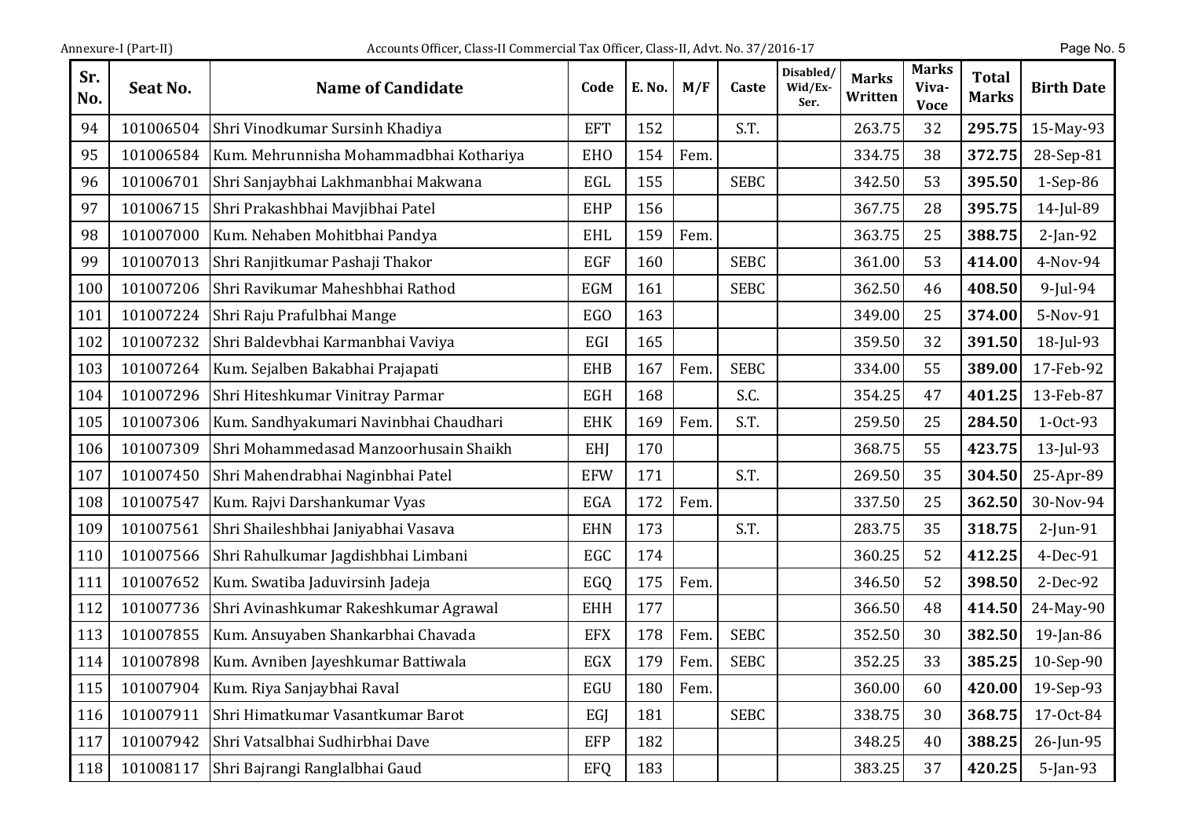| Sr. No. | Seat No. | Name of Candidate | Code | E. No. | M/F | Caste | Disabled/ Wid/Ex-Ser. | Marks Written | Marks Viva-Voce | Total Marks | Birth Date |
|---|---|---|---|---|---|---|---|---|---|---|---|
| 94 | 101006504 | Shri Vinodkumar Sursinh Khadiya | EFT | 152 | | S.T. | | 263.75 | 32 | **295.75** | 15-May-93 |
| 95 | 101006584 | Kum. Mehrunnisha Mohammadbhai Kothariya | EHO | 154 | Fem. | | | 334.75 | 38 | **372.75** | 28-Sep-81 |
| 96 | 101006701 | Shri Sanjaybhai Lakhmanbhai Makwana | EGL | 155 | | SEBC | | 342.50 | 53 | **395.50** | 1-Sep-86 |
| 97 | 101006715 | Shri Prakashbhai Mavjibhai Patel | EHP | 156 | | | | 367.75 | 28 | **395.75** | 14-Jul-89 |
| 98 | 101007000 | Kum. Nehaben Mohitbhai Pandya | EHL | 159 | Fem. | | | 363.75 | 25 | **388.75** | 2-Jan-92 |
| 99 | 101007013 | Shri Ranjitkumar Pashaji Thakor | EGF | 160 | | SEBC | | 361.00 | 53 | **414.00** | 4-Nov-94 |
| 100 | 101007206 | Shri Ravikumar Maheshbhai Rathod | EGM | 161 | | SEBC | | 362.50 | 46 | **408.50** | 9-Jul-94 |
| 101 | 101007224 | Shri Raju Prafulbhai Mange | EGO | 163 | | | | 349.00 | 25 | **374.00** | 5-Nov-91 |
| 102 | 101007232 | Shri Baldevbhai Karmanbhai Vaviya | EGI | 165 | | | | 359.50 | 32 | **391.50** | 18-Jul-93 |
| 103 | 101007264 | Kum. Sejalben Bakabhai Prajapati | EHB | 167 | Fem. | SEBC | | 334.00 | 55 | **389.00** | 17-Feb-92 |
| 104 | 101007296 | Shri Hiteshkumar Vinitray Parmar | EGH | 168 | | S.C. | | 354.25 | 47 | **401.25** | 13-Feb-87 |
| 105 | 101007306 | Kum. Sandhyakumari Navinbhai Chaudhari | EHK | 169 | Fem. | S.T. | | 259.50 | 25 | **284.50** | 1-Oct-93 |
| 106 | 101007309 | Shri Mohammedasad Manzoorhusain Shaikh | EHJ | 170 | | | | 368.75 | 55 | **423.75** | 13-Jul-93 |
| 107 | 101007450 | Shri Mahendrabhai Naginbhai Patel | EFW | 171 | | S.T. | | 269.50 | 35 | **304.50** | 25-Apr-89 |
| 108 | 101007547 | Kum. Rajvi Darshankumar Vyas | EGA | 172 | Fem. | | | 337.50 | 25 | **362.50** | 30-Nov-94 |
| 109 | 101007561 | Shri Shaileshbhai Janiyabhai Vasava | EHN | 173 | | S.T. | | 283.75 | 35 | **318.75** | 2-Jun-91 |
| 110 | 101007566 | Shri Rahulkumar Jagdishbhai Limbani | EGC | 174 | | | | 360.25 | 52 | **412.25** | 4-Dec-91 |
| 111 | 101007652 | Kum. Swatiba Jaduvirsinh Jadeja | EGQ | 175 | Fem. | | | 346.50 | 52 | **398.50** | 2-Dec-92 |
| 112 | 101007736 | Shri Avinashkumar Rakeshkumar Agrawal | EHH | 177 | | | | 366.50 | 48 | **414.50** | 24-May-90 |
| 113 | 101007855 | Kum. Ansuyaben Shankarbhai Chavada | EFX | 178 | Fem. | SEBC | | 352.50 | 30 | **382.50** | 19-Jan-86 |
| 114 | 101007898 | Kum. Avniben Jayeshkumar Battiwala | EGX | 179 | Fem. | SEBC | | 352.25 | 33 | **385.25** | 10-Sep-90 |
| 115 | 101007904 | Kum. Riya Sanjaybhai Raval | EGU | 180 | Fem. | | | 360.00 | 60 | **420.00** | 19-Sep-93 |
| 116 | 101007911 | Shri Himatkumar Vasantkumar Barot | EGJ | 181 | | SEBC | | 338.75 | 30 | **368.75** | 17-Oct-84 |
| 117 | 101007942 | Shri Vatsalbhai Sudhirbhai Dave | EFP | 182 | | | | 348.25 | 40 | **388.25** | 26-Jun-95 |
| 118 | 101008117 | Shri Bajrangi Ranglalbhai Gaud | EFQ | 183 | | | | 383.25 | 37 | **420.25** | 5-Jan-93 |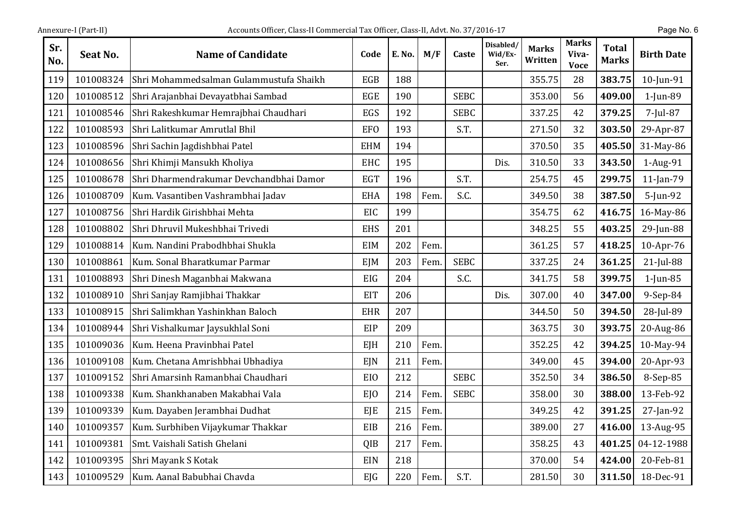| Sr. No. | Seat No. | Name of Candidate | Code | E. No. | M/F | Caste | Disabled/ Wid/Ex-Ser. | Marks Written | Marks Viva-Voce | Total Marks | Birth Date |
|---|---|---|---|---|---|---|---|---|---|---|---|
| 119 | 101008324 | Shri Mohammedsalman Gulammustufa Shaikh | EGB | 188 | | | | 355.75 | 28 | **383.75** | 10-Jun-91 |
| 120 | 101008512 | Shri Arajanbhai Devayatbhai Sambad | EGE | 190 | | SEBC | | 353.00 | 56 | **409.00** | 1-Jun-89 |
| 121 | 101008546 | Shri Rakeshkumar Hemrajbhai Chaudhari | EGS | 192 | | SEBC | | 337.25 | 42 | **379.25** | 7-Jul-87 |
| 122 | 101008593 | Shri Lalitkumar Amrutlal Bhil | EFO | 193 | | S.T. | | 271.50 | 32 | **303.50** | 29-Apr-87 |
| 123 | 101008596 | Shri Sachin Jagdishbhai Patel | EHM | 194 | | | | 370.50 | 35 | **405.50** | 31-May-86 |
| 124 | 101008656 | Shri Khimji Mansukh Kholiya | EHC | 195 | | | Dis. | 310.50 | 33 | **343.50** | 1-Aug-91 |
| 125 | 101008678 | Shri Dharmendrakumar Devchandbhai Damor | EGT | 196 | | S.T. | | 254.75 | 45 | **299.75** | 11-Jan-79 |
| 126 | 101008709 | Kum. Vasantiben Vashrambhai Jadav | EHA | 198 | Fem. | S.C. | | 349.50 | 38 | **387.50** | 5-Jun-92 |
| 127 | 101008756 | Shri Hardik Girishbhai Mehta | EIC | 199 | | | | 354.75 | 62 | **416.75** | 16-May-86 |
| 128 | 101008802 | Shri Dhruvil Mukeshbhai Trivedi | EHS | 201 | | | | 348.25 | 55 | **403.25** | 29-Jun-88 |
| 129 | 101008814 | Kum. Nandini Prabodhbhai Shukla | EIM | 202 | Fem. | | | 361.25 | 57 | **418.25** | 10-Apr-76 |
| 130 | 101008861 | Kum. Sonal Bharatkumar Parmar | EJM | 203 | Fem. | SEBC | | 337.25 | 24 | **361.25** | 21-Jul-88 |
| 131 | 101008893 | Shri Dinesh Maganbhai Makwana | EIG | 204 | | S.C. | | 341.75 | 58 | **399.75** | 1-Jun-85 |
| 132 | 101008910 | Shri Sanjay Ramjibhai Thakkar | EIT | 206 | | | Dis. | 307.00 | 40 | **347.00** | 9-Sep-84 |
| 133 | 101008915 | Shri Salimkhan Yashinkhan Baloch | EHR | 207 | | | | 344.50 | 50 | **394.50** | 28-Jul-89 |
| 134 | 101008944 | Shri Vishalkumar Jaysukhlal Soni | EIP | 209 | | | | 363.75 | 30 | **393.75** | 20-Aug-86 |
| 135 | 101009036 | Kum. Heena Pravinbhai Patel | EJH | 210 | Fem. | | | 352.25 | 42 | **394.25** | 10-May-94 |
| 136 | 101009108 | Kum. Chetana Amrishbhai Ubhadiya | EJN | 211 | Fem. | | | 349.00 | 45 | **394.00** | 20-Apr-93 |
| 137 | 101009152 | Shri Amarsinh Ramanbhai Chaudhari | EIO | 212 | | SEBC | | 352.50 | 34 | **386.50** | 8-Sep-85 |
| 138 | 101009338 | Kum. Shankhanaben Makabhai Vala | EJO | 214 | Fem. | SEBC | | 358.00 | 30 | **388.00** | 13-Feb-92 |
| 139 | 101009339 | Kum. Dayaben Jerambhai Dudhat | EJE | 215 | Fem. | | | 349.25 | 42 | **391.25** | 27-Jan-92 |
| 140 | 101009357 | Kum. Surbhiben Vijaykumar Thakkar | EIB | 216 | Fem. | | | 389.00 | 27 | **416.00** | 13-Aug-95 |
| 141 | 101009381 | Smt. Vaishali Satish Ghelani | QIB | 217 | Fem. | | | 358.25 | 43 | **401.25** | 04-12-1988 |
| 142 | 101009395 | Shri Mayank S Kotak | EIN | 218 | | | | 370.00 | 54 | **424.00** | 20-Feb-81 |
| 143 | 101009529 | Kum. Aanal Babubhai Chavda | EJG | 220 | Fem. | S.T. | | 281.50 | 30 | **311.50** | 18-Dec-91 |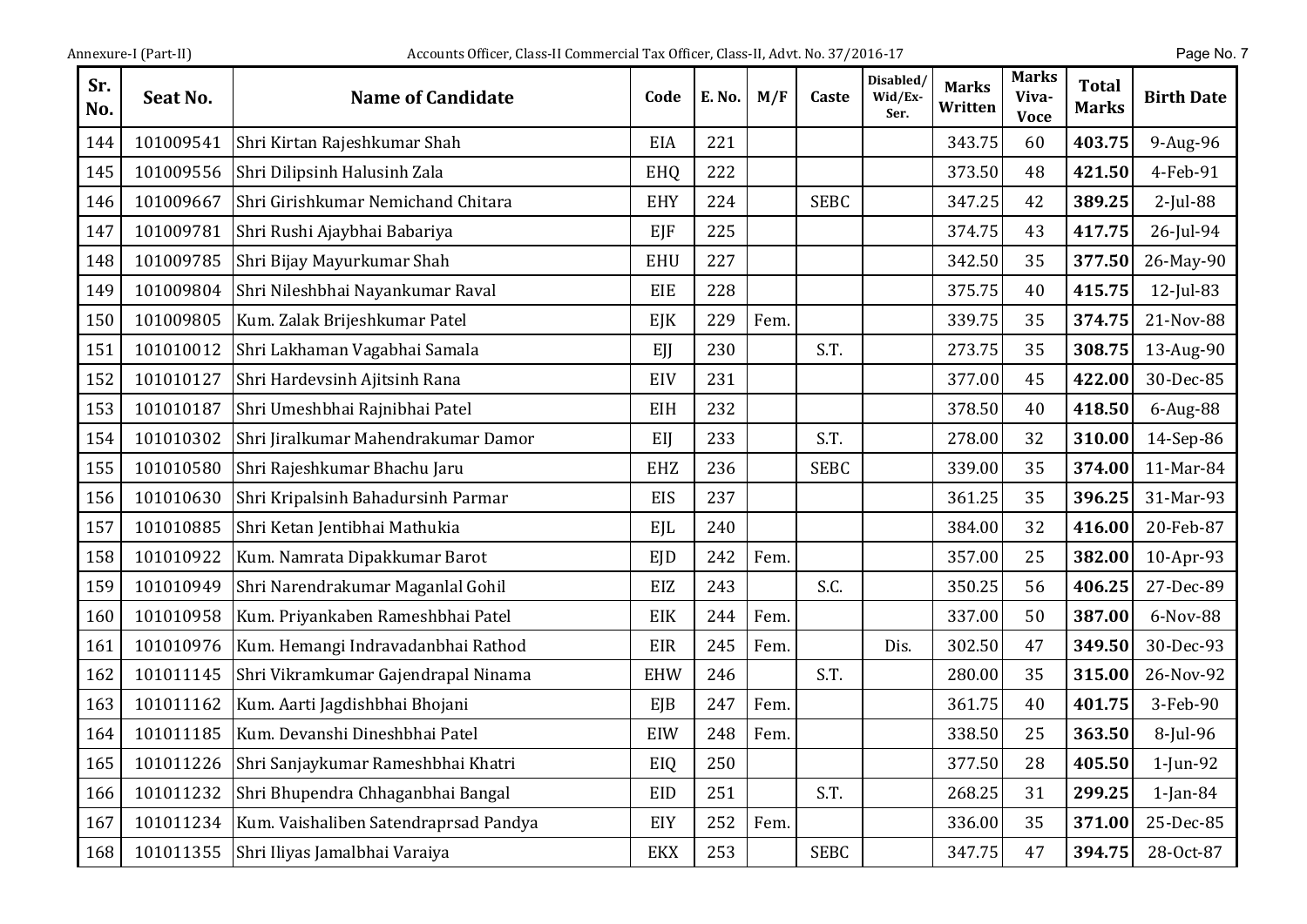| Sr. No. | Seat No. | Name of Candidate | Code | E. No. | M/F | Caste | Disabled/ Wid/Ex-Ser. | Marks Written | Marks Viva-Voce | Total Marks | Birth Date |
|---|---|---|---|---|---|---|---|---|---|---|---|
| 144 | 101009541 | Shri Kirtan Rajeshkumar Shah | EIA | 221 | | | | 343.75 | 60 | **403.75** | 9-Aug-96 |
| 145 | 101009556 | Shri Dilipsinh Halusinh Zala | EHQ | 222 | | | | 373.50 | 48 | **421.50** | 4-Feb-91 |
| 146 | 101009667 | Shri Girishkumar Nemichand Chitara | EHY | 224 | | SEBC | | 347.25 | 42 | **389.25** | 2-Jul-88 |
| 147 | 101009781 | Shri Rushi Ajaybhai Babariya | EJF | 225 | | | | 374.75 | 43 | **417.75** | 26-Jul-94 |
| 148 | 101009785 | Shri Bijay Mayurkumar Shah | EHU | 227 | | | | 342.50 | 35 | **377.50** | 26-May-90 |
| 149 | 101009804 | Shri Nileshbhai Nayankumar Raval | EIE | 228 | | | | 375.75 | 40 | **415.75** | 12-Jul-83 |
| 150 | 101009805 | Kum. Zalak Brijeshkumar Patel | EJK | 229 | Fem. | | | 339.75 | 35 | **374.75** | 21-Nov-88 |
| 151 | 101010012 | Shri Lakhaman Vagabhai Samala | EJJ | 230 | | S.T. | | 273.75 | 35 | **308.75** | 13-Aug-90 |
| 152 | 101010127 | Shri Hardevsinh Ajitsinh Rana | EIV | 231 | | | | 377.00 | 45 | **422.00** | 30-Dec-85 |
| 153 | 101010187 | Shri Umeshbhai Rajnibhai Patel | EIH | 232 | | | | 378.50 | 40 | **418.50** | 6-Aug-88 |
| 154 | 101010302 | Shri Jiralkumar Mahendrakumar Damor | EIJ | 233 | | S.T. | | 278.00 | 32 | **310.00** | 14-Sep-86 |
| 155 | 101010580 | Shri Rajeshkumar Bhachu Jaru | EHZ | 236 | | SEBC | | 339.00 | 35 | **374.00** | 11-Mar-84 |
| 156 | 101010630 | Shri Kripalsinh Bahadursinh Parmar | EIS | 237 | | | | 361.25 | 35 | **396.25** | 31-Mar-93 |
| 157 | 101010885 | Shri Ketan Jentibhai Mathukia | EJL | 240 | | | | 384.00 | 32 | **416.00** | 20-Feb-87 |
| 158 | 101010922 | Kum. Namrata Dipakkumar Barot | EJD | 242 | Fem. | | | 357.00 | 25 | **382.00** | 10-Apr-93 |
| 159 | 101010949 | Shri Narendrakumar Maganlal Gohil | EIZ | 243 | | S.C. | | 350.25 | 56 | **406.25** | 27-Dec-89 |
| 160 | 101010958 | Kum. Priyankaben Rameshbhai Patel | EIK | 244 | Fem. | | | 337.00 | 50 | **387.00** | 6-Nov-88 |
| 161 | 101010976 | Kum. Hemangi Indravadanbhai Rathod | EIR | 245 | Fem. | | Dis. | 302.50 | 47 | **349.50** | 30-Dec-93 |
| 162 | 101011145 | Shri Vikramkumar Gajendrapal Ninama | EHW | 246 | | S.T. | | 280.00 | 35 | **315.00** | 26-Nov-92 |
| 163 | 101011162 | Kum. Aarti Jagdishbhai Bhojani | EJB | 247 | Fem. | | | 361.75 | 40 | **401.75** | 3-Feb-90 |
| 164 | 101011185 | Kum. Devanshi Dineshbhai Patel | EIW | 248 | Fem. | | | 338.50 | 25 | **363.50** | 8-Jul-96 |
| 165 | 101011226 | Shri Sanjaykumar Rameshbhai Khatri | EIQ | 250 | | | | 377.50 | 28 | **405.50** | 1-Jun-92 |
| 166 | 101011232 | Shri Bhupendra Chhaganbhai Bangal | EID | 251 | | S.T. | | 268.25 | 31 | **299.25** | 1-Jan-84 |
| 167 | 101011234 | Kum. Vaishaliben Satendraprsad Pandya | EIY | 252 | Fem. | | | 336.00 | 35 | **371.00** | 25-Dec-85 |
| 168 | 101011355 | Shri Iliyas Jamalbhai Varaiya | EKX | 253 | | SEBC | | 347.75 | 47 | **394.75** | 28-Oct-87 |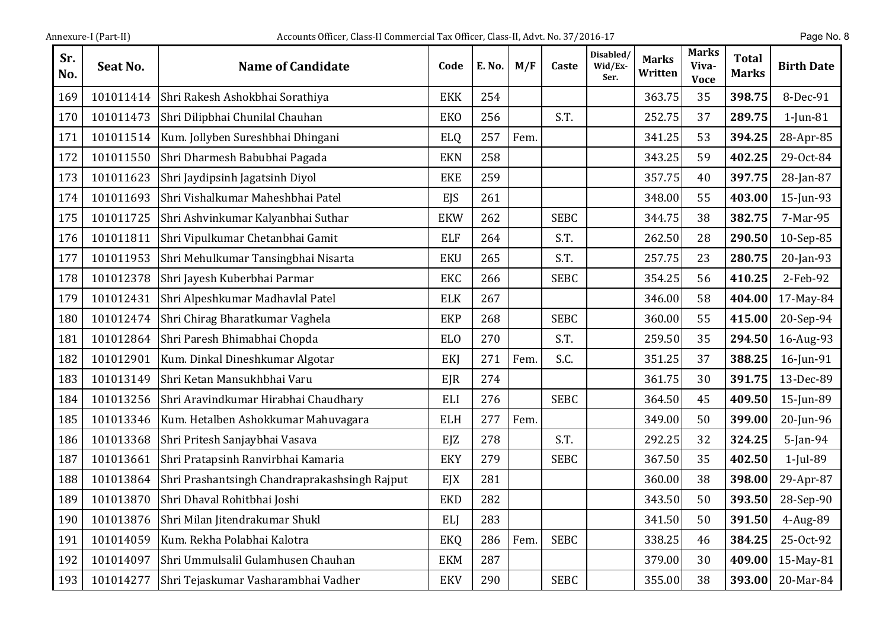| Sr. No. | Seat No. | Name of Candidate | Code | E. No. | M/F | Caste | Disabled/ Wid/Ex-Ser. | Marks Written | Marks Viva-Voce | Total Marks | Birth Date |
|---|---|---|---|---|---|---|---|---|---|---|---|
| 169 | 101011414 | Shri Rakesh Ashokbhai Sorathiya | EKK | 254 | | | | 363.75 | 35 | **398.75** | 8-Dec-91 |
| 170 | 101011473 | Shri Dilipbhai Chunilal Chauhan | EKO | 256 | | S.T. | | 252.75 | 37 | **289.75** | 1-Jun-81 |
| 171 | 101011514 | Kum. Jollyben Sureshbhai Dhingani | ELQ | 257 | Fem. | | | 341.25 | 53 | **394.25** | 28-Apr-85 |
| 172 | 101011550 | Shri Dharmesh Babubhai Pagada | EKN | 258 | | | | 343.25 | 59 | **402.25** | 29-Oct-84 |
| 173 | 101011623 | Shri Jaydipsinh Jagatsinh Diyol | EKE | 259 | | | | 357.75 | 40 | **397.75** | 28-Jan-87 |
| 174 | 101011693 | Shri Vishalkumar Maheshbhai Patel | EJS | 261 | | | | 348.00 | 55 | **403.00** | 15-Jun-93 |
| 175 | 101011725 | Shri Ashvinkumar Kalyanbhai Suthar | EKW | 262 | | SEBC | | 344.75 | 38 | **382.75** | 7-Mar-95 |
| 176 | 101011811 | Shri Vipulkumar Chetanbhai Gamit | ELF | 264 | | S.T. | | 262.50 | 28 | **290.50** | 10-Sep-85 |
| 177 | 101011953 | Shri Mehulkumar Tansingbhai Nisarta | EKU | 265 | | S.T. | | 257.75 | 23 | **280.75** | 20-Jan-93 |
| 178 | 101012378 | Shri Jayesh Kuberbhai Parmar | EKC | 266 | | SEBC | | 354.25 | 56 | **410.25** | 2-Feb-92 |
| 179 | 101012431 | Shri Alpeshkumar Madhavlal Patel | ELK | 267 | | | | 346.00 | 58 | **404.00** | 17-May-84 |
| 180 | 101012474 | Shri Chirag Bharatkumar Vaghela | EKP | 268 | | SEBC | | 360.00 | 55 | **415.00** | 20-Sep-94 |
| 181 | 101012864 | Shri Paresh Bhimabhai Chopda | ELO | 270 | | S.T. | | 259.50 | 35 | **294.50** | 16-Aug-93 |
| 182 | 101012901 | Kum. Dinkal Dineshkumar Algotar | EKJ | 271 | Fem. | S.C. | | 351.25 | 37 | **388.25** | 16-Jun-91 |
| 183 | 101013149 | Shri Ketan Mansukhbhai Varu | EJR | 274 | | | | 361.75 | 30 | **391.75** | 13-Dec-89 |
| 184 | 101013256 | Shri Aravindkumar Hirabhai Chaudhary | ELI | 276 | | SEBC | | 364.50 | 45 | **409.50** | 15-Jun-89 |
| 185 | 101013346 | Kum. Hetalben Ashokkumar Mahuvagara | ELH | 277 | Fem. | | | 349.00 | 50 | **399.00** | 20-Jun-96 |
| 186 | 101013368 | Shri Pritesh Sanjaybhai Vasava | EJZ | 278 | | S.T. | | 292.25 | 32 | **324.25** | 5-Jan-94 |
| 187 | 101013661 | Shri Pratapsinh Ranvirbhai Kamaria | EKY | 279 | | SEBC | | 367.50 | 35 | **402.50** | 1-Jul-89 |
| 188 | 101013864 | Shri Prashantsingh Chandraprakashsingh Rajput | EJX | 281 | | | | 360.00 | 38 | **398.00** | 29-Apr-87 |
| 189 | 101013870 | Shri Dhaval Rohitbhai Joshi | EKD | 282 | | | | 343.50 | 50 | **393.50** | 28-Sep-90 |
| 190 | 101013876 | Shri Milan Jitendrakumar Shukl | ELJ | 283 | | | | 341.50 | 50 | **391.50** | 4-Aug-89 |
| 191 | 101014059 | Kum. Rekha Polabhai Kalotra | EKQ | 286 | Fem. | SEBC | | 338.25 | 46 | **384.25** | 25-Oct-92 |
| 192 | 101014097 | Shri Ummulsalil Gulamhusen Chauhan | EKM | 287 | | | | 379.00 | 30 | **409.00** | 15-May-81 |
| 193 | 101014277 | Shri Tejaskumar Vasharambhai Vadher | EKV | 290 | | SEBC | | 355.00 | 38 | **393.00** | 20-Mar-84 |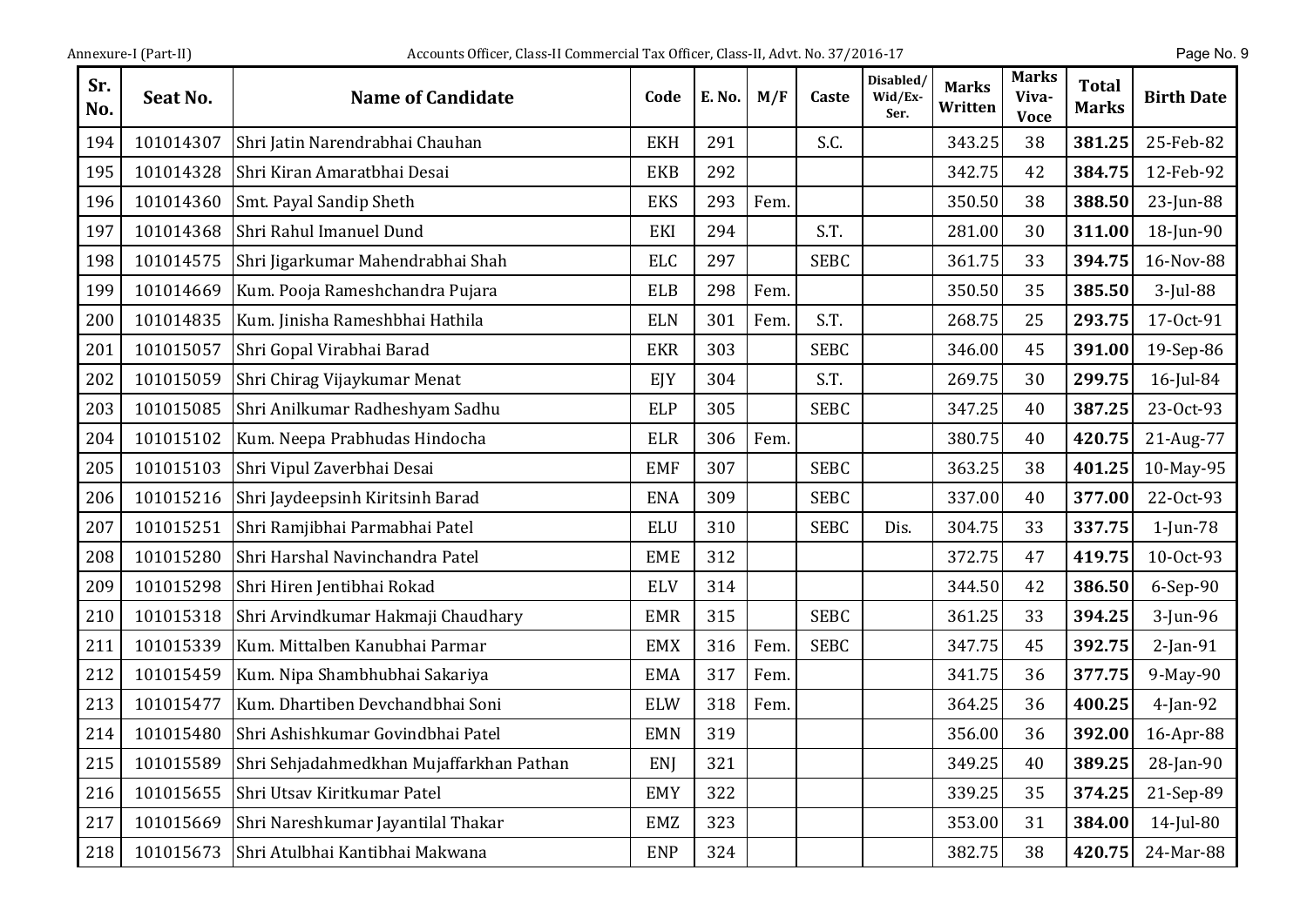| Sr. No. | Seat No. | Name of Candidate | Code | E. No. | M/F | Caste | Disabled/ Wid/Ex-Ser. | Marks Written | Marks Viva-Voce | Total Marks | Birth Date |
|---|---|---|---|---|---|---|---|---|---|---|---|
| 194 | 101014307 | Shri Jatin Narendrabhai Chauhan | EKH | 291 | | S.C. | | 343.25 | 38 | **381.25** | 25-Feb-82 |
| 195 | 101014328 | Shri Kiran Amaratbhai Desai | EKB | 292 | | | | 342.75 | 42 | **384.75** | 12-Feb-92 |
| 196 | 101014360 | Smt. Payal Sandip Sheth | EKS | 293 | Fem. | | | 350.50 | 38 | **388.50** | 23-Jun-88 |
| 197 | 101014368 | Shri Rahul Imanuel Dund | EKI | 294 | | S.T. | | 281.00 | 30 | **311.00** | 18-Jun-90 |
| 198 | 101014575 | Shri Jigarkumar Mahendrabhai Shah | ELC | 297 | | SEBC | | 361.75 | 33 | **394.75** | 16-Nov-88 |
| 199 | 101014669 | Kum. Pooja Rameshchandra Pujara | ELB | 298 | Fem. | | | 350.50 | 35 | **385.50** | 3-Jul-88 |
| 200 | 101014835 | Kum. Jinisha Rameshbhai Hathila | ELN | 301 | Fem. | S.T. | | 268.75 | 25 | **293.75** | 17-Oct-91 |
| 201 | 101015057 | Shri Gopal Virabhai Barad | EKR | 303 | | SEBC | | 346.00 | 45 | **391.00** | 19-Sep-86 |
| 202 | 101015059 | Shri Chirag Vijaykumar Menat | EJY | 304 | | S.T. | | 269.75 | 30 | **299.75** | 16-Jul-84 |
| 203 | 101015085 | Shri Anilkumar Radheshyam Sadhu | ELP | 305 | | SEBC | | 347.25 | 40 | **387.25** | 23-Oct-93 |
| 204 | 101015102 | Kum. Neepa Prabhudas Hindocha | ELR | 306 | Fem. | | | 380.75 | 40 | **420.75** | 21-Aug-77 |
| 205 | 101015103 | Shri Vipul Zaverbhai Desai | EMF | 307 | | SEBC | | 363.25 | 38 | **401.25** | 10-May-95 |
| 206 | 101015216 | Shri Jaydeepsinh Kiritsinh Barad | ENA | 309 | | SEBC | | 337.00 | 40 | **377.00** | 22-Oct-93 |
| 207 | 101015251 | Shri Ramjibhai Parmabhai Patel | ELU | 310 | | SEBC | Dis. | 304.75 | 33 | **337.75** | 1-Jun-78 |
| 208 | 101015280 | Shri Harshal Navinchandra Patel | EME | 312 | | | | 372.75 | 47 | **419.75** | 10-Oct-93 |
| 209 | 101015298 | Shri Hiren Jentibhai Rokad | ELV | 314 | | | | 344.50 | 42 | **386.50** | 6-Sep-90 |
| 210 | 101015318 | Shri Arvindkumar Hakmaji Chaudhary | EMR | 315 | | SEBC | | 361.25 | 33 | **394.25** | 3-Jun-96 |
| 211 | 101015339 | Kum. Mittalben Kanubhai Parmar | EMX | 316 | Fem. | SEBC | | 347.75 | 45 | **392.75** | 2-Jan-91 |
| 212 | 101015459 | Kum. Nipa Shambhubhai Sakariya | EMA | 317 | Fem. | | | 341.75 | 36 | **377.75** | 9-May-90 |
| 213 | 101015477 | Kum. Dhartiben Devchandbhai Soni | ELW | 318 | Fem. | | | 364.25 | 36 | **400.25** | 4-Jan-92 |
| 214 | 101015480 | Shri Ashishkumar Govindbhai Patel | EMN | 319 | | | | 356.00 | 36 | **392.00** | 16-Apr-88 |
| 215 | 101015589 | Shri Sehjadahmedkhan Mujaffarkhan Pathan | ENJ | 321 | | | | 349.25 | 40 | **389.25** | 28-Jan-90 |
| 216 | 101015655 | Shri Utsav Kiritkumar Patel | EMY | 322 | | | | 339.25 | 35 | **374.25** | 21-Sep-89 |
| 217 | 101015669 | Shri Nareshkumar Jayantilal Thakar | EMZ | 323 | | | | 353.00 | 31 | **384.00** | 14-Jul-80 |
| 218 | 101015673 | Shri Atulbhai Kantibhai Makwana | ENP | 324 | | | | 382.75 | 38 | **420.75** | 24-Mar-88 |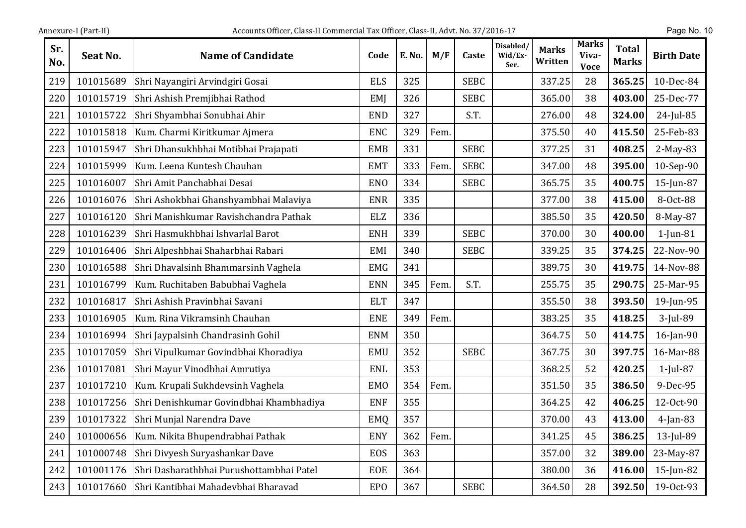| Sr. No. | Seat No. | Name of Candidate | Code | E. No. | M/F | Caste | Disabled/ Wid/Ex-Ser. | Marks Written | Marks Viva-Voce | Total Marks | Birth Date |
|---|---|---|---|---|---|---|---|---|---|---|---|
| 219 | 101015689 | Shri Nayangiri Arvindgiri Gosai | ELS | 325 | | SEBC | | 337.25 | 28 | **365.25** | 10-Dec-84 |
| 220 | 101015719 | Shri Ashish Premjibhai Rathod | EMJ | 326 | | SEBC | | 365.00 | 38 | **403.00** | 25-Dec-77 |
| 221 | 101015722 | Shri Shyambhai Sonubhai Ahir | END | 327 | | S.T. | | 276.00 | 48 | **324.00** | 24-Jul-85 |
| 222 | 101015818 | Kum. Charmi Kiritkumar Ajmera | ENC | 329 | Fem. | | | 375.50 | 40 | **415.50** | 25-Feb-83 |
| 223 | 101015947 | Shri Dhansukhbhai Motibhai Prajapati | EMB | 331 | | SEBC | | 377.25 | 31 | **408.25** | 2-May-83 |
| 224 | 101015999 | Kum. Leena Kuntesh Chauhan | EMT | 333 | Fem. | SEBC | | 347.00 | 48 | **395.00** | 10-Sep-90 |
| 225 | 101016007 | Shri Amit Panchabhai Desai | ENO | 334 | | SEBC | | 365.75 | 35 | **400.75** | 15-Jun-87 |
| 226 | 101016076 | Shri Ashokbhai Ghanshyambhai Malaviya | ENR | 335 | | | | 377.00 | 38 | **415.00** | 8-Oct-88 |
| 227 | 101016120 | Shri Manishkumar Ravishchandra Pathak | ELZ | 336 | | | | 385.50 | 35 | **420.50** | 8-May-87 |
| 228 | 101016239 | Shri Hasmukhbhai Ishvarlal Barot | ENH | 339 | | SEBC | | 370.00 | 30 | **400.00** | 1-Jun-81 |
| 229 | 101016406 | Shri Alpeshbhai Shaharbhai Rabari | EMI | 340 | | SEBC | | 339.25 | 35 | **374.25** | 22-Nov-90 |
| 230 | 101016588 | Shri Dhavalsinh Bhammarsinh Vaghela | EMG | 341 | | | | 389.75 | 30 | **419.75** | 14-Nov-88 |
| 231 | 101016799 | Kum. Ruchitaben Babubhai Vaghela | ENN | 345 | Fem. | S.T. | | 255.75 | 35 | **290.75** | 25-Mar-95 |
| 232 | 101016817 | Shri Ashish Pravinbhai Savani | ELT | 347 | | | | 355.50 | 38 | **393.50** | 19-Jun-95 |
| 233 | 101016905 | Kum. Rina Vikramsinh Chauhan | ENE | 349 | Fem. | | | 383.25 | 35 | **418.25** | 3-Jul-89 |
| 234 | 101016994 | Shri Jaypalsinh Chandrasinh Gohil | ENM | 350 | | | | 364.75 | 50 | **414.75** | 16-Jan-90 |
| 235 | 101017059 | Shri Vipulkumar Govindbhai Khoradiya | EMU | 352 | | SEBC | | 367.75 | 30 | **397.75** | 16-Mar-88 |
| 236 | 101017081 | Shri Mayur Vinodbhai Amrutiya | ENL | 353 | | | | 368.25 | 52 | **420.25** | 1-Jul-87 |
| 237 | 101017210 | Kum. Krupali Sukhdevsinh Vaghela | EMO | 354 | Fem. | | | 351.50 | 35 | **386.50** | 9-Dec-95 |
| 238 | 101017256 | Shri Denishkumar Govindbhai Khambhadiya | ENF | 355 | | | | 364.25 | 42 | **406.25** | 12-Oct-90 |
| 239 | 101017322 | Shri Munjal Narendra Dave | EMQ | 357 | | | | 370.00 | 43 | **413.00** | 4-Jan-83 |
| 240 | 101000656 | Kum. Nikita Bhupendrabhai Pathak | ENY | 362 | Fem. | | | 341.25 | 45 | **386.25** | 13-Jul-89 |
| 241 | 101000748 | Shri Divyesh Suryashankar Dave | EOS | 363 | | | | 357.00 | 32 | **389.00** | 23-May-87 |
| 242 | 101001176 | Shri Dasharathbhai Purushottambhai Patel | EOE | 364 | | | | 380.00 | 36 | **416.00** | 15-Jun-82 |
| 243 | 101017660 | Shri Kantibhai Mahadevbhai Bharavad | EPO | 367 | | SEBC | | 364.50 | 28 | **392.50** | 19-Oct-93 |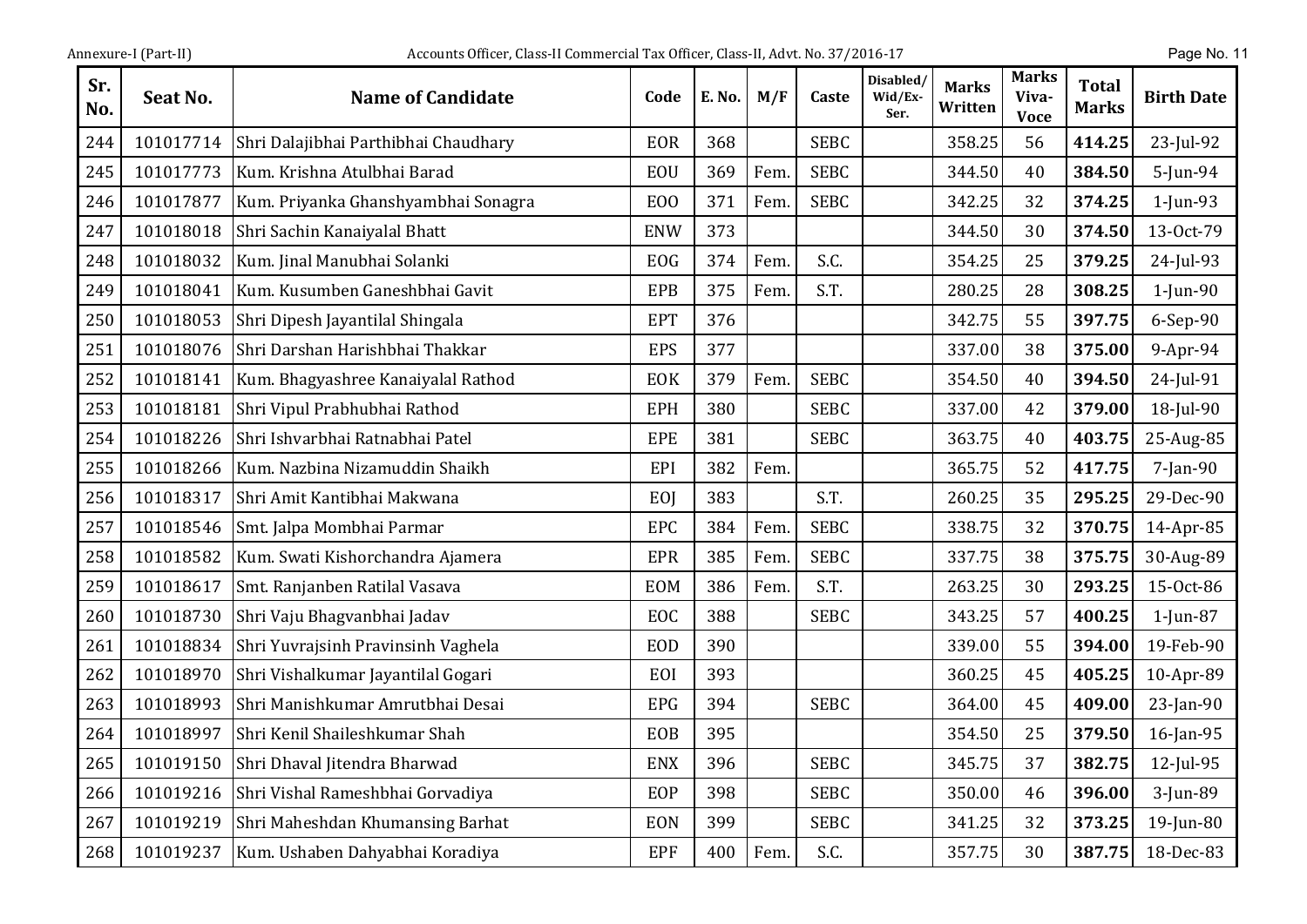| Sr. No. | Seat No. | Name of Candidate | Code | E. No. | M/F | Caste | Disabled/ Wid/Ex-Ser. | Marks Written | Marks Viva-Voce | Total Marks | Birth Date |
|---|---|---|---|---|---|---|---|---|---|---|---|
| 244 | 101017714 | Shri Dalajibhai Parthibhai Chaudhary | EOR | 368 | | SEBC | | 358.25 | 56 | **414.25** | 23-Jul-92 |
| 245 | 101017773 | Kum. Krishna Atulbhai Barad | EOU | 369 | Fem. | SEBC | | 344.50 | 40 | **384.50** | 5-Jun-94 |
| 246 | 101017877 | Kum. Priyanka Ghanshyambhai Sonagra | EOO | 371 | Fem. | SEBC | | 342.25 | 32 | **374.25** | 1-Jun-93 |
| 247 | 101018018 | Shri Sachin Kanaiyalal Bhatt | ENW | 373 | | | | 344.50 | 30 | **374.50** | 13-Oct-79 |
| 248 | 101018032 | Kum. Jinal Manubhai Solanki | EOG | 374 | Fem. | S.C. | | 354.25 | 25 | **379.25** | 24-Jul-93 |
| 249 | 101018041 | Kum. Kusumben Ganeshbhai Gavit | EPB | 375 | Fem. | S.T. | | 280.25 | 28 | **308.25** | 1-Jun-90 |
| 250 | 101018053 | Shri Dipesh Jayantilal Shingala | EPT | 376 | | | | 342.75 | 55 | **397.75** | 6-Sep-90 |
| 251 | 101018076 | Shri Darshan Harishbhai Thakkar | EPS | 377 | | | | 337.00 | 38 | **375.00** | 9-Apr-94 |
| 252 | 101018141 | Kum. Bhagyashree Kanaiyalal Rathod | EOK | 379 | Fem. | SEBC | | 354.50 | 40 | **394.50** | 24-Jul-91 |
| 253 | 101018181 | Shri Vipul Prabhubhai Rathod | EPH | 380 | | SEBC | | 337.00 | 42 | **379.00** | 18-Jul-90 |
| 254 | 101018226 | Shri Ishvarbhai Ratnabhai Patel | EPE | 381 | | SEBC | | 363.75 | 40 | **403.75** | 25-Aug-85 |
| 255 | 101018266 | Kum. Nazbina Nizamuddin Shaikh | EPI | 382 | Fem. | | | 365.75 | 52 | **417.75** | 7-Jan-90 |
| 256 | 101018317 | Shri Amit Kantibhai Makwana | EOJ | 383 | | S.T. | | 260.25 | 35 | **295.25** | 29-Dec-90 |
| 257 | 101018546 | Smt. Jalpa Mombhai Parmar | EPC | 384 | Fem. | SEBC | | 338.75 | 32 | **370.75** | 14-Apr-85 |
| 258 | 101018582 | Kum. Swati Kishorchandra Ajamera | EPR | 385 | Fem. | SEBC | | 337.75 | 38 | **375.75** | 30-Aug-89 |
| 259 | 101018617 | Smt. Ranjanben Ratilal Vasava | EOM | 386 | Fem. | S.T. | | 263.25 | 30 | **293.25** | 15-Oct-86 |
| 260 | 101018730 | Shri Vaju Bhagvanbhai Jadav | EOC | 388 | | SEBC | | 343.25 | 57 | **400.25** | 1-Jun-87 |
| 261 | 101018834 | Shri Yuvrajsinh Pravinsinh Vaghela | EOD | 390 | | | | 339.00 | 55 | **394.00** | 19-Feb-90 |
| 262 | 101018970 | Shri Vishalkumar Jayantilal Gogari | EOI | 393 | | | | 360.25 | 45 | **405.25** | 10-Apr-89 |
| 263 | 101018993 | Shri Manishkumar Amrutbhai Desai | EPG | 394 | | SEBC | | 364.00 | 45 | **409.00** | 23-Jan-90 |
| 264 | 101018997 | Shri Kenil Shaileshkumar Shah | EOB | 395 | | | | 354.50 | 25 | **379.50** | 16-Jan-95 |
| 265 | 101019150 | Shri Dhaval Jitendra Bharwad | ENX | 396 | | SEBC | | 345.75 | 37 | **382.75** | 12-Jul-95 |
| 266 | 101019216 | Shri Vishal Rameshbhai Gorvadiya | EOP | 398 | | SEBC | | 350.00 | 46 | **396.00** | 3-Jun-89 |
| 267 | 101019219 | Shri Maheshdan Khumansing Barhat | EON | 399 | | SEBC | | 341.25 | 32 | **373.25** | 19-Jun-80 |
| 268 | 101019237 | Kum. Ushaben Dahyabhai Koradiya | EPF | 400 | Fem. | S.C. | | 357.75 | 30 | **387.75** | 18-Dec-83 |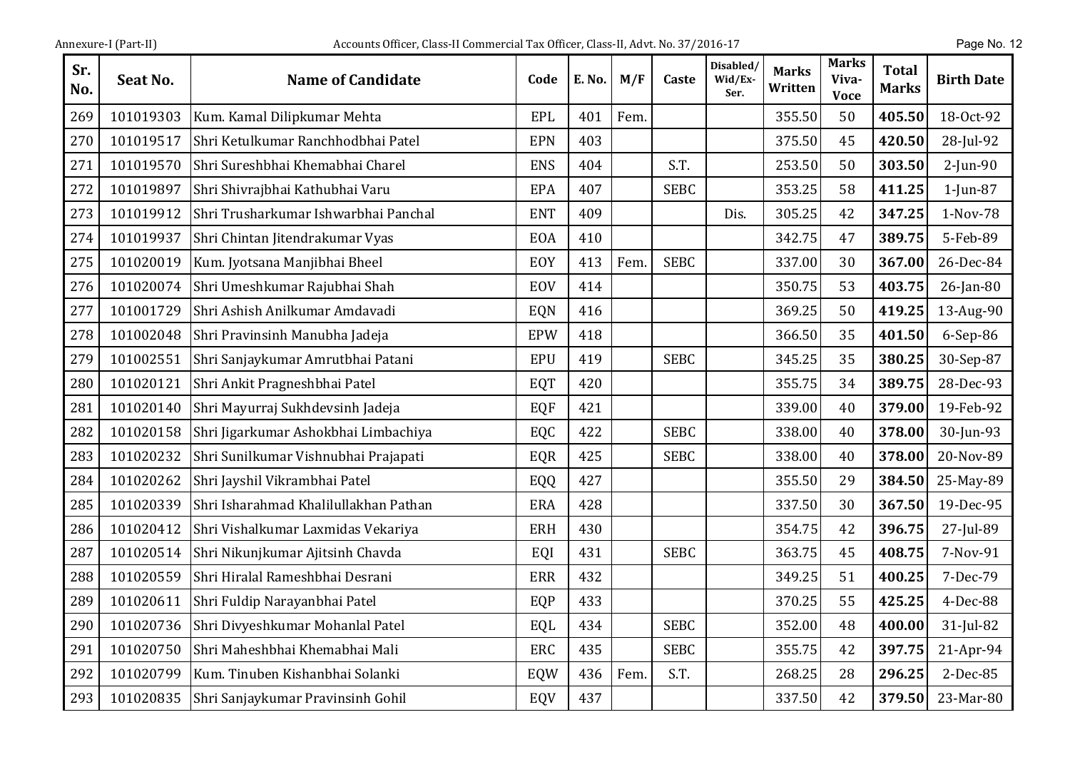| Sr. No. | Seat No. | Name of Candidate | Code | E. No. | M/F | Caste | Disabled/ Wid/Ex-Ser. | Marks Written | Marks Viva-Voce | Total Marks | Birth Date |
|---|---|---|---|---|---|---|---|---|---|---|---|
| 269 | 101019303 | Kum. Kamal Dilipkumar Mehta | EPL | 401 | Fem. | | | 355.50 | 50 | **405.50** | 18-Oct-92 |
| 270 | 101019517 | Shri Ketulkumar Ranchhodbhai Patel | EPN | 403 | | | | 375.50 | 45 | **420.50** | 28-Jul-92 |
| 271 | 101019570 | Shri Sureshbhai Khemabhai Charel | ENS | 404 | | S.T. | | 253.50 | 50 | **303.50** | 2-Jun-90 |
| 272 | 101019897 | Shri Shivrajbhai Kathubhai Varu | EPA | 407 | | SEBC | | 353.25 | 58 | **411.25** | 1-Jun-87 |
| 273 | 101019912 | Shri Trusharkumar Ishwarbhai Panchal | ENT | 409 | | | Dis. | 305.25 | 42 | **347.25** | 1-Nov-78 |
| 274 | 101019937 | Shri Chintan Jitendrakumar Vyas | EOA | 410 | | | | 342.75 | 47 | **389.75** | 5-Feb-89 |
| 275 | 101020019 | Kum. Jyotsana Manjibhai Bheel | EOY | 413 | Fem. | SEBC | | 337.00 | 30 | **367.00** | 26-Dec-84 |
| 276 | 101020074 | Shri Umeshkumar Rajubhai Shah | EOV | 414 | | | | 350.75 | 53 | **403.75** | 26-Jan-80 |
| 277 | 101001729 | Shri Ashish Anilkumar Amdavadi | EQN | 416 | | | | 369.25 | 50 | **419.25** | 13-Aug-90 |
| 278 | 101002048 | Shri Pravinsinh Manubha Jadeja | EPW | 418 | | | | 366.50 | 35 | **401.50** | 6-Sep-86 |
| 279 | 101002551 | Shri Sanjaykumar Amrutbhai Patani | EPU | 419 | | SEBC | | 345.25 | 35 | **380.25** | 30-Sep-87 |
| 280 | 101020121 | Shri Ankit Pragneshbhai Patel | EQT | 420 | | | | 355.75 | 34 | **389.75** | 28-Dec-93 |
| 281 | 101020140 | Shri Mayurraj Sukhdevsinh Jadeja | EQF | 421 | | | | 339.00 | 40 | **379.00** | 19-Feb-92 |
| 282 | 101020158 | Shri Jigarkumar Ashokbhai Limbachiya | EQC | 422 | | SEBC | | 338.00 | 40 | **378.00** | 30-Jun-93 |
| 283 | 101020232 | Shri Sunilkumar Vishnubhai Prajapati | EQR | 425 | | SEBC | | 338.00 | 40 | **378.00** | 20-Nov-89 |
| 284 | 101020262 | Shri Jayshil Vikrambhai Patel | EQQ | 427 | | | | 355.50 | 29 | **384.50** | 25-May-89 |
| 285 | 101020339 | Shri Isharahmad Khalilullakhan Pathan | ERA | 428 | | | | 337.50 | 30 | **367.50** | 19-Dec-95 |
| 286 | 101020412 | Shri Vishalkumar Laxmidas Vekariya | ERH | 430 | | | | 354.75 | 42 | **396.75** | 27-Jul-89 |
| 287 | 101020514 | Shri Nikunjkumar Ajitsinh Chavda | EQI | 431 | | SEBC | | 363.75 | 45 | **408.75** | 7-Nov-91 |
| 288 | 101020559 | Shri Hiralal Rameshbhai Desrani | ERR | 432 | | | | 349.25 | 51 | **400.25** | 7-Dec-79 |
| 289 | 101020611 | Shri Fuldip Narayanbhai Patel | EQP | 433 | | | | 370.25 | 55 | **425.25** | 4-Dec-88 |
| 290 | 101020736 | Shri Divyeshkumar Mohanlal Patel | EQL | 434 | | SEBC | | 352.00 | 48 | **400.00** | 31-Jul-82 |
| 291 | 101020750 | Shri Maheshbhai Khemabhai Mali | ERC | 435 | | SEBC | | 355.75 | 42 | **397.75** | 21-Apr-94 |
| 292 | 101020799 | Kum. Tinuben Kishanbhai Solanki | EQW | 436 | Fem. | S.T. | | 268.25 | 28 | **296.25** | 2-Dec-85 |
| 293 | 101020835 | Shri Sanjaykumar Pravinsinh Gohil | EQV | 437 | | | | 337.50 | 42 | **379.50** | 23-Mar-80 |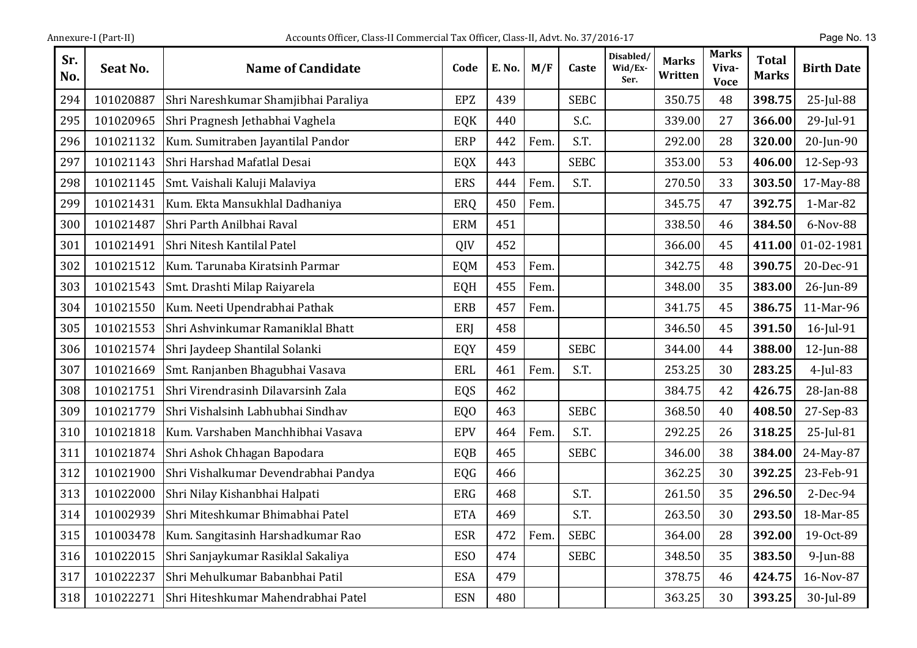| Sr. No. | Seat No. | Name of Candidate | Code | E. No. | M/F | Caste | Disabled/ Wid/Ex-Ser. | Marks Written | Marks Viva-Voce | Total Marks | Birth Date |
|---|---|---|---|---|---|---|---|---|---|---|---|
| 294 | 101020887 | Shri Nareshkumar Shamjibhai Paraliya | EPZ | 439 | | SEBC | | 350.75 | 48 | **398.75** | 25-Jul-88 |
| 295 | 101020965 | Shri Pragnesh Jethabhai Vaghela | EQK | 440 | | S.C. | | 339.00 | 27 | **366.00** | 29-Jul-91 |
| 296 | 101021132 | Kum. Sumitraben Jayantilal Pandor | ERP | 442 | Fem. | S.T. | | 292.00 | 28 | **320.00** | 20-Jun-90 |
| 297 | 101021143 | Shri Harshad Mafatlal Desai | EQX | 443 | | SEBC | | 353.00 | 53 | **406.00** | 12-Sep-93 |
| 298 | 101021145 | Smt. Vaishali Kaluji Malaviya | ERS | 444 | Fem. | S.T. | | 270.50 | 33 | **303.50** | 17-May-88 |
| 299 | 101021431 | Kum. Ekta Mansukhlal Dadhaniya | ERQ | 450 | Fem. | | | 345.75 | 47 | **392.75** | 1-Mar-82 |
| 300 | 101021487 | Shri Parth Anilbhai Raval | ERM | 451 | | | | 338.50 | 46 | **384.50** | 6-Nov-88 |
| 301 | 101021491 | Shri Nitesh Kantilal Patel | QIV | 452 | | | | 366.00 | 45 | **411.00** | 01-02-1981 |
| 302 | 101021512 | Kum. Tarunaba Kiratsinh Parmar | EQM | 453 | Fem. | | | 342.75 | 48 | **390.75** | 20-Dec-91 |
| 303 | 101021543 | Smt. Drashti Milap Raiyarela | EQH | 455 | Fem. | | | 348.00 | 35 | **383.00** | 26-Jun-89 |
| 304 | 101021550 | Kum. Neeti Upendrabhai Pathak | ERB | 457 | Fem. | | | 341.75 | 45 | **386.75** | 11-Mar-96 |
| 305 | 101021553 | Shri Ashvinkumar Ramaniklal Bhatt | ERJ | 458 | | | | 346.50 | 45 | **391.50** | 16-Jul-91 |
| 306 | 101021574 | Shri Jaydeep Shantilal Solanki | EQY | 459 | | SEBC | | 344.00 | 44 | **388.00** | 12-Jun-88 |
| 307 | 101021669 | Smt. Ranjanben Bhagubhai Vasava | ERL | 461 | Fem. | S.T. | | 253.25 | 30 | **283.25** | 4-Jul-83 |
| 308 | 101021751 | Shri Virendrasinh Dilavarsinh Zala | EQS | 462 | | | | 384.75 | 42 | **426.75** | 28-Jan-88 |
| 309 | 101021779 | Shri Vishalsinh Labhubhai Sindhav | EQO | 463 | | SEBC | | 368.50 | 40 | **408.50** | 27-Sep-83 |
| 310 | 101021818 | Kum. Varshaben Manchhibhai Vasava | EPV | 464 | Fem. | S.T. | | 292.25 | 26 | **318.25** | 25-Jul-81 |
| 311 | 101021874 | Shri Ashok Chhagan Bapodara | EQB | 465 | | SEBC | | 346.00 | 38 | **384.00** | 24-May-87 |
| 312 | 101021900 | Shri Vishalkumar Devendrabhai Pandya | EQG | 466 | | | | 362.25 | 30 | **392.25** | 23-Feb-91 |
| 313 | 101022000 | Shri Nilay Kishanbhai Halpati | ERG | 468 | | S.T. | | 261.50 | 35 | **296.50** | 2-Dec-94 |
| 314 | 101002939 | Shri Miteshkumar Bhimabhai Patel | ETA | 469 | | S.T. | | 263.50 | 30 | **293.50** | 18-Mar-85 |
| 315 | 101003478 | Kum. Sangitasinh Harshadkumar Rao | ESR | 472 | Fem. | SEBC | | 364.00 | 28 | **392.00** | 19-Oct-89 |
| 316 | 101022015 | Shri Sanjaykumar Rasiklal Sakaliya | ESO | 474 | | SEBC | | 348.50 | 35 | **383.50** | 9-Jun-88 |
| 317 | 101022237 | Shri Mehulkumar Babanbhai Patil | ESA | 479 | | | | 378.75 | 46 | **424.75** | 16-Nov-87 |
| 318 | 101022271 | Shri Hiteshkumar Mahendrabhai Patel | ESN | 480 | | | | 363.25 | 30 | **393.25** | 30-Jul-89 |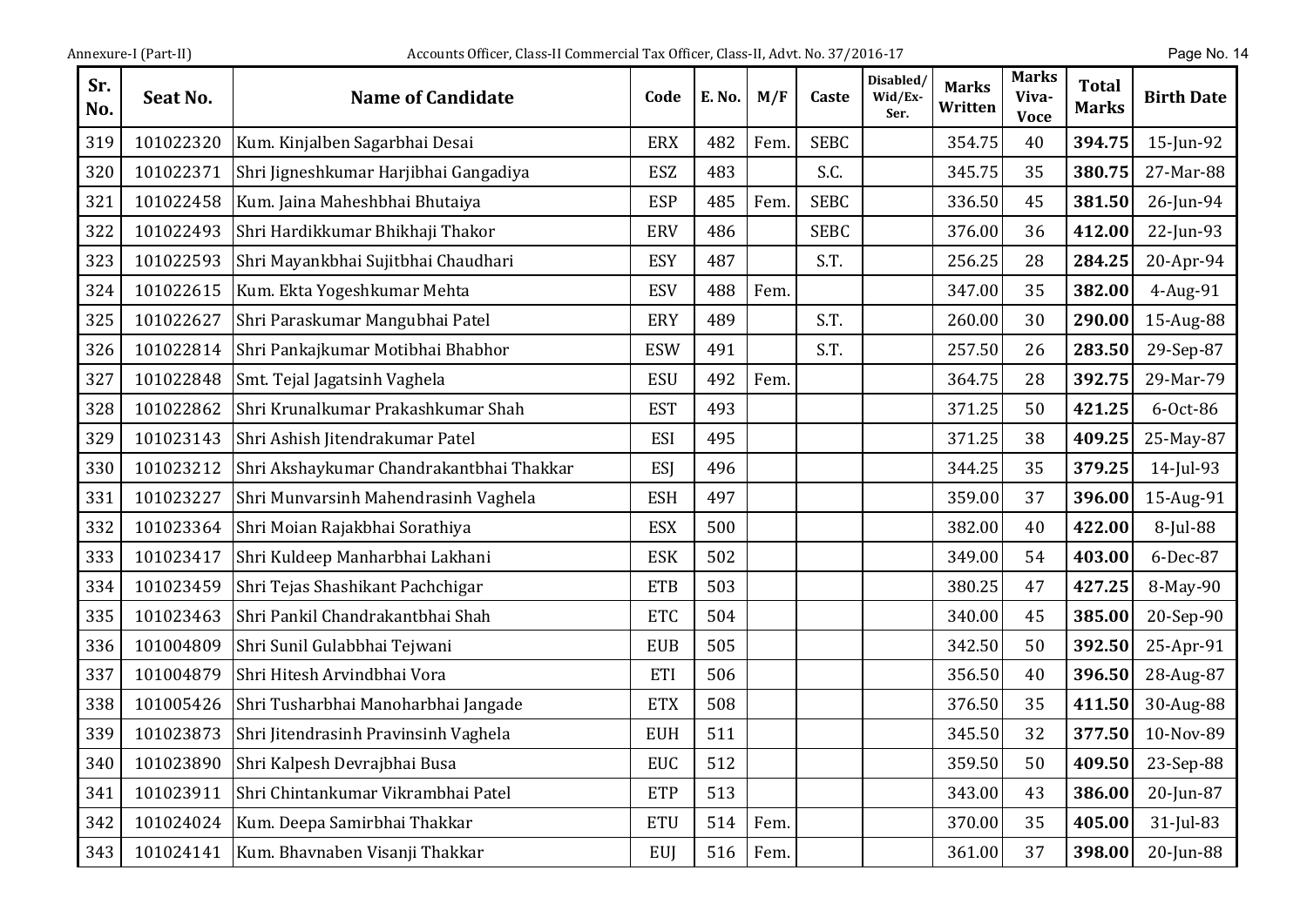| Sr. No. | Seat No. | Name of Candidate | Code | E. No. | M/F | Caste | Disabled/ Wid/Ex-Ser. | Marks Written | Marks Viva-Voce | Total Marks | Birth Date |
|---|---|---|---|---|---|---|---|---|---|---|---|
| 319 | 101022320 | Kum. Kinjalben Sagarbhai Desai | ERX | 482 | Fem. | SEBC | | 354.75 | 40 | **394.75** | 15-Jun-92 |
| 320 | 101022371 | Shri Jigneshkumar Harjibhai Gangadiya | ESZ | 483 | | S.C. | | 345.75 | 35 | **380.75** | 27-Mar-88 |
| 321 | 101022458 | Kum. Jaina Maheshbhai Bhutaiya | ESP | 485 | Fem. | SEBC | | 336.50 | 45 | **381.50** | 26-Jun-94 |
| 322 | 101022493 | Shri Hardikkumar Bhikhaji Thakor | ERV | 486 | | SEBC | | 376.00 | 36 | **412.00** | 22-Jun-93 |
| 323 | 101022593 | Shri Mayankbhai Sujitbhai Chaudhari | ESY | 487 | | S.T. | | 256.25 | 28 | **284.25** | 20-Apr-94 |
| 324 | 101022615 | Kum. Ekta Yogeshkumar Mehta | ESV | 488 | Fem. | | | 347.00 | 35 | **382.00** | 4-Aug-91 |
| 325 | 101022627 | Shri Paraskumar Mangubhai Patel | ERY | 489 | | S.T. | | 260.00 | 30 | **290.00** | 15-Aug-88 |
| 326 | 101022814 | Shri Pankajkumar Motibhai Bhabhor | ESW | 491 | | S.T. | | 257.50 | 26 | **283.50** | 29-Sep-87 |
| 327 | 101022848 | Smt. Tejal Jagatsinh Vaghela | ESU | 492 | Fem. | | | 364.75 | 28 | **392.75** | 29-Mar-79 |
| 328 | 101022862 | Shri Krunalkumar Prakashkumar Shah | EST | 493 | | | | 371.25 | 50 | **421.25** | 6-Oct-86 |
| 329 | 101023143 | Shri Ashish Jitendrakumar Patel | ESI | 495 | | | | 371.25 | 38 | **409.25** | 25-May-87 |
| 330 | 101023212 | Shri Akshaykumar Chandrakantbhai Thakkar | ESJ | 496 | | | | 344.25 | 35 | **379.25** | 14-Jul-93 |
| 331 | 101023227 | Shri Munvarsinh Mahendrasinh Vaghela | ESH | 497 | | | | 359.00 | 37 | **396.00** | 15-Aug-91 |
| 332 | 101023364 | Shri Moian Rajakbhai Sorathiya | ESX | 500 | | | | 382.00 | 40 | **422.00** | 8-Jul-88 |
| 333 | 101023417 | Shri Kuldeep Manharbhai Lakhani | ESK | 502 | | | | 349.00 | 54 | **403.00** | 6-Dec-87 |
| 334 | 101023459 | Shri Tejas Shashikant Pachchigar | ETB | 503 | | | | 380.25 | 47 | **427.25** | 8-May-90 |
| 335 | 101023463 | Shri Pankil Chandrakantbhai Shah | ETC | 504 | | | | 340.00 | 45 | **385.00** | 20-Sep-90 |
| 336 | 101004809 | Shri Sunil Gulabbhai Tejwani | EUB | 505 | | | | 342.50 | 50 | **392.50** | 25-Apr-91 |
| 337 | 101004879 | Shri Hitesh Arvindbhai Vora | ETI | 506 | | | | 356.50 | 40 | **396.50** | 28-Aug-87 |
| 338 | 101005426 | Shri Tusharbhai Manoharbhai Jangade | ETX | 508 | | | | 376.50 | 35 | **411.50** | 30-Aug-88 |
| 339 | 101023873 | Shri Jitendrasinh Pravinsinh Vaghela | EUH | 511 | | | | 345.50 | 32 | **377.50** | 10-Nov-89 |
| 340 | 101023890 | Shri Kalpesh Devrajbhai Busa | EUC | 512 | | | | 359.50 | 50 | **409.50** | 23-Sep-88 |
| 341 | 101023911 | Shri Chintankumar Vikrambhai Patel | ETP | 513 | | | | 343.00 | 43 | **386.00** | 20-Jun-87 |
| 342 | 101024024 | Kum. Deepa Samirbhai Thakkar | ETU | 514 | Fem. | | | 370.00 | 35 | **405.00** | 31-Jul-83 |
| 343 | 101024141 | Kum. Bhavnaben Visanji Thakkar | EUJ | 516 | Fem. | | | 361.00 | 37 | **398.00** | 20-Jun-88 |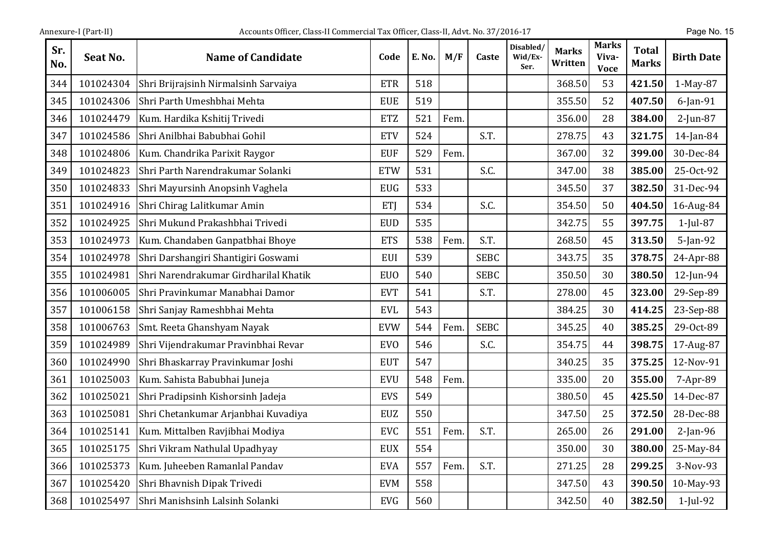| Sr. No. | Seat No. | Name of Candidate | Code | E. No. | M/F | Caste | Disabled/ Wid/Ex-Ser. | Marks Written | Marks Viva-Voce | Total Marks | Birth Date |
|---|---|---|---|---|---|---|---|---|---|---|---|
| 344 | 101024304 | Shri Brijrajsinh Nirmalsinh Sarvaiya | ETR | 518 | | | | 368.50 | 53 | **421.50** | 1-May-87 |
| 345 | 101024306 | Shri Parth Umeshbhai Mehta | EUE | 519 | | | | 355.50 | 52 | **407.50** | 6-Jan-91 |
| 346 | 101024479 | Kum. Hardika Kshitij Trivedi | ETZ | 521 | Fem. | | | 356.00 | 28 | **384.00** | 2-Jun-87 |
| 347 | 101024586 | Shri Anilbhai Babubhai Gohil | ETV | 524 | | S.T. | | 278.75 | 43 | **321.75** | 14-Jan-84 |
| 348 | 101024806 | Kum. Chandrika Parixit Raygor | EUF | 529 | Fem. | | | 367.00 | 32 | **399.00** | 30-Dec-84 |
| 349 | 101024823 | Shri Parth Narendrakumar Solanki | ETW | 531 | | S.C. | | 347.00 | 38 | **385.00** | 25-Oct-92 |
| 350 | 101024833 | Shri Mayursinh Anopsinh Vaghela | EUG | 533 | | | | 345.50 | 37 | **382.50** | 31-Dec-94 |
| 351 | 101024916 | Shri Chirag Lalitkumar Amin | ETJ | 534 | | S.C. | | 354.50 | 50 | **404.50** | 16-Aug-84 |
| 352 | 101024925 | Shri Mukund Prakashbhai Trivedi | EUD | 535 | | | | 342.75 | 55 | **397.75** | 1-Jul-87 |
| 353 | 101024973 | Kum. Chandaben Ganpatbhai Bhoye | ETS | 538 | Fem. | S.T. | | 268.50 | 45 | **313.50** | 5-Jan-92 |
| 354 | 101024978 | Shri Darshangiri Shantigiri Goswami | EUI | 539 | | SEBC | | 343.75 | 35 | **378.75** | 24-Apr-88 |
| 355 | 101024981 | Shri Narendrakumar Girdharilal Khatik | EUO | 540 | | SEBC | | 350.50 | 30 | **380.50** | 12-Jun-94 |
| 356 | 101006005 | Shri Pravinkumar Manabhai Damor | EVT | 541 | | S.T. | | 278.00 | 45 | **323.00** | 29-Sep-89 |
| 357 | 101006158 | Shri Sanjay Rameshbhai Mehta | EVL | 543 | | | | 384.25 | 30 | **414.25** | 23-Sep-88 |
| 358 | 101006763 | Smt. Reeta Ghanshyam Nayak | EVW | 544 | Fem. | SEBC | | 345.25 | 40 | **385.25** | 29-Oct-89 |
| 359 | 101024989 | Shri Vijendrakumar Pravinbhai Revar | EVO | 546 | | S.C. | | 354.75 | 44 | **398.75** | 17-Aug-87 |
| 360 | 101024990 | Shri Bhaskarray Pravinkumar Joshi | EUT | 547 | | | | 340.25 | 35 | **375.25** | 12-Nov-91 |
| 361 | 101025003 | Kum. Sahista Babubhai Juneja | EVU | 548 | Fem. | | | 335.00 | 20 | **355.00** | 7-Apr-89 |
| 362 | 101025021 | Shri Pradipsinh Kishorsinh Jadeja | EVS | 549 | | | | 380.50 | 45 | **425.50** | 14-Dec-87 |
| 363 | 101025081 | Shri Chetankumar Arjanbhai Kuvadiya | EUZ | 550 | | | | 347.50 | 25 | **372.50** | 28-Dec-88 |
| 364 | 101025141 | Kum. Mittalben Ravjibhai Modiya | EVC | 551 | Fem. | S.T. | | 265.00 | 26 | **291.00** | 2-Jan-96 |
| 365 | 101025175 | Shri Vikram Nathulal Upadhyay | EUX | 554 | | | | 350.00 | 30 | **380.00** | 25-May-84 |
| 366 | 101025373 | Kum. Juheeben Ramanlal Pandav | EVA | 557 | Fem. | S.T. | | 271.25 | 28 | **299.25** | 3-Nov-93 |
| 367 | 101025420 | Shri Bhavnish Dipak Trivedi | EVM | 558 | | | | 347.50 | 43 | **390.50** | 10-May-93 |
| 368 | 101025497 | Shri Manishsinh Lalsinh Solanki | EVG | 560 | | | | 342.50 | 40 | **382.50** | 1-Jul-92 |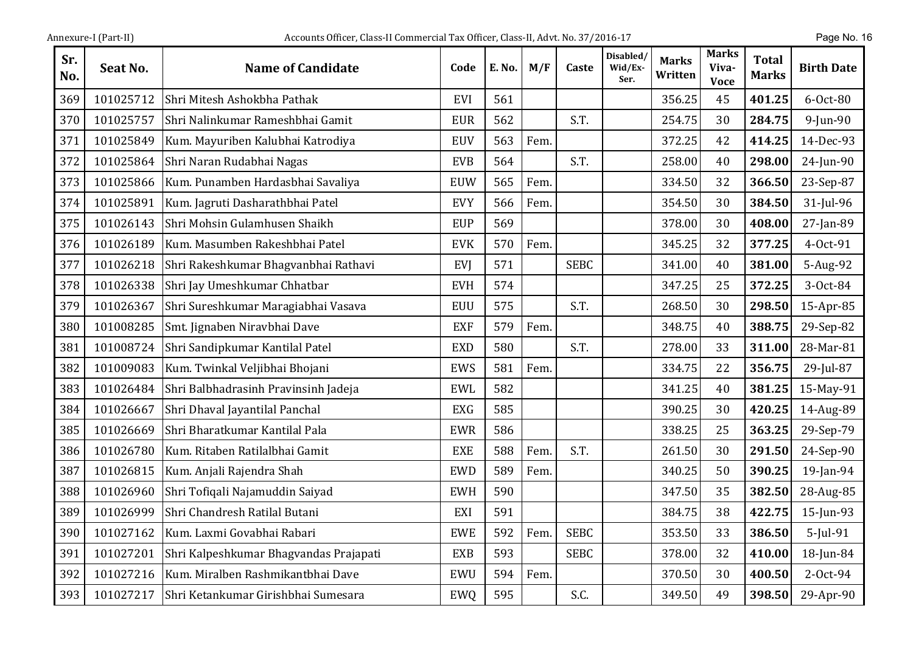| Sr. No. | Seat No. | Name of Candidate | Code | E. No. | M/F | Caste | Disabled/ Wid/Ex-Ser. | Marks Written | Marks Viva-Voce | Total Marks | Birth Date |
|---|---|---|---|---|---|---|---|---|---|---|---|
| 369 | 101025712 | Shri Mitesh Ashokbha Pathak | EVI | 561 | | | | 356.25 | 45 | **401.25** | 6-Oct-80 |
| 370 | 101025757 | Shri Nalinkumar Rameshbhai Gamit | EUR | 562 | | S.T. | | 254.75 | 30 | **284.75** | 9-Jun-90 |
| 371 | 101025849 | Kum. Mayuriben Kalubhai Katrodiya | EUV | 563 | Fem. | | | 372.25 | 42 | **414.25** | 14-Dec-93 |
| 372 | 101025864 | Shri Naran Rudabhai Nagas | EVB | 564 | | S.T. | | 258.00 | 40 | **298.00** | 24-Jun-90 |
| 373 | 101025866 | Kum. Punamben Hardasbhai Savaliya | EUW | 565 | Fem. | | | 334.50 | 32 | **366.50** | 23-Sep-87 |
| 374 | 101025891 | Kum. Jagruti Dasharathbhai Patel | EVY | 566 | Fem. | | | 354.50 | 30 | **384.50** | 31-Jul-96 |
| 375 | 101026143 | Shri Mohsin Gulamhusen Shaikh | EUP | 569 | | | | 378.00 | 30 | **408.00** | 27-Jan-89 |
| 376 | 101026189 | Kum. Masumben Rakeshbhai Patel | EVK | 570 | Fem. | | | 345.25 | 32 | **377.25** | 4-Oct-91 |
| 377 | 101026218 | Shri Rakeshkumar Bhagvanbhai Rathavi | EVJ | 571 | | SEBC | | 341.00 | 40 | **381.00** | 5-Aug-92 |
| 378 | 101026338 | Shri Jay Umeshkumar Chhatbar | EVH | 574 | | | | 347.25 | 25 | **372.25** | 3-Oct-84 |
| 379 | 101026367 | Shri Sureshkumar Maragiabhai Vasava | EUU | 575 | | S.T. | | 268.50 | 30 | **298.50** | 15-Apr-85 |
| 380 | 101008285 | Smt. Jignaben Niravbhai Dave | EXF | 579 | Fem. | | | 348.75 | 40 | **388.75** | 29-Sep-82 |
| 381 | 101008724 | Shri Sandipkumar Kantilal Patel | EXD | 580 | | S.T. | | 278.00 | 33 | **311.00** | 28-Mar-81 |
| 382 | 101009083 | Kum. Twinkal Veljibhai Bhojani | EWS | 581 | Fem. | | | 334.75 | 22 | **356.75** | 29-Jul-87 |
| 383 | 101026484 | Shri Balbhadrasinh Pravinsinh Jadeja | EWL | 582 | | | | 341.25 | 40 | **381.25** | 15-May-91 |
| 384 | 101026667 | Shri Dhaval Jayantilal Panchal | EXG | 585 | | | | 390.25 | 30 | **420.25** | 14-Aug-89 |
| 385 | 101026669 | Shri Bharatkumar Kantilal Pala | EWR | 586 | | | | 338.25 | 25 | **363.25** | 29-Sep-79 |
| 386 | 101026780 | Kum. Ritaben Ratilalbhai Gamit | EXE | 588 | Fem. | S.T. | | 261.50 | 30 | **291.50** | 24-Sep-90 |
| 387 | 101026815 | Kum. Anjali Rajendra Shah | EWD | 589 | Fem. | | | 340.25 | 50 | **390.25** | 19-Jan-94 |
| 388 | 101026960 | Shri Tofiqali Najamuddin Saiyad | EWH | 590 | | | | 347.50 | 35 | **382.50** | 28-Aug-85 |
| 389 | 101026999 | Shri Chandresh Ratilal Butani | EXI | 591 | | | | 384.75 | 38 | **422.75** | 15-Jun-93 |
| 390 | 101027162 | Kum. Laxmi Govabhai Rabari | EWE | 592 | Fem. | SEBC | | 353.50 | 33 | **386.50** | 5-Jul-91 |
| 391 | 101027201 | Shri Kalpeshkumar Bhagvandas Prajapati | EXB | 593 | | SEBC | | 378.00 | 32 | **410.00** | 18-Jun-84 |
| 392 | 101027216 | Kum. Miralben Rashmikantbhai Dave | EWU | 594 | Fem. | | | 370.50 | 30 | **400.50** | 2-Oct-94 |
| 393 | 101027217 | Shri Ketankumar Girishbhai Sumesara | EWQ | 595 | | S.C. | | 349.50 | 49 | **398.50** | 29-Apr-90 |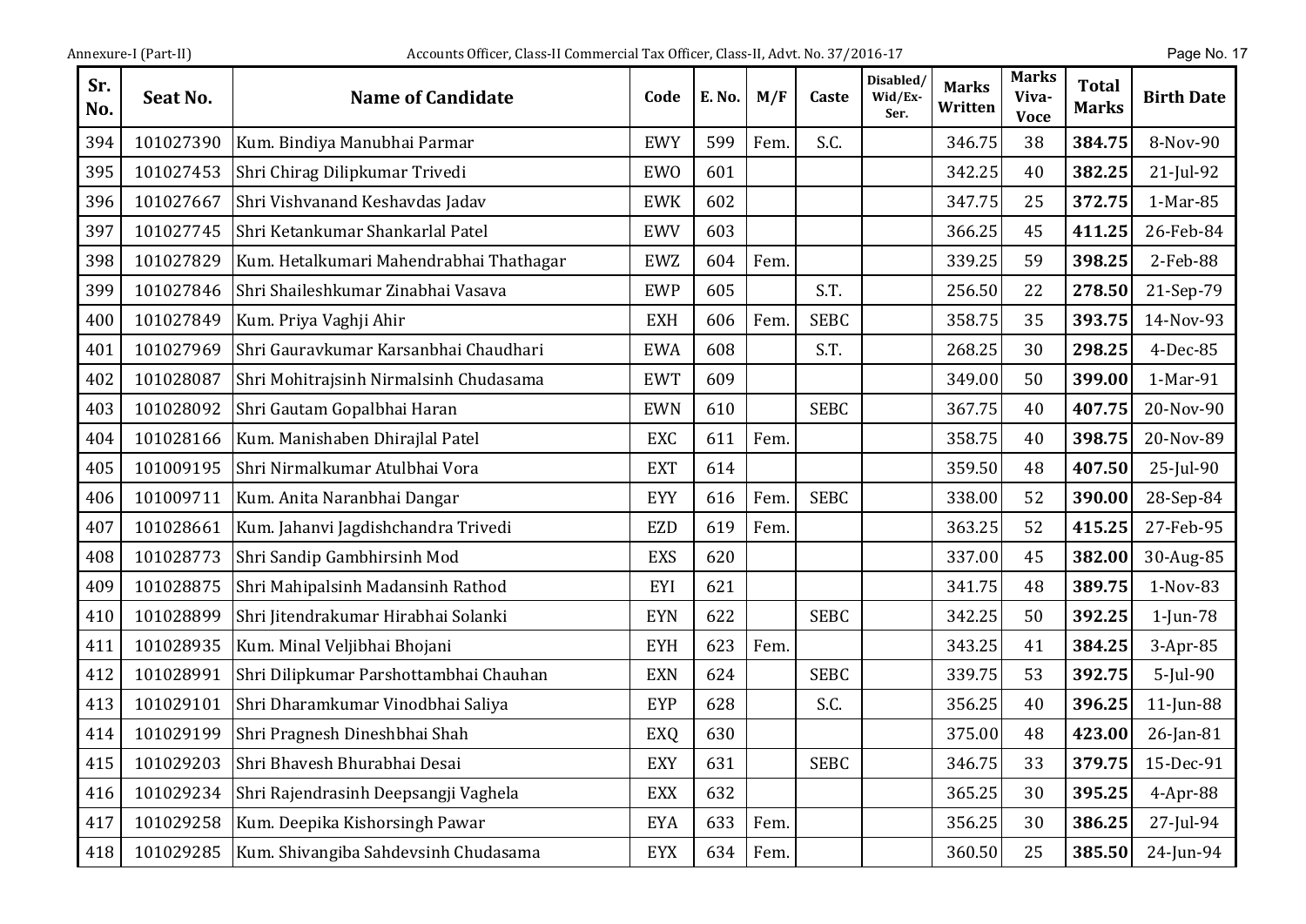| Sr. No. | Seat No. | Name of Candidate | Code | E. No. | M/F | Caste | Disabled/ Wid/Ex-Ser. | Marks Written | Marks Viva-Voce | Total Marks | Birth Date |
|---|---|---|---|---|---|---|---|---|---|---|---|
| 394 | 101027390 | Kum. Bindiya Manubhai Parmar | EWY | 599 | Fem. | S.C. | | 346.75 | 38 | **384.75** | 8-Nov-90 |
| 395 | 101027453 | Shri Chirag Dilipkumar Trivedi | EWO | 601 | | | | 342.25 | 40 | **382.25** | 21-Jul-92 |
| 396 | 101027667 | Shri Vishvanand Keshavdas Jadav | EWK | 602 | | | | 347.75 | 25 | **372.75** | 1-Mar-85 |
| 397 | 101027745 | Shri Ketankumar Shankarlal Patel | EWV | 603 | | | | 366.25 | 45 | **411.25** | 26-Feb-84 |
| 398 | 101027829 | Kum. Hetalkumari Mahendrabhai Thathagar | EWZ | 604 | Fem. | | | 339.25 | 59 | **398.25** | 2-Feb-88 |
| 399 | 101027846 | Shri Shaileshkumar Zinabhai Vasava | EWP | 605 | | S.T. | | 256.50 | 22 | **278.50** | 21-Sep-79 |
| 400 | 101027849 | Kum. Priya Vaghji Ahir | EXH | 606 | Fem. | SEBC | | 358.75 | 35 | **393.75** | 14-Nov-93 |
| 401 | 101027969 | Shri Gauravkumar Karsanbhai Chaudhari | EWA | 608 | | S.T. | | 268.25 | 30 | **298.25** | 4-Dec-85 |
| 402 | 101028087 | Shri Mohitrajsinh Nirmalsinh Chudasama | EWT | 609 | | | | 349.00 | 50 | **399.00** | 1-Mar-91 |
| 403 | 101028092 | Shri Gautam Gopalbhai Haran | EWN | 610 | | SEBC | | 367.75 | 40 | **407.75** | 20-Nov-90 |
| 404 | 101028166 | Kum. Manishaben Dhirajlal Patel | EXC | 611 | Fem. | | | 358.75 | 40 | **398.75** | 20-Nov-89 |
| 405 | 101009195 | Shri Nirmalkumar Atulbhai Vora | EXT | 614 | | | | 359.50 | 48 | **407.50** | 25-Jul-90 |
| 406 | 101009711 | Kum. Anita Naranbhai Dangar | EYY | 616 | Fem. | SEBC | | 338.00 | 52 | **390.00** | 28-Sep-84 |
| 407 | 101028661 | Kum. Jahanvi Jagdishchandra Trivedi | EZD | 619 | Fem. | | | 363.25 | 52 | **415.25** | 27-Feb-95 |
| 408 | 101028773 | Shri Sandip Gambhirsinh Mod | EXS | 620 | | | | 337.00 | 45 | **382.00** | 30-Aug-85 |
| 409 | 101028875 | Shri Mahipalsinh Madansinh Rathod | EYI | 621 | | | | 341.75 | 48 | **389.75** | 1-Nov-83 |
| 410 | 101028899 | Shri Jitendrakumar Hirabhai Solanki | EYN | 622 | | SEBC | | 342.25 | 50 | **392.25** | 1-Jun-78 |
| 411 | 101028935 | Kum. Minal Veljibhai Bhojani | EYH | 623 | Fem. | | | 343.25 | 41 | **384.25** | 3-Apr-85 |
| 412 | 101028991 | Shri Dilipkumar Parshottambhai Chauhan | EXN | 624 | | SEBC | | 339.75 | 53 | **392.75** | 5-Jul-90 |
| 413 | 101029101 | Shri Dharamkumar Vinodbhai Saliya | EYP | 628 | | S.C. | | 356.25 | 40 | **396.25** | 11-Jun-88 |
| 414 | 101029199 | Shri Pragnesh Dineshbhai Shah | EXQ | 630 | | | | 375.00 | 48 | **423.00** | 26-Jan-81 |
| 415 | 101029203 | Shri Bhavesh Bhurabhai Desai | EXY | 631 | | SEBC | | 346.75 | 33 | **379.75** | 15-Dec-91 |
| 416 | 101029234 | Shri Rajendrasinh Deepsangji Vaghela | EXX | 632 | | | | 365.25 | 30 | **395.25** | 4-Apr-88 |
| 417 | 101029258 | Kum. Deepika Kishorsingh Pawar | EYA | 633 | Fem. | | | 356.25 | 30 | **386.25** | 27-Jul-94 |
| 418 | 101029285 | Kum. Shivangiba Sahdevsinh Chudasama | EYX | 634 | Fem. | | | 360.50 | 25 | **385.50** | 24-Jun-94 |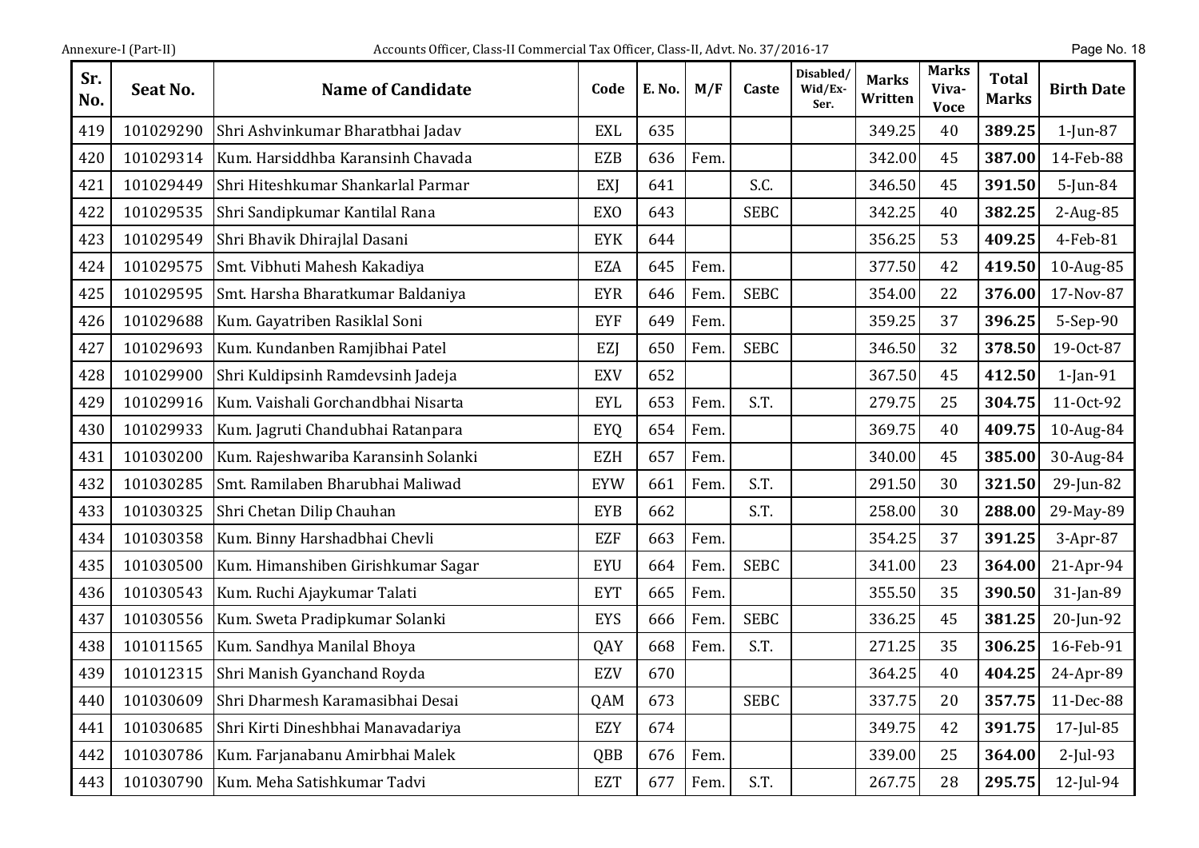| Sr. No. | Seat No. | Name of Candidate | Code | E. No. | M/F | Caste | Disabled/ Wid/Ex-Ser. | Marks Written | Marks Viva-Voce | Total Marks | Birth Date |
|---|---|---|---|---|---|---|---|---|---|---|---|
| 419 | 101029290 | Shri Ashvinkumar Bharatbhai Jadav | EXL | 635 | | | | 349.25 | 40 | **389.25** | 1-Jun-87 |
| 420 | 101029314 | Kum. Harsiddhba Karansinh Chavada | EZB | 636 | Fem. | | | 342.00 | 45 | **387.00** | 14-Feb-88 |
| 421 | 101029449 | Shri Hiteshkumar Shankarlal Parmar | EXJ | 641 | | S.C. | | 346.50 | 45 | **391.50** | 5-Jun-84 |
| 422 | 101029535 | Shri Sandipkumar Kantilal Rana | EXO | 643 | | SEBC | | 342.25 | 40 | **382.25** | 2-Aug-85 |
| 423 | 101029549 | Shri Bhavik Dhirajlal Dasani | EYK | 644 | | | | 356.25 | 53 | **409.25** | 4-Feb-81 |
| 424 | 101029575 | Smt. Vibhuti Mahesh Kakadiya | EZA | 645 | Fem. | | | 377.50 | 42 | **419.50** | 10-Aug-85 |
| 425 | 101029595 | Smt. Harsha Bharatkumar Baldaniya | EYR | 646 | Fem. | SEBC | | 354.00 | 22 | **376.00** | 17-Nov-87 |
| 426 | 101029688 | Kum. Gayatriben Rasiklal Soni | EYF | 649 | Fem. | | | 359.25 | 37 | **396.25** | 5-Sep-90 |
| 427 | 101029693 | Kum. Kundanben Ramjibhai Patel | EZJ | 650 | Fem. | SEBC | | 346.50 | 32 | **378.50** | 19-Oct-87 |
| 428 | 101029900 | Shri Kuldipsinh Ramdevsinh Jadeja | EXV | 652 | | | | 367.50 | 45 | **412.50** | 1-Jan-91 |
| 429 | 101029916 | Kum. Vaishali Gorchandbhai Nisarta | EYL | 653 | Fem. | S.T. | | 279.75 | 25 | **304.75** | 11-Oct-92 |
| 430 | 101029933 | Kum. Jagruti Chandubhai Ratanpara | EYQ | 654 | Fem. | | | 369.75 | 40 | **409.75** | 10-Aug-84 |
| 431 | 101030200 | Kum. Rajeshwariba Karansinh Solanki | EZH | 657 | Fem. | | | 340.00 | 45 | **385.00** | 30-Aug-84 |
| 432 | 101030285 | Smt. Ramilaben Bharubhai Maliwad | EYW | 661 | Fem. | S.T. | | 291.50 | 30 | **321.50** | 29-Jun-82 |
| 433 | 101030325 | Shri Chetan Dilip Chauhan | EYB | 662 | | S.T. | | 258.00 | 30 | **288.00** | 29-May-89 |
| 434 | 101030358 | Kum. Binny Harshadbhai Chevli | EZF | 663 | Fem. | | | 354.25 | 37 | **391.25** | 3-Apr-87 |
| 435 | 101030500 | Kum. Himanshiben Girishkumar Sagar | EYU | 664 | Fem. | SEBC | | 341.00 | 23 | **364.00** | 21-Apr-94 |
| 436 | 101030543 | Kum. Ruchi Ajaykumar Talati | EYT | 665 | Fem. | | | 355.50 | 35 | **390.50** | 31-Jan-89 |
| 437 | 101030556 | Kum. Sweta Pradipkumar Solanki | EYS | 666 | Fem. | SEBC | | 336.25 | 45 | **381.25** | 20-Jun-92 |
| 438 | 101011565 | Kum. Sandhya Manilal Bhoya | QAY | 668 | Fem. | S.T. | | 271.25 | 35 | **306.25** | 16-Feb-91 |
| 439 | 101012315 | Shri Manish Gyanchand Royda | EZV | 670 | | | | 364.25 | 40 | **404.25** | 24-Apr-89 |
| 440 | 101030609 | Shri Dharmesh Karamasibhai Desai | QAM | 673 | | SEBC | | 337.75 | 20 | **357.75** | 11-Dec-88 |
| 441 | 101030685 | Shri Kirti Dineshbhai Manavadariya | EZY | 674 | | | | 349.75 | 42 | **391.75** | 17-Jul-85 |
| 442 | 101030786 | Kum. Farjanabanu Amirbhai Malek | QBB | 676 | Fem. | | | 339.00 | 25 | **364.00** | 2-Jul-93 |
| 443 | 101030790 | Kum. Meha Satishkumar Tadvi | EZT | 677 | Fem. | S.T. | | 267.75 | 28 | **295.75** | 12-Jul-94 |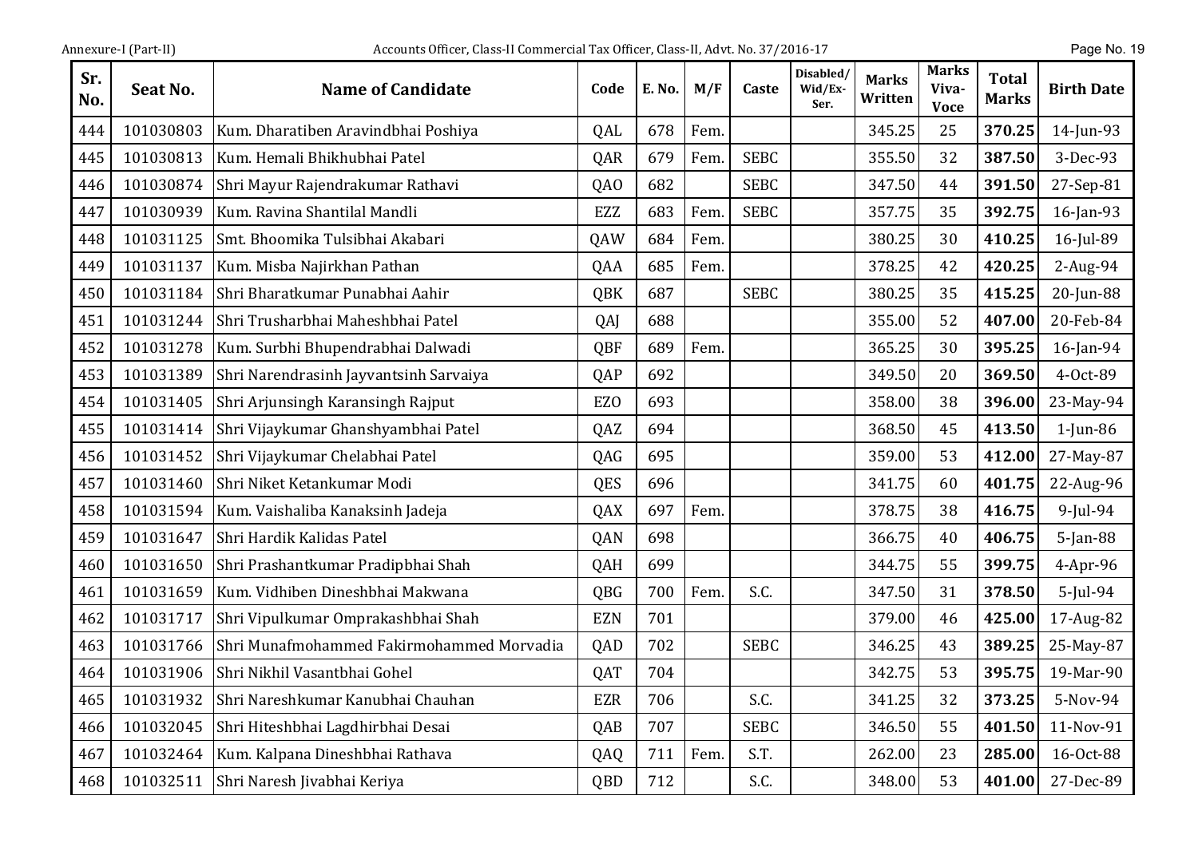| Sr. No. | Seat No. | Name of Candidate | Code | E. No. | M/F | Caste | Disabled/ Wid/Ex-Ser. | Marks Written | Marks Viva-Voce | Total Marks | Birth Date |
|---|---|---|---|---|---|---|---|---|---|---|---|
| 444 | 101030803 | Kum. Dharatiben Aravindbhai Poshiya | QAL | 678 | Fem. | | | 345.25 | 25 | **370.25** | 14-Jun-93 |
| 445 | 101030813 | Kum. Hemali Bhikhubhai Patel | QAR | 679 | Fem. | SEBC | | 355.50 | 32 | **387.50** | 3-Dec-93 |
| 446 | 101030874 | Shri Mayur Rajendrakumar Rathavi | QAO | 682 | | SEBC | | 347.50 | 44 | **391.50** | 27-Sep-81 |
| 447 | 101030939 | Kum. Ravina Shantilal Mandli | EZZ | 683 | Fem. | SEBC | | 357.75 | 35 | **392.75** | 16-Jan-93 |
| 448 | 101031125 | Smt. Bhoomika Tulsibhai Akabari | QAW | 684 | Fem. | | | 380.25 | 30 | **410.25** | 16-Jul-89 |
| 449 | 101031137 | Kum. Misba Najirkhan Pathan | QAA | 685 | Fem. | | | 378.25 | 42 | **420.25** | 2-Aug-94 |
| 450 | 101031184 | Shri Bharatkumar Punabhai Aahir | QBK | 687 | | SEBC | | 380.25 | 35 | **415.25** | 20-Jun-88 |
| 451 | 101031244 | Shri Trusharbhai Maheshbhai Patel | QAJ | 688 | | | | 355.00 | 52 | **407.00** | 20-Feb-84 |
| 452 | 101031278 | Kum. Surbhi Bhupendrabhai Dalwadi | QBF | 689 | Fem. | | | 365.25 | 30 | **395.25** | 16-Jan-94 |
| 453 | 101031389 | Shri Narendrasinh Jayvantsinh Sarvaiya | QAP | 692 | | | | 349.50 | 20 | **369.50** | 4-Oct-89 |
| 454 | 101031405 | Shri Arjunsingh Karansingh Rajput | EZO | 693 | | | | 358.00 | 38 | **396.00** | 23-May-94 |
| 455 | 101031414 | Shri Vijaykumar Ghanshyambhai Patel | QAZ | 694 | | | | 368.50 | 45 | **413.50** | 1-Jun-86 |
| 456 | 101031452 | Shri Vijaykumar Chelabhai Patel | QAG | 695 | | | | 359.00 | 53 | **412.00** | 27-May-87 |
| 457 | 101031460 | Shri Niket Ketankumar Modi | QES | 696 | | | | 341.75 | 60 | **401.75** | 22-Aug-96 |
| 458 | 101031594 | Kum. Vaishaliba Kanaksinh Jadeja | QAX | 697 | Fem. | | | 378.75 | 38 | **416.75** | 9-Jul-94 |
| 459 | 101031647 | Shri Hardik Kalidas Patel | QAN | 698 | | | | 366.75 | 40 | **406.75** | 5-Jan-88 |
| 460 | 101031650 | Shri Prashantkumar Pradipbhai Shah | QAH | 699 | | | | 344.75 | 55 | **399.75** | 4-Apr-96 |
| 461 | 101031659 | Kum. Vidhiben Dineshbhai Makwana | QBG | 700 | Fem. | S.C. | | 347.50 | 31 | **378.50** | 5-Jul-94 |
| 462 | 101031717 | Shri Vipulkumar Omprakashbhai Shah | EZN | 701 | | | | 379.00 | 46 | **425.00** | 17-Aug-82 |
| 463 | 101031766 | Shri Munafmohammed Fakirmohammed Morvadia | QAD | 702 | | SEBC | | 346.25 | 43 | **389.25** | 25-May-87 |
| 464 | 101031906 | Shri Nikhil Vasantbhai Gohel | QAT | 704 | | | | 342.75 | 53 | **395.75** | 19-Mar-90 |
| 465 | 101031932 | Shri Nareshkumar Kanubhai Chauhan | EZR | 706 | | S.C. | | 341.25 | 32 | **373.25** | 5-Nov-94 |
| 466 | 101032045 | Shri Hiteshbhai Lagdhirbhai Desai | QAB | 707 | | SEBC | | 346.50 | 55 | **401.50** | 11-Nov-91 |
| 467 | 101032464 | Kum. Kalpana Dineshbhai Rathava | QAQ | 711 | Fem. | S.T. | | 262.00 | 23 | **285.00** | 16-Oct-88 |
| 468 | 101032511 | Shri Naresh Jivabhai Keriya | QBD | 712 | | S.C. | | 348.00 | 53 | **401.00** | 27-Dec-89 |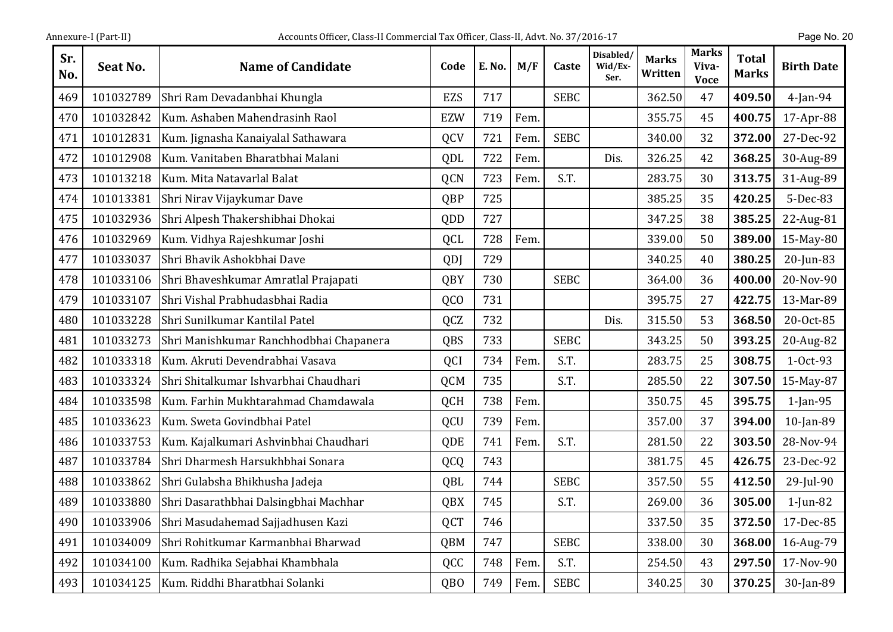| Sr. No. | Seat No. | Name of Candidate | Code | E. No. | M/F | Caste | Disabled/ Wid/Ex-Ser. | Marks Written | Marks Viva-Voce | Total Marks | Birth Date |
|---|---|---|---|---|---|---|---|---|---|---|---|
| 469 | 101032789 | Shri Ram Devadanbhai Khungla | EZS | 717 | | SEBC | | 362.50 | 47 | **409.50** | 4-Jan-94 |
| 470 | 101032842 | Kum. Ashaben Mahendrasinh Raol | EZW | 719 | Fem. | | | 355.75 | 45 | **400.75** | 17-Apr-88 |
| 471 | 101012831 | Kum. Jignasha Kanaiyalal Sathawara | QCV | 721 | Fem. | SEBC | | 340.00 | 32 | **372.00** | 27-Dec-92 |
| 472 | 101012908 | Kum. Vanitaben Bharatbhai Malani | QDL | 722 | Fem. | | Dis. | 326.25 | 42 | **368.25** | 30-Aug-89 |
| 473 | 101013218 | Kum. Mita Natavarlal Balat | QCN | 723 | Fem. | S.T. | | 283.75 | 30 | **313.75** | 31-Aug-89 |
| 474 | 101013381 | Shri Nirav Vijaykumar Dave | QBP | 725 | | | | 385.25 | 35 | **420.25** | 5-Dec-83 |
| 475 | 101032936 | Shri Alpesh Thakershibhai Dhokai | QDD | 727 | | | | 347.25 | 38 | **385.25** | 22-Aug-81 |
| 476 | 101032969 | Kum. Vidhya Rajeshkumar Joshi | QCL | 728 | Fem. | | | 339.00 | 50 | **389.00** | 15-May-80 |
| 477 | 101033037 | Shri Bhavik Ashokbhai Dave | QDJ | 729 | | | | 340.25 | 40 | **380.25** | 20-Jun-83 |
| 478 | 101033106 | Shri Bhaveshkumar Amratlal Prajapati | QBY | 730 | | SEBC | | 364.00 | 36 | **400.00** | 20-Nov-90 |
| 479 | 101033107 | Shri Vishal Prabhudasbhai Radia | QCO | 731 | | | | 395.75 | 27 | **422.75** | 13-Mar-89 |
| 480 | 101033228 | Shri Sunilkumar Kantilal Patel | QCZ | 732 | | | Dis. | 315.50 | 53 | **368.50** | 20-Oct-85 |
| 481 | 101033273 | Shri Manishkumar Ranchhodbhai Chapanera | QBS | 733 | | SEBC | | 343.25 | 50 | **393.25** | 20-Aug-82 |
| 482 | 101033318 | Kum. Akruti Devendrabhai Vasava | QCI | 734 | Fem. | S.T. | | 283.75 | 25 | **308.75** | 1-Oct-93 |
| 483 | 101033324 | Shri Shitalkumar Ishvarbhai Chaudhari | QCM | 735 | | S.T. | | 285.50 | 22 | **307.50** | 15-May-87 |
| 484 | 101033598 | Kum. Farhin Mukhtarahmad Chamdawala | QCH | 738 | Fem. | | | 350.75 | 45 | **395.75** | 1-Jan-95 |
| 485 | 101033623 | Kum. Sweta Govindbhai Patel | QCU | 739 | Fem. | | | 357.00 | 37 | **394.00** | 10-Jan-89 |
| 486 | 101033753 | Kum. Kajalkumari Ashvinbhai Chaudhari | QDE | 741 | Fem. | S.T. | | 281.50 | 22 | **303.50** | 28-Nov-94 |
| 487 | 101033784 | Shri Dharmesh Harsukhbhai Sonara | QCQ | 743 | | | | 381.75 | 45 | **426.75** | 23-Dec-92 |
| 488 | 101033862 | Shri Gulabsha Bhikhusha Jadeja | QBL | 744 | | SEBC | | 357.50 | 55 | **412.50** | 29-Jul-90 |
| 489 | 101033880 | Shri Dasarathbhai Dalsingbhai Machhar | QBX | 745 | | S.T. | | 269.00 | 36 | **305.00** | 1-Jun-82 |
| 490 | 101033906 | Shri Masudahemad Sajjadhusen Kazi | QCT | 746 | | | | 337.50 | 35 | **372.50** | 17-Dec-85 |
| 491 | 101034009 | Shri Rohitkumar Karmanbhai Bharwad | QBM | 747 | | SEBC | | 338.00 | 30 | **368.00** | 16-Aug-79 |
| 492 | 101034100 | Kum. Radhika Sejabhai Khambhala | QCC | 748 | Fem. | S.T. | | 254.50 | 43 | **297.50** | 17-Nov-90 |
| 493 | 101034125 | Kum. Riddhi Bharatbhai Solanki | QBO | 749 | Fem. | SEBC | | 340.25 | 30 | **370.25** | 30-Jan-89 |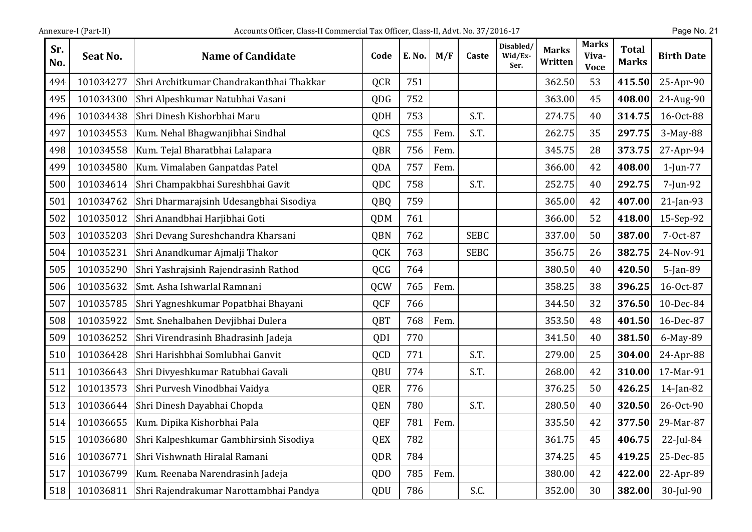| Sr. No. | Seat No. | Name of Candidate | Code | E. No. | M/F | Caste | Disabled/ Wid/Ex-Ser. | Marks Written | Marks Viva-Voce | Total Marks | Birth Date |
|---|---|---|---|---|---|---|---|---|---|---|---|
| 494 | 101034277 | Shri Architkumar Chandrakantbhai Thakkar | QCR | 751 | | | | 362.50 | 53 | **415.50** | 25-Apr-90 |
| 495 | 101034300 | Shri Alpeshkumar Natubhai Vasani | QDG | 752 | | | | 363.00 | 45 | **408.00** | 24-Aug-90 |
| 496 | 101034438 | Shri Dinesh Kishorbhai Maru | QDH | 753 | | S.T. | | 274.75 | 40 | **314.75** | 16-Oct-88 |
| 497 | 101034553 | Kum. Nehal Bhagwanjibhai Sindhal | QCS | 755 | Fem. | S.T. | | 262.75 | 35 | **297.75** | 3-May-88 |
| 498 | 101034558 | Kum. Tejal Bharatbhai Lalapara | QBR | 756 | Fem. | | | 345.75 | 28 | **373.75** | 27-Apr-94 |
| 499 | 101034580 | Kum. Vimalaben Ganpatdas Patel | QDA | 757 | Fem. | | | 366.00 | 42 | **408.00** | 1-Jun-77 |
| 500 | 101034614 | Shri Champakbhai Sureshbhai Gavit | QDC | 758 | | S.T. | | 252.75 | 40 | **292.75** | 7-Jun-92 |
| 501 | 101034762 | Shri Dharmarajsinh Udesangbhai Sisodiya | QBQ | 759 | | | | 365.00 | 42 | **407.00** | 21-Jan-93 |
| 502 | 101035012 | Shri Anandbhai Harjibhai Goti | QDM | 761 | | | | 366.00 | 52 | **418.00** | 15-Sep-92 |
| 503 | 101035203 | Shri Devang Sureshchandra Kharsani | QBN | 762 | | SEBC | | 337.00 | 50 | **387.00** | 7-Oct-87 |
| 504 | 101035231 | Shri Anandkumar Ajmalji Thakor | QCK | 763 | | SEBC | | 356.75 | 26 | **382.75** | 24-Nov-91 |
| 505 | 101035290 | Shri Yashrajsinh Rajendrasinh Rathod | QCG | 764 | | | | 380.50 | 40 | **420.50** | 5-Jan-89 |
| 506 | 101035632 | Smt. Asha Ishwarlal Ramnani | QCW | 765 | Fem. | | | 358.25 | 38 | **396.25** | 16-Oct-87 |
| 507 | 101035785 | Shri Yagneshkumar Popatbhai Bhayani | QCF | 766 | | | | 344.50 | 32 | **376.50** | 10-Dec-84 |
| 508 | 101035922 | Smt. Snehalbahen Devjibhai Dulera | QBT | 768 | Fem. | | | 353.50 | 48 | **401.50** | 16-Dec-87 |
| 509 | 101036252 | Shri Virendrasinh Bhadrasinh Jadeja | QDI | 770 | | | | 341.50 | 40 | **381.50** | 6-May-89 |
| 510 | 101036428 | Shri Harishbhai Somlubhai Ganvit | QCD | 771 | | S.T. | | 279.00 | 25 | **304.00** | 24-Apr-88 |
| 511 | 101036643 | Shri Divyeshkumar Ratubhai Gavali | QBU | 774 | | S.T. | | 268.00 | 42 | **310.00** | 17-Mar-91 |
| 512 | 101013573 | Shri Purvesh Vinodbhai Vaidya | QER | 776 | | | | 376.25 | 50 | **426.25** | 14-Jan-82 |
| 513 | 101036644 | Shri Dinesh Dayabhai Chopda | QEN | 780 | | S.T. | | 280.50 | 40 | **320.50** | 26-Oct-90 |
| 514 | 101036655 | Kum. Dipika Kishorbhai Pala | QEF | 781 | Fem. | | | 335.50 | 42 | **377.50** | 29-Mar-87 |
| 515 | 101036680 | Shri Kalpeshkumar Gambhirsinh Sisodiya | QEX | 782 | | | | 361.75 | 45 | **406.75** | 22-Jul-84 |
| 516 | 101036771 | Shri Vishwnath Hiralal Ramani | QDR | 784 | | | | 374.25 | 45 | **419.25** | 25-Dec-85 |
| 517 | 101036799 | Kum. Reenaba Narendrasinh Jadeja | QDO | 785 | Fem. | | | 380.00 | 42 | **422.00** | 22-Apr-89 |
| 518 | 101036811 | Shri Rajendrakumar Narottambhai Pandya | QDU | 786 | | S.C. | | 352.00 | 30 | **382.00** | 30-Jul-90 |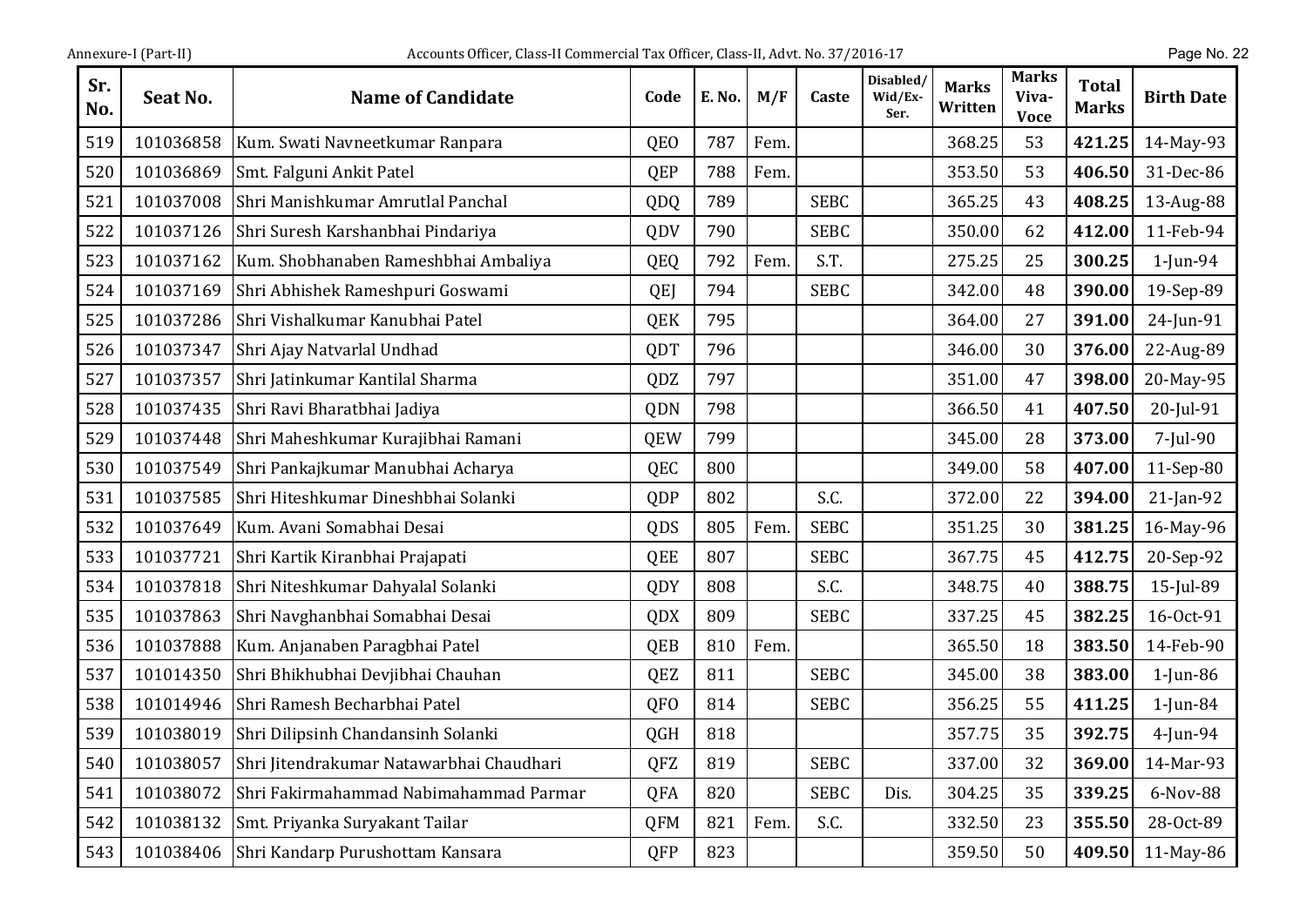| Sr. No. | Seat No. | Name of Candidate | Code | E. No. | M/F | Caste | Disabled/ Wid/Ex-Ser. | Marks Written | Marks Viva-Voce | Total Marks | Birth Date |
|---|---|---|---|---|---|---|---|---|---|---|---|
| 519 | 101036858 | Kum. Swati Navneetkumar Ranpara | QEO | 787 | Fem. | | | 368.25 | 53 | **421.25** | 14-May-93 |
| 520 | 101036869 | Smt. Falguni Ankit Patel | QEP | 788 | Fem. | | | 353.50 | 53 | **406.50** | 31-Dec-86 |
| 521 | 101037008 | Shri Manishkumar Amrutlal Panchal | QDQ | 789 | | SEBC | | 365.25 | 43 | **408.25** | 13-Aug-88 |
| 522 | 101037126 | Shri Suresh Karshanbhai Pindariya | QDV | 790 | | SEBC | | 350.00 | 62 | **412.00** | 11-Feb-94 |
| 523 | 101037162 | Kum. Shobhanaben Rameshbhai Ambaliya | QEQ | 792 | Fem. | S.T. | | 275.25 | 25 | **300.25** | 1-Jun-94 |
| 524 | 101037169 | Shri Abhishek Rameshpuri Goswami | QEJ | 794 | | SEBC | | 342.00 | 48 | **390.00** | 19-Sep-89 |
| 525 | 101037286 | Shri Vishalkumar Kanubhai Patel | QEK | 795 | | | | 364.00 | 27 | **391.00** | 24-Jun-91 |
| 526 | 101037347 | Shri Ajay Natvarlal Undhad | QDT | 796 | | | | 346.00 | 30 | **376.00** | 22-Aug-89 |
| 527 | 101037357 | Shri Jatinkumar Kantilal Sharma | QDZ | 797 | | | | 351.00 | 47 | **398.00** | 20-May-95 |
| 528 | 101037435 | Shri Ravi Bharatbhai Jadiya | QDN | 798 | | | | 366.50 | 41 | **407.50** | 20-Jul-91 |
| 529 | 101037448 | Shri Maheshkumar Kurajibhai Ramani | QEW | 799 | | | | 345.00 | 28 | **373.00** | 7-Jul-90 |
| 530 | 101037549 | Shri Pankajkumar Manubhai Acharya | QEC | 800 | | | | 349.00 | 58 | **407.00** | 11-Sep-80 |
| 531 | 101037585 | Shri Hiteshkumar Dineshbhai Solanki | QDP | 802 | | S.C. | | 372.00 | 22 | **394.00** | 21-Jan-92 |
| 532 | 101037649 | Kum. Avani Somabhai Desai | QDS | 805 | Fem. | SEBC | | 351.25 | 30 | **381.25** | 16-May-96 |
| 533 | 101037721 | Shri Kartik Kiranbhai Prajapati | QEE | 807 | | SEBC | | 367.75 | 45 | **412.75** | 20-Sep-92 |
| 534 | 101037818 | Shri Niteshkumar Dahyalal Solanki | QDY | 808 | | S.C. | | 348.75 | 40 | **388.75** | 15-Jul-89 |
| 535 | 101037863 | Shri Navghanbhai Somabhai Desai | QDX | 809 | | SEBC | | 337.25 | 45 | **382.25** | 16-Oct-91 |
| 536 | 101037888 | Kum. Anjanaben Paragbhai Patel | QEB | 810 | Fem. | | | 365.50 | 18 | **383.50** | 14-Feb-90 |
| 537 | 101014350 | Shri Bhikhubhai Devjibhai Chauhan | QEZ | 811 | | SEBC | | 345.00 | 38 | **383.00** | 1-Jun-86 |
| 538 | 101014946 | Shri Ramesh Becharbhai Patel | QFO | 814 | | SEBC | | 356.25 | 55 | **411.25** | 1-Jun-84 |
| 539 | 101038019 | Shri Dilipsinh Chandansinh Solanki | QGH | 818 | | | | 357.75 | 35 | **392.75** | 4-Jun-94 |
| 540 | 101038057 | Shri Jitendrakumar Natawarbhai Chaudhari | QFZ | 819 | | SEBC | | 337.00 | 32 | **369.00** | 14-Mar-93 |
| 541 | 101038072 | Shri Fakirmahammad Nabimahammad Parmar | QFA | 820 | | SEBC | Dis. | 304.25 | 35 | **339.25** | 6-Nov-88 |
| 542 | 101038132 | Smt. Priyanka Suryakant Tailar | QFM | 821 | Fem. | S.C. | | 332.50 | 23 | **355.50** | 28-Oct-89 |
| 543 | 101038406 | Shri Kandarp Purushottam Kansara | QFP | 823 | | | | 359.50 | 50 | **409.50** | 11-May-86 |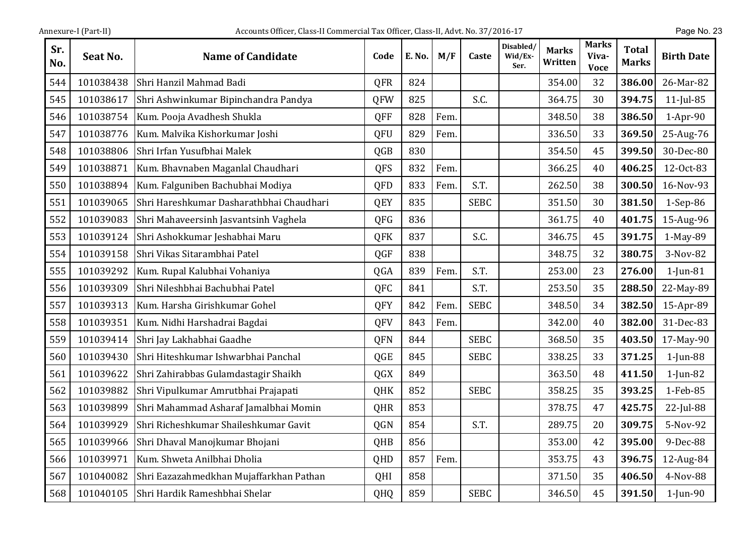| Sr. No. | Seat No. | Name of Candidate | Code | E. No. | M/F | Caste | Disabled/ Wid/Ex-Ser. | Marks Written | Marks Viva-Voce | Total Marks | Birth Date |
|---|---|---|---|---|---|---|---|---|---|---|---|
| 544 | 101038438 | Shri Hanzil Mahmad Badi | QFR | 824 | | | | 354.00 | 32 | **386.00** | 26-Mar-82 |
| 545 | 101038617 | Shri Ashwinkumar Bipinchandra Pandya | QFW | 825 | | S.C. | | 364.75 | 30 | **394.75** | 11-Jul-85 |
| 546 | 101038754 | Kum. Pooja Avadhesh Shukla | QFF | 828 | Fem. | | | 348.50 | 38 | **386.50** | 1-Apr-90 |
| 547 | 101038776 | Kum. Malvika Kishorkumar Joshi | QFU | 829 | Fem. | | | 336.50 | 33 | **369.50** | 25-Aug-76 |
| 548 | 101038806 | Shri Irfan Yusufbhai Malek | QGB | 830 | | | | 354.50 | 45 | **399.50** | 30-Dec-80 |
| 549 | 101038871 | Kum. Bhavnaben Maganlal Chaudhari | QFS | 832 | Fem. | | | 366.25 | 40 | **406.25** | 12-Oct-83 |
| 550 | 101038894 | Kum. Falguniben Bachubhai Modiya | QFD | 833 | Fem. | S.T. | | 262.50 | 38 | **300.50** | 16-Nov-93 |
| 551 | 101039065 | Shri Hareshkumar Dasharathbhai Chaudhari | QEY | 835 | | SEBC | | 351.50 | 30 | **381.50** | 1-Sep-86 |
| 552 | 101039083 | Shri Mahaveersinh Jasvantsinh Vaghela | QFG | 836 | | | | 361.75 | 40 | **401.75** | 15-Aug-96 |
| 553 | 101039124 | Shri Ashokkumar Jeshabhai Maru | QFK | 837 | | S.C. | | 346.75 | 45 | **391.75** | 1-May-89 |
| 554 | 101039158 | Shri Vikas Sitarambhai Patel | QGF | 838 | | | | 348.75 | 32 | **380.75** | 3-Nov-82 |
| 555 | 101039292 | Kum. Rupal Kalubhai Vohaniya | QGA | 839 | Fem. | S.T. | | 253.00 | 23 | **276.00** | 1-Jun-81 |
| 556 | 101039309 | Shri Nileshbhai Bachubhai Patel | QFC | 841 | | S.T. | | 253.50 | 35 | **288.50** | 22-May-89 |
| 557 | 101039313 | Kum. Harsha Girishkumar Gohel | QFY | 842 | Fem. | SEBC | | 348.50 | 34 | **382.50** | 15-Apr-89 |
| 558 | 101039351 | Kum. Nidhi Harshadrai Bagdai | QFV | 843 | Fem. | | | 342.00 | 40 | **382.00** | 31-Dec-83 |
| 559 | 101039414 | Shri Jay Lakhabhai Gaadhe | QFN | 844 | | SEBC | | 368.50 | 35 | **403.50** | 17-May-90 |
| 560 | 101039430 | Shri Hiteshkumar Ishwarbhai Panchal | QGE | 845 | | SEBC | | 338.25 | 33 | **371.25** | 1-Jun-88 |
| 561 | 101039622 | Shri Zahirabbas Gulamdastagir Shaikh | QGX | 849 | | | | 363.50 | 48 | **411.50** | 1-Jun-82 |
| 562 | 101039882 | Shri Vipulkumar Amrutbhai Prajapati | QHK | 852 | | SEBC | | 358.25 | 35 | **393.25** | 1-Feb-85 |
| 563 | 101039899 | Shri Mahammad Asharaf Jamalbhai Momin | QHR | 853 | | | | 378.75 | 47 | **425.75** | 22-Jul-88 |
| 564 | 101039929 | Shri Richeshkumar Shaileshkumar Gavit | QGN | 854 | | S.T. | | 289.75 | 20 | **309.75** | 5-Nov-92 |
| 565 | 101039966 | Shri Dhaval Manojkumar Bhojani | QHB | 856 | | | | 353.00 | 42 | **395.00** | 9-Dec-88 |
| 566 | 101039971 | Kum. Shweta Anilbhai Dholia | QHD | 857 | Fem. | | | 353.75 | 43 | **396.75** | 12-Aug-84 |
| 567 | 101040082 | Shri Eazazahmedkhan Mujaffarkhan Pathan | QHI | 858 | | | | 371.50 | 35 | **406.50** | 4-Nov-88 |
| 568 | 101040105 | Shri Hardik Rameshbhai Shelar | QHQ | 859 | | SEBC | | 346.50 | 45 | **391.50** | 1-Jun-90 |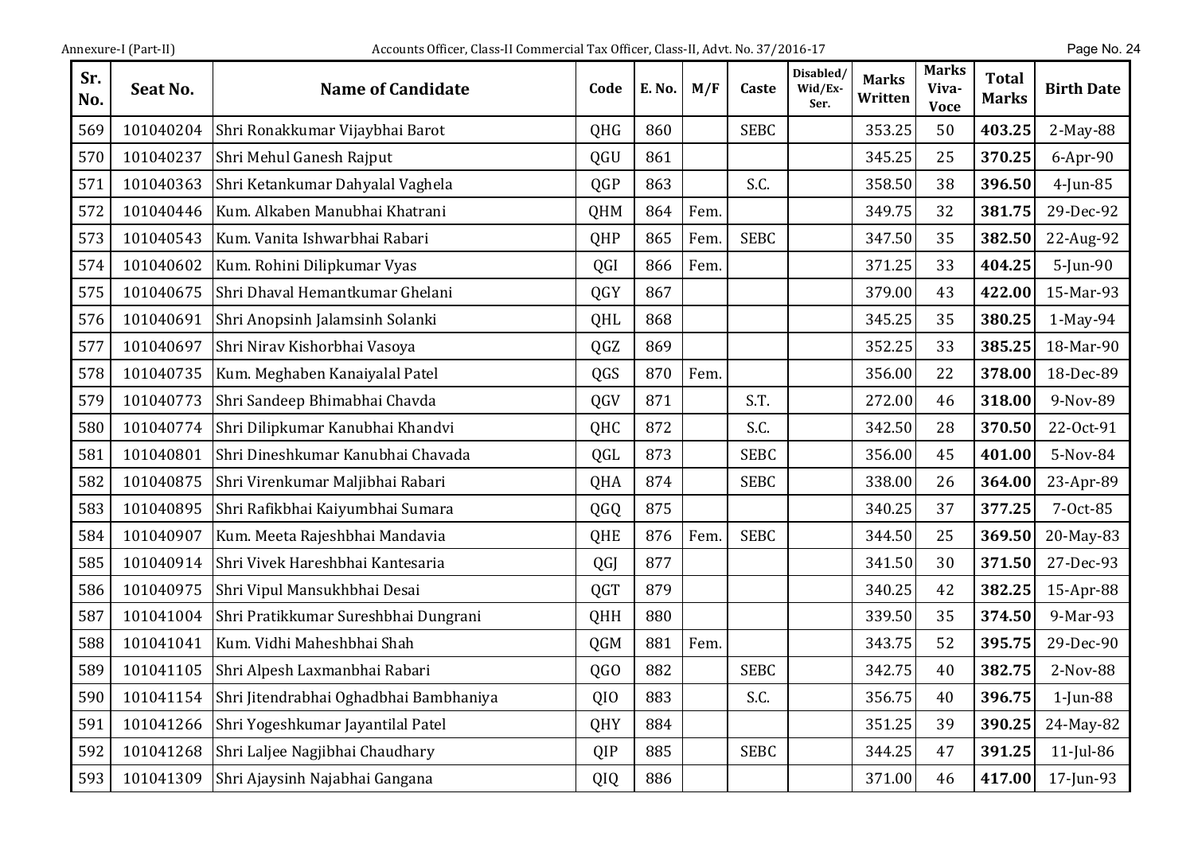| Sr. No. | Seat No. | Name of Candidate | Code | E. No. | M/F | Caste | Disabled/ Wid/Ex-Ser. | Marks Written | Marks Viva-Voce | Total Marks | Birth Date |
|---|---|---|---|---|---|---|---|---|---|---|---|
| 569 | 101040204 | Shri Ronakkumar Vijaybhai Barot | QHG | 860 | | SEBC | | 353.25 | 50 | **403.25** | 2-May-88 |
| 570 | 101040237 | Shri Mehul Ganesh Rajput | QGU | 861 | | | | 345.25 | 25 | **370.25** | 6-Apr-90 |
| 571 | 101040363 | Shri Ketankumar Dahyalal Vaghela | QGP | 863 | | S.C. | | 358.50 | 38 | **396.50** | 4-Jun-85 |
| 572 | 101040446 | Kum. Alkaben Manubhai Khatrani | QHM | 864 | Fem. | | | 349.75 | 32 | **381.75** | 29-Dec-92 |
| 573 | 101040543 | Kum. Vanita Ishwarbhai Rabari | QHP | 865 | Fem. | SEBC | | 347.50 | 35 | **382.50** | 22-Aug-92 |
| 574 | 101040602 | Kum. Rohini Dilipkumar Vyas | QGI | 866 | Fem. | | | 371.25 | 33 | **404.25** | 5-Jun-90 |
| 575 | 101040675 | Shri Dhaval Hemantkumar Ghelani | QGY | 867 | | | | 379.00 | 43 | **422.00** | 15-Mar-93 |
| 576 | 101040691 | Shri Anopsinh Jalamsinh Solanki | QHL | 868 | | | | 345.25 | 35 | **380.25** | 1-May-94 |
| 577 | 101040697 | Shri Nirav Kishorbhai Vasoya | QGZ | 869 | | | | 352.25 | 33 | **385.25** | 18-Mar-90 |
| 578 | 101040735 | Kum. Meghaben Kanaiyalal Patel | QGS | 870 | Fem. | | | 356.00 | 22 | **378.00** | 18-Dec-89 |
| 579 | 101040773 | Shri Sandeep Bhimabhai Chavda | QGV | 871 | | S.T. | | 272.00 | 46 | **318.00** | 9-Nov-89 |
| 580 | 101040774 | Shri Dilipkumar Kanubhai Khandvi | QHC | 872 | | S.C. | | 342.50 | 28 | **370.50** | 22-Oct-91 |
| 581 | 101040801 | Shri Dineshkumar Kanubhai Chavada | QGL | 873 | | SEBC | | 356.00 | 45 | **401.00** | 5-Nov-84 |
| 582 | 101040875 | Shri Virenkumar Maljibhai Rabari | QHA | 874 | | SEBC | | 338.00 | 26 | **364.00** | 23-Apr-89 |
| 583 | 101040895 | Shri Rafikbhai Kaiyumbhai Sumara | QGQ | 875 | | | | 340.25 | 37 | **377.25** | 7-Oct-85 |
| 584 | 101040907 | Kum. Meeta Rajeshbhai Mandavia | QHE | 876 | Fem. | SEBC | | 344.50 | 25 | **369.50** | 20-May-83 |
| 585 | 101040914 | Shri Vivek Hareshbhai Kantesaria | QGJ | 877 | | | | 341.50 | 30 | **371.50** | 27-Dec-93 |
| 586 | 101040975 | Shri Vipul Mansukhbhai Desai | QGT | 879 | | | | 340.25 | 42 | **382.25** | 15-Apr-88 |
| 587 | 101041004 | Shri Pratikkumar Sureshbhai Dungrani | QHH | 880 | | | | 339.50 | 35 | **374.50** | 9-Mar-93 |
| 588 | 101041041 | Kum. Vidhi Maheshbhai Shah | QGM | 881 | Fem. | | | 343.75 | 52 | **395.75** | 29-Dec-90 |
| 589 | 101041105 | Shri Alpesh Laxmanbhai Rabari | QGO | 882 | | SEBC | | 342.75 | 40 | **382.75** | 2-Nov-88 |
| 590 | 101041154 | Shri Jitendrabhai Oghadbhai Bambhaniya | QIO | 883 | | S.C. | | 356.75 | 40 | **396.75** | 1-Jun-88 |
| 591 | 101041266 | Shri Yogeshkumar Jayantilal Patel | QHY | 884 | | | | 351.25 | 39 | **390.25** | 24-May-82 |
| 592 | 101041268 | Shri Laljee Nagjibhai Chaudhary | QIP | 885 | | SEBC | | 344.25 | 47 | **391.25** | 11-Jul-86 |
| 593 | 101041309 | Shri Ajaysinh Najabhai Gangana | QIQ | 886 | | | | 371.00 | 46 | **417.00** | 17-Jun-93 |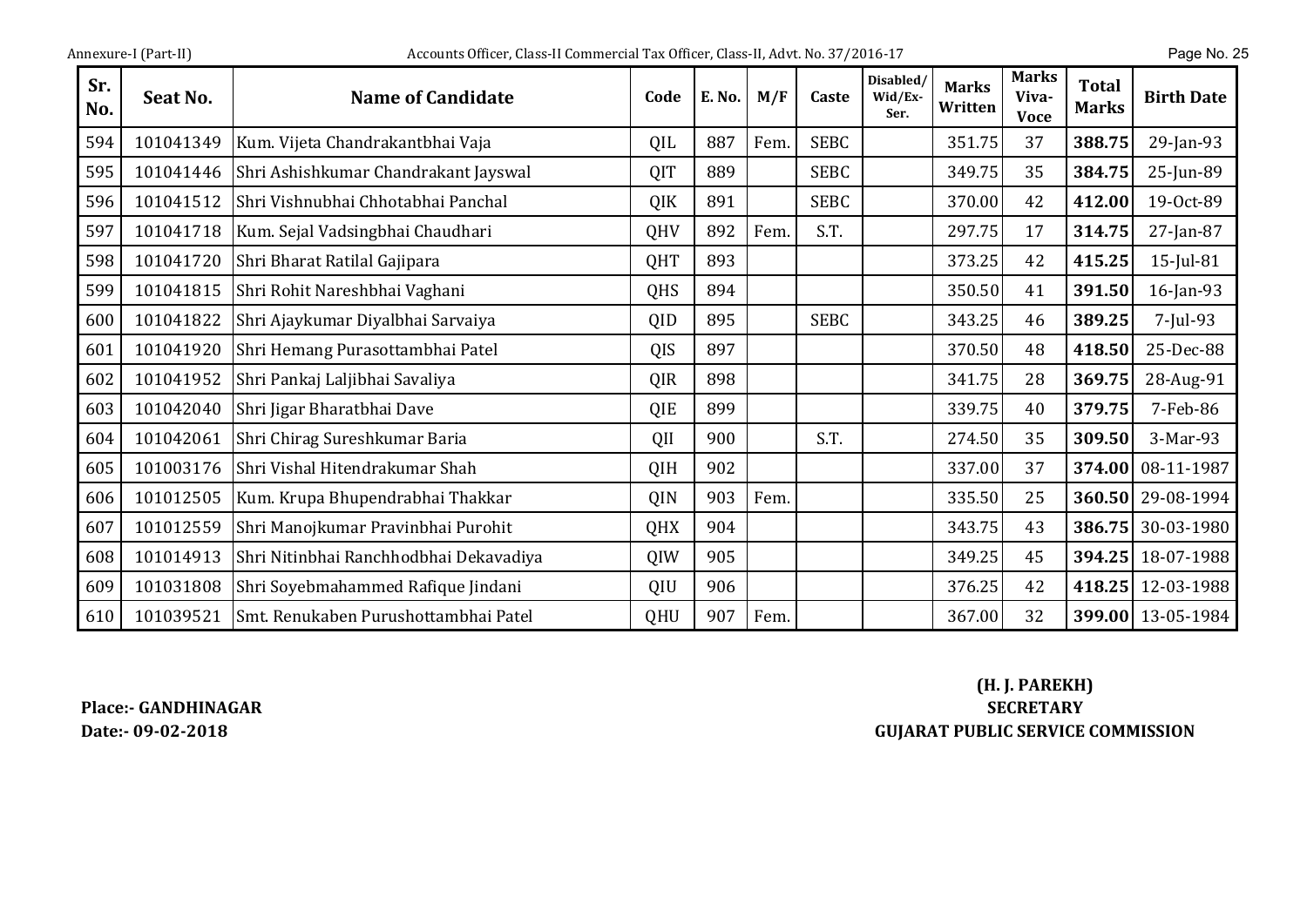| Sr. No. | Seat No. | Name of Candidate | Code | E. No. | M/F | Caste | Disabled/ Wid/Ex-Ser. | Marks Written | Marks Viva-Voce | Total Marks | Birth Date |
|---|---|---|---|---|---|---|---|---|---|---|---|
| 594 | 101041349 | Kum. Vijeta Chandrakantbhai Vaja | QIL | 887 | Fem. | SEBC | | 351.75 | 37 | **388.75** | 29-Jan-93 |
| 595 | 101041446 | Shri Ashishkumar Chandrakant Jayswal | QIT | 889 | | SEBC | | 349.75 | 35 | **384.75** | 25-Jun-89 |
| 596 | 101041512 | Shri Vishnubhai Chhotabhai Panchal | QIK | 891 | | SEBC | | 370.00 | 42 | **412.00** | 19-Oct-89 |
| 597 | 101041718 | Kum. Sejal Vadsingbhai Chaudhari | QHV | 892 | Fem. | S.T. | | 297.75 | 17 | **314.75** | 27-Jan-87 |
| 598 | 101041720 | Shri Bharat Ratilal Gajipara | QHT | 893 | | | | 373.25 | 42 | **415.25** | 15-Jul-81 |
| 599 | 101041815 | Shri Rohit Nareshbhai Vaghani | QHS | 894 | | | | 350.50 | 41 | **391.50** | 16-Jan-93 |
| 600 | 101041822 | Shri Ajaykumar Diyalbhai Sarvaiya | QID | 895 | | SEBC | | 343.25 | 46 | **389.25** | 7-Jul-93 |
| 601 | 101041920 | Shri Hemang Purasottambhai Patel | QIS | 897 | | | | 370.50 | 48 | **418.50** | 25-Dec-88 |
| 602 | 101041952 | Shri Pankaj Laljibhai Savaliya | QIR | 898 | | | | 341.75 | 28 | **369.75** | 28-Aug-91 |
| 603 | 101042040 | Shri Jigar Bharatbhai Dave | QIE | 899 | | | | 339.75 | 40 | **379.75** | 7-Feb-86 |
| 604 | 101042061 | Shri Chirag Sureshkumar Baria | QII | 900 | | S.T. | | 274.50 | 35 | **309.50** | 3-Mar-93 |
| 605 | 101003176 | Shri Vishal Hitendrakumar Shah | QIH | 902 | | | | 337.00 | 37 | **374.00** | 08-11-1987 |
| 606 | 101012505 | Kum. Krupa Bhupendrabhai Thakkar | QIN | 903 | Fem. | | | 335.50 | 25 | **360.50** | 29-08-1994 |
| 607 | 101012559 | Shri Manojkumar Pravinbhai Purohit | QHX | 904 | | | | 343.75 | 43 | **386.75** | 30-03-1980 |
| 608 | 101014913 | Shri Nitinbhai Ranchhodbhai Dekavadiya | QIW | 905 | | | | 349.25 | 45 | **394.25** | 18-07-1988 |
| 609 | 101031808 | Shri Soyebmahammed Rafique Jindani | QIU | 906 | | | | 376.25 | 42 | **418.25** | 12-03-1988 |
| 610 | 101039521 | Smt. Renukaben Purushottambhai Patel | QHU | 907 | Fem. | | | 367.00 | 32 | **399.00** | 13-05-1984 |

**Place:- GANDHINAGAR**
**Date:- 09-02-2018**

**(H. J. PAREKH)**
**SECRETARY**
**GUJARAT PUBLIC SERVICE COMMISSION**